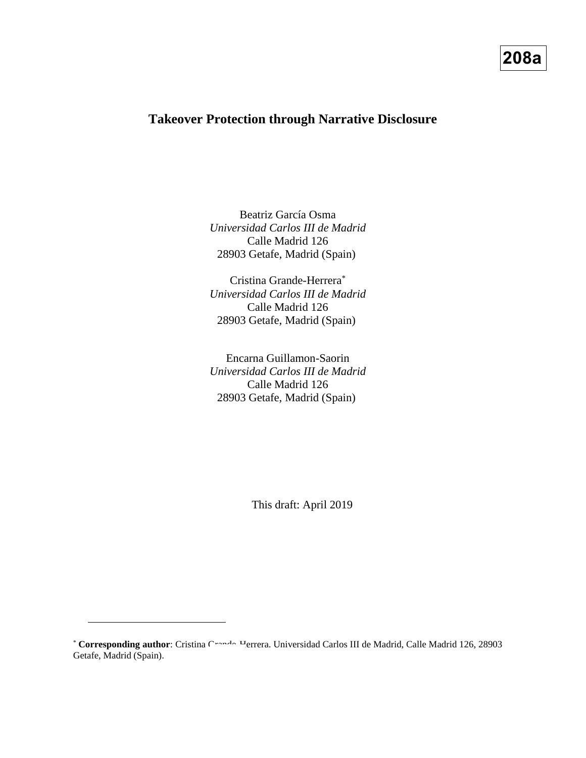208a

# Takeover Protection through Narrative Disclosure

Beatriz García Osma
*Universidad Carlos III de Madrid*
Calle Madrid 126
28903 Getafe, Madrid (Spain)

Cristina Grande-Herrera[*]
*Universidad Carlos III de Madrid*
Calle Madrid 126
28903 Getafe, Madrid (Spain)

Encarna Guillamon-Saorin
*Universidad Carlos III de Madrid*
Calle Madrid 126
28903 Getafe, Madrid (Spain)

This draft: April 2019

[*] **Corresponding author**: Cristina Grande-Herrera. Universidad Carlos III de Madrid, Calle Madrid 126, 28903 Getafe, Madrid (Spain).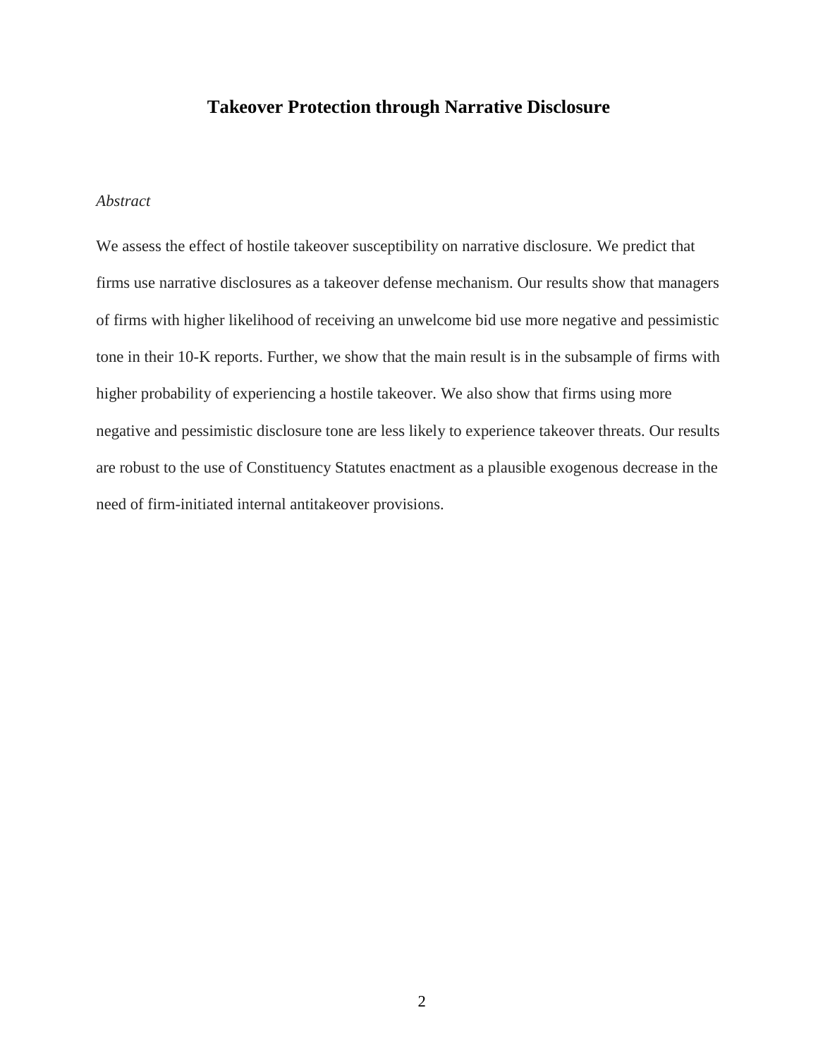# Takeover Protection through Narrative Disclosure

*Abstract*

We assess the effect of hostile takeover susceptibility on narrative disclosure. We predict that firms use narrative disclosures as a takeover defense mechanism. Our results show that managers of firms with higher likelihood of receiving an unwelcome bid use more negative and pessimistic tone in their 10-K reports. Further, we show that the main result is in the subsample of firms with higher probability of experiencing a hostile takeover. We also show that firms using more negative and pessimistic disclosure tone are less likely to experience takeover threats. Our results are robust to the use of Constituency Statutes enactment as a plausible exogenous decrease in the need of firm-initiated internal antitakeover provisions.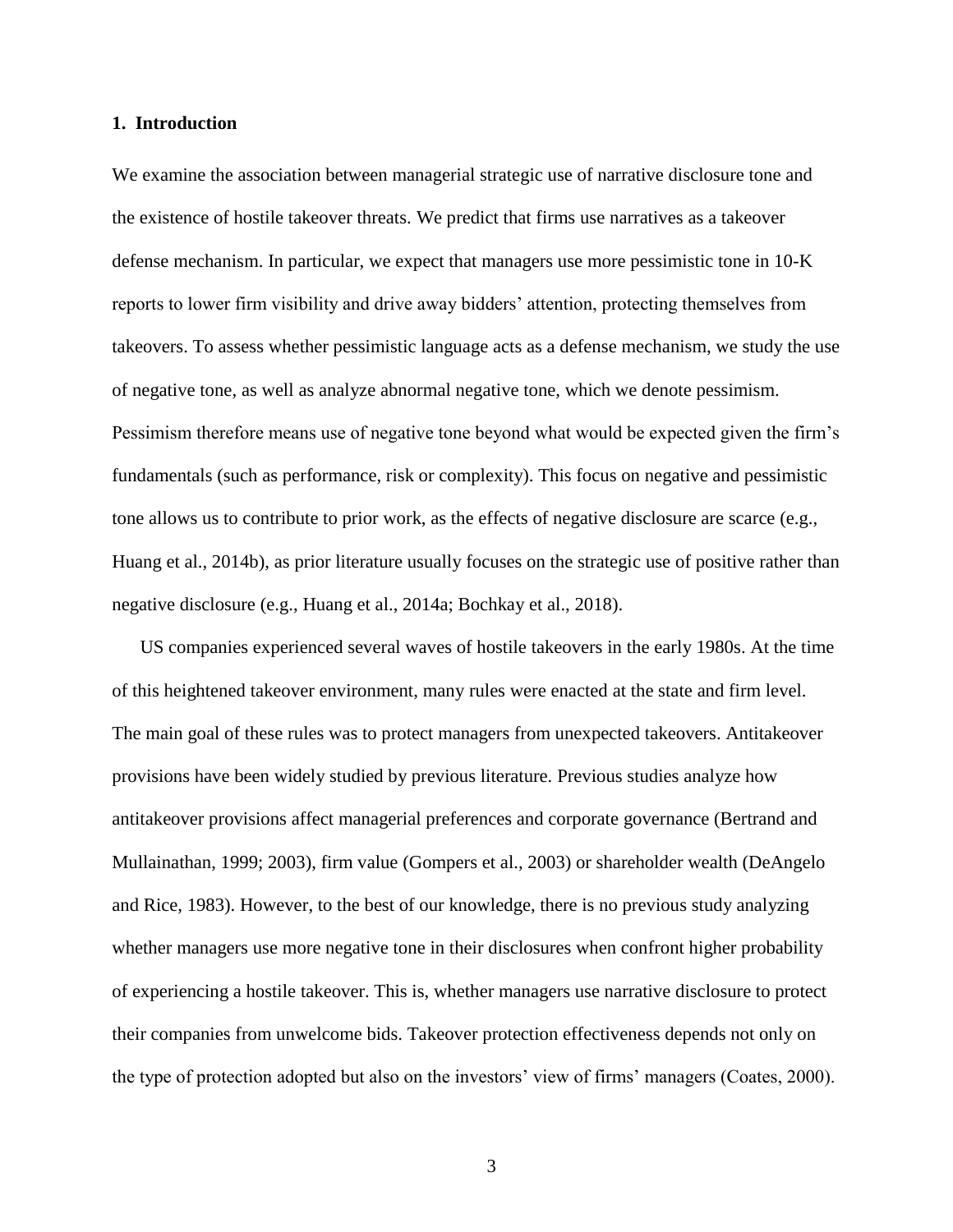## 1. Introduction

We examine the association between managerial strategic use of narrative disclosure tone and the existence of hostile takeover threats. We predict that firms use narratives as a takeover defense mechanism. In particular, we expect that managers use more pessimistic tone in 10-K reports to lower firm visibility and drive away bidders' attention, protecting themselves from takeovers. To assess whether pessimistic language acts as a defense mechanism, we study the use of negative tone, as well as analyze abnormal negative tone, which we denote pessimism. Pessimism therefore means use of negative tone beyond what would be expected given the firm's fundamentals (such as performance, risk or complexity). This focus on negative and pessimistic tone allows us to contribute to prior work, as the effects of negative disclosure are scarce (e.g., Huang et al., 2014b), as prior literature usually focuses on the strategic use of positive rather than negative disclosure (e.g., Huang et al., 2014a; Bochkay et al., 2018).

US companies experienced several waves of hostile takeovers in the early 1980s. At the time of this heightened takeover environment, many rules were enacted at the state and firm level. The main goal of these rules was to protect managers from unexpected takeovers. Antitakeover provisions have been widely studied by previous literature. Previous studies analyze how antitakeover provisions affect managerial preferences and corporate governance (Bertrand and Mullainathan, 1999; 2003), firm value (Gompers et al., 2003) or shareholder wealth (DeAngelo and Rice, 1983). However, to the best of our knowledge, there is no previous study analyzing whether managers use more negative tone in their disclosures when confront higher probability of experiencing a hostile takeover. This is, whether managers use narrative disclosure to protect their companies from unwelcome bids. Takeover protection effectiveness depends not only on the type of protection adopted but also on the investors' view of firms' managers (Coates, 2000).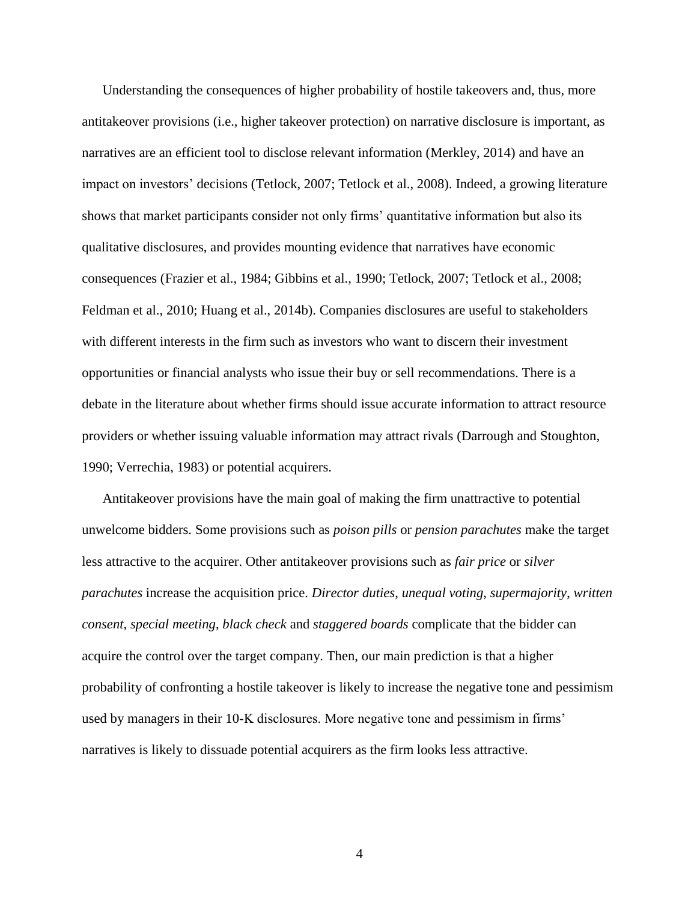Understanding the consequences of higher probability of hostile takeovers and, thus, more antitakeover provisions (i.e., higher takeover protection) on narrative disclosure is important, as narratives are an efficient tool to disclose relevant information (Merkley, 2014) and have an impact on investors' decisions (Tetlock, 2007; Tetlock et al., 2008). Indeed, a growing literature shows that market participants consider not only firms' quantitative information but also its qualitative disclosures, and provides mounting evidence that narratives have economic consequences (Frazier et al., 1984; Gibbins et al., 1990; Tetlock, 2007; Tetlock et al., 2008; Feldman et al., 2010; Huang et al., 2014b). Companies disclosures are useful to stakeholders with different interests in the firm such as investors who want to discern their investment opportunities or financial analysts who issue their buy or sell recommendations. There is a debate in the literature about whether firms should issue accurate information to attract resource providers or whether issuing valuable information may attract rivals (Darrough and Stoughton, 1990; Verrechia, 1983) or potential acquirers.

Antitakeover provisions have the main goal of making the firm unattractive to potential unwelcome bidders. Some provisions such as *poison pills* or *pension parachutes* make the target less attractive to the acquirer. Other antitakeover provisions such as *fair price* or *silver parachutes* increase the acquisition price. *Director duties*, *unequal voting*, *supermajority*, *written consent*, *special meeting*, *black check* and *staggered boards* complicate that the bidder can acquire the control over the target company. Then, our main prediction is that a higher probability of confronting a hostile takeover is likely to increase the negative tone and pessimism used by managers in their 10-K disclosures. More negative tone and pessimism in firms' narratives is likely to dissuade potential acquirers as the firm looks less attractive.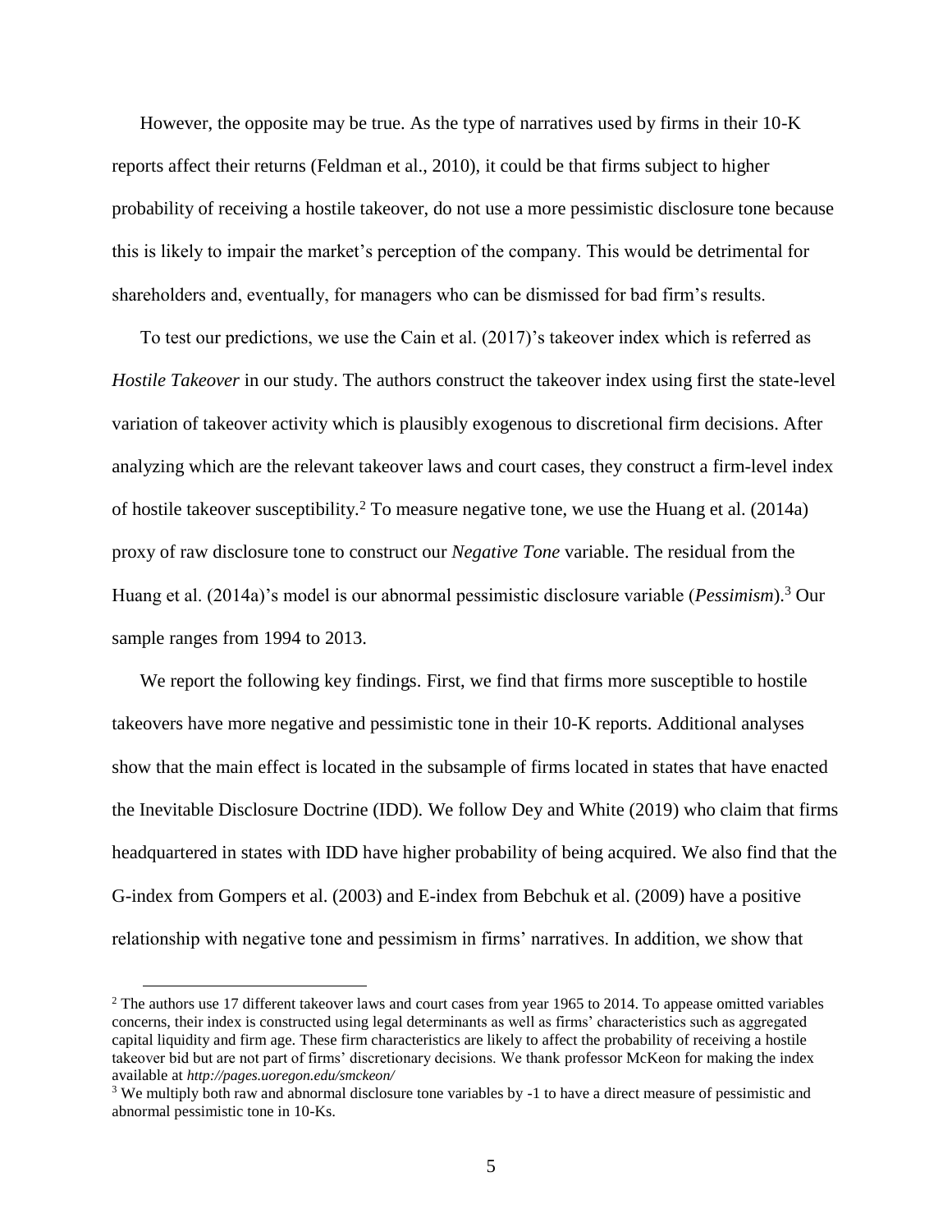However, the opposite may be true. As the type of narratives used by firms in their 10-K reports affect their returns (Feldman et al., 2010), it could be that firms subject to higher probability of receiving a hostile takeover, do not use a more pessimistic disclosure tone because this is likely to impair the market's perception of the company. This would be detrimental for shareholders and, eventually, for managers who can be dismissed for bad firm's results.

To test our predictions, we use the Cain et al. (2017)'s takeover index which is referred as *Hostile Takeover* in our study. The authors construct the takeover index using first the state-level variation of takeover activity which is plausibly exogenous to discretional firm decisions. After analyzing which are the relevant takeover laws and court cases, they construct a firm-level index of hostile takeover susceptibility.[2] To measure negative tone, we use the Huang et al. (2014a) proxy of raw disclosure tone to construct our *Negative Tone* variable. The residual from the Huang et al. (2014a)'s model is our abnormal pessimistic disclosure variable (*Pessimism*).[3] Our sample ranges from 1994 to 2013.

We report the following key findings. First, we find that firms more susceptible to hostile takeovers have more negative and pessimistic tone in their 10-K reports. Additional analyses show that the main effect is located in the subsample of firms located in states that have enacted the Inevitable Disclosure Doctrine (IDD). We follow Dey and White (2019) who claim that firms headquartered in states with IDD have higher probability of being acquired. We also find that the G-index from Gompers et al. (2003) and E-index from Bebchuk et al. (2009) have a positive relationship with negative tone and pessimism in firms' narratives. In addition, we show that

[2] The authors use 17 different takeover laws and court cases from year 1965 to 2014. To appease omitted variables concerns, their index is constructed using legal determinants as well as firms' characteristics such as aggregated capital liquidity and firm age. These firm characteristics are likely to affect the probability of receiving a hostile takeover bid but are not part of firms' discretionary decisions. We thank professor McKeon for making the index available at *http://pages.uoregon.edu/smckeon/*

[3] We multiply both raw and abnormal disclosure tone variables by -1 to have a direct measure of pessimistic and abnormal pessimistic tone in 10-Ks.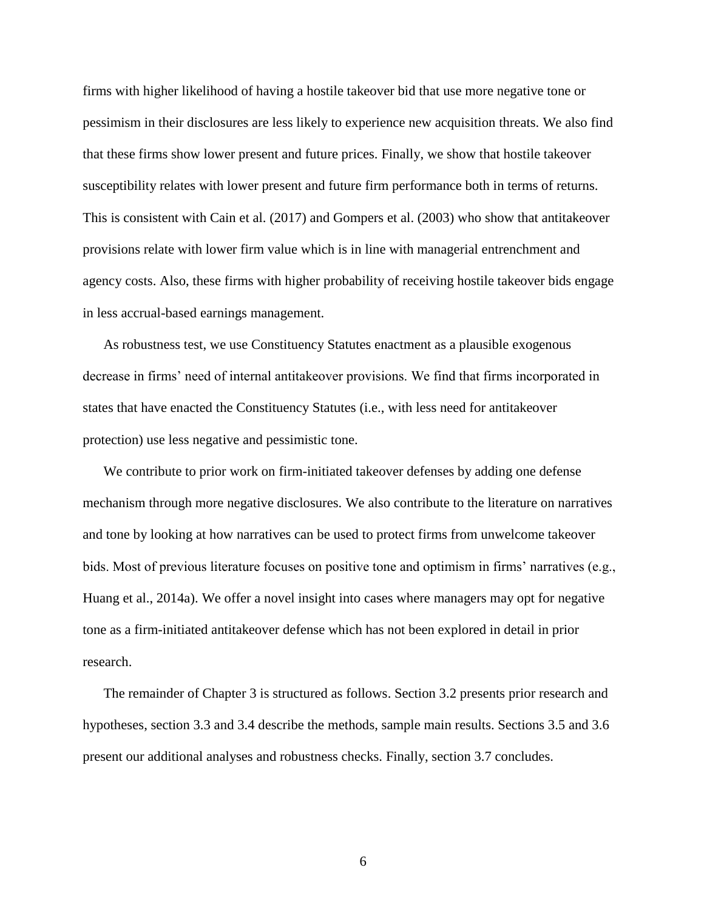firms with higher likelihood of having a hostile takeover bid that use more negative tone or pessimism in their disclosures are less likely to experience new acquisition threats. We also find that these firms show lower present and future prices. Finally, we show that hostile takeover susceptibility relates with lower present and future firm performance both in terms of returns. This is consistent with Cain et al. (2017) and Gompers et al. (2003) who show that antitakeover provisions relate with lower firm value which is in line with managerial entrenchment and agency costs. Also, these firms with higher probability of receiving hostile takeover bids engage in less accrual-based earnings management.

As robustness test, we use Constituency Statutes enactment as a plausible exogenous decrease in firms' need of internal antitakeover provisions. We find that firms incorporated in states that have enacted the Constituency Statutes (i.e., with less need for antitakeover protection) use less negative and pessimistic tone.

We contribute to prior work on firm-initiated takeover defenses by adding one defense mechanism through more negative disclosures. We also contribute to the literature on narratives and tone by looking at how narratives can be used to protect firms from unwelcome takeover bids. Most of previous literature focuses on positive tone and optimism in firms' narratives (e.g., Huang et al., 2014a). We offer a novel insight into cases where managers may opt for negative tone as a firm-initiated antitakeover defense which has not been explored in detail in prior research.

The remainder of Chapter 3 is structured as follows. Section 3.2 presents prior research and hypotheses, section 3.3 and 3.4 describe the methods, sample main results. Sections 3.5 and 3.6 present our additional analyses and robustness checks. Finally, section 3.7 concludes.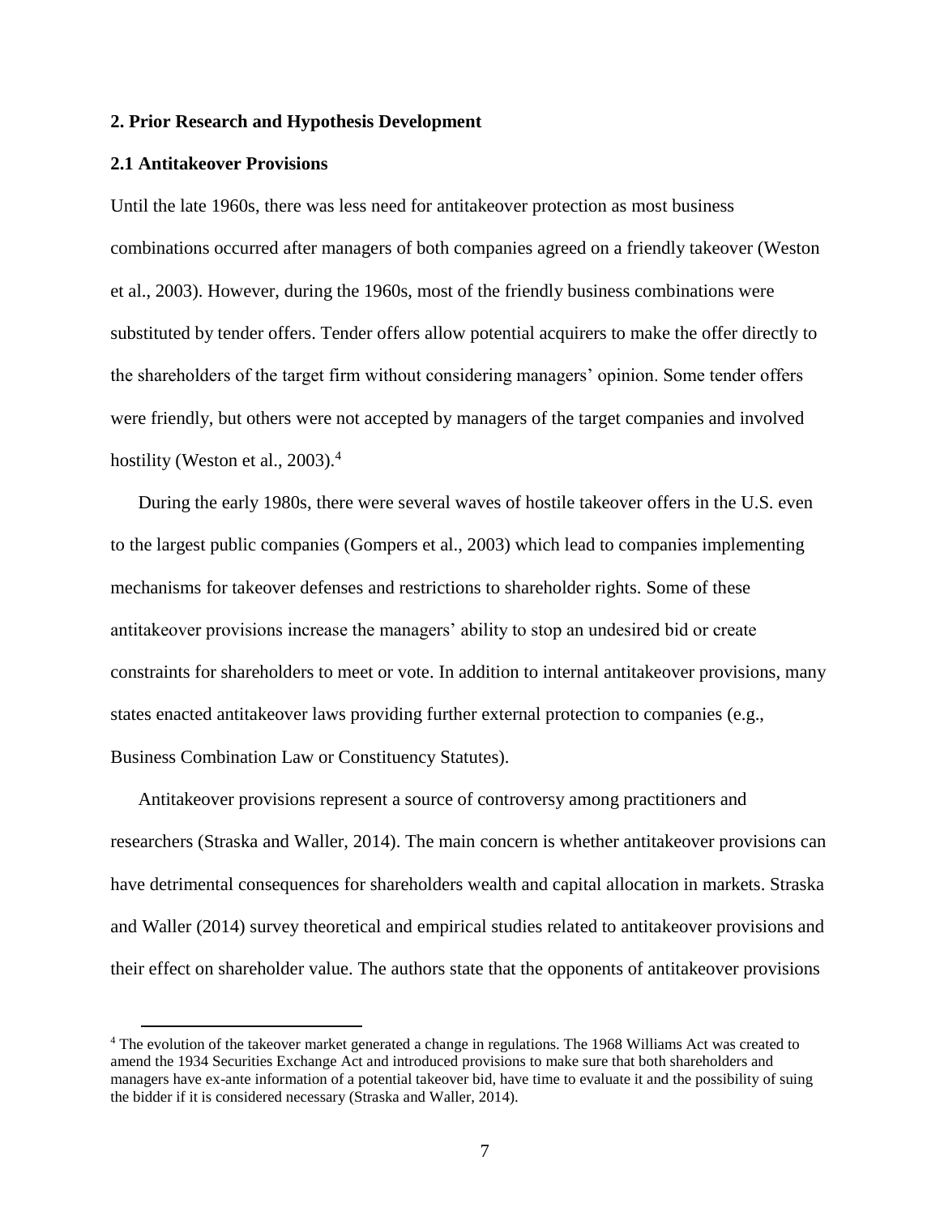## 2. Prior Research and Hypothesis Development

### 2.1 Antitakeover Provisions

Until the late 1960s, there was less need for antitakeover protection as most business combinations occurred after managers of both companies agreed on a friendly takeover (Weston et al., 2003). However, during the 1960s, most of the friendly business combinations were substituted by tender offers. Tender offers allow potential acquirers to make the offer directly to the shareholders of the target firm without considering managers' opinion. Some tender offers were friendly, but others were not accepted by managers of the target companies and involved hostility (Weston et al., 2003).[4]

During the early 1980s, there were several waves of hostile takeover offers in the U.S. even to the largest public companies (Gompers et al., 2003) which lead to companies implementing mechanisms for takeover defenses and restrictions to shareholder rights. Some of these antitakeover provisions increase the managers' ability to stop an undesired bid or create constraints for shareholders to meet or vote. In addition to internal antitakeover provisions, many states enacted antitakeover laws providing further external protection to companies (e.g., Business Combination Law or Constituency Statutes).

Antitakeover provisions represent a source of controversy among practitioners and researchers (Straska and Waller, 2014). The main concern is whether antitakeover provisions can have detrimental consequences for shareholders wealth and capital allocation in markets. Straska and Waller (2014) survey theoretical and empirical studies related to antitakeover provisions and their effect on shareholder value. The authors state that the opponents of antitakeover provisions

[4] The evolution of the takeover market generated a change in regulations. The 1968 Williams Act was created to amend the 1934 Securities Exchange Act and introduced provisions to make sure that both shareholders and managers have ex-ante information of a potential takeover bid, have time to evaluate it and the possibility of suing the bidder if it is considered necessary (Straska and Waller, 2014).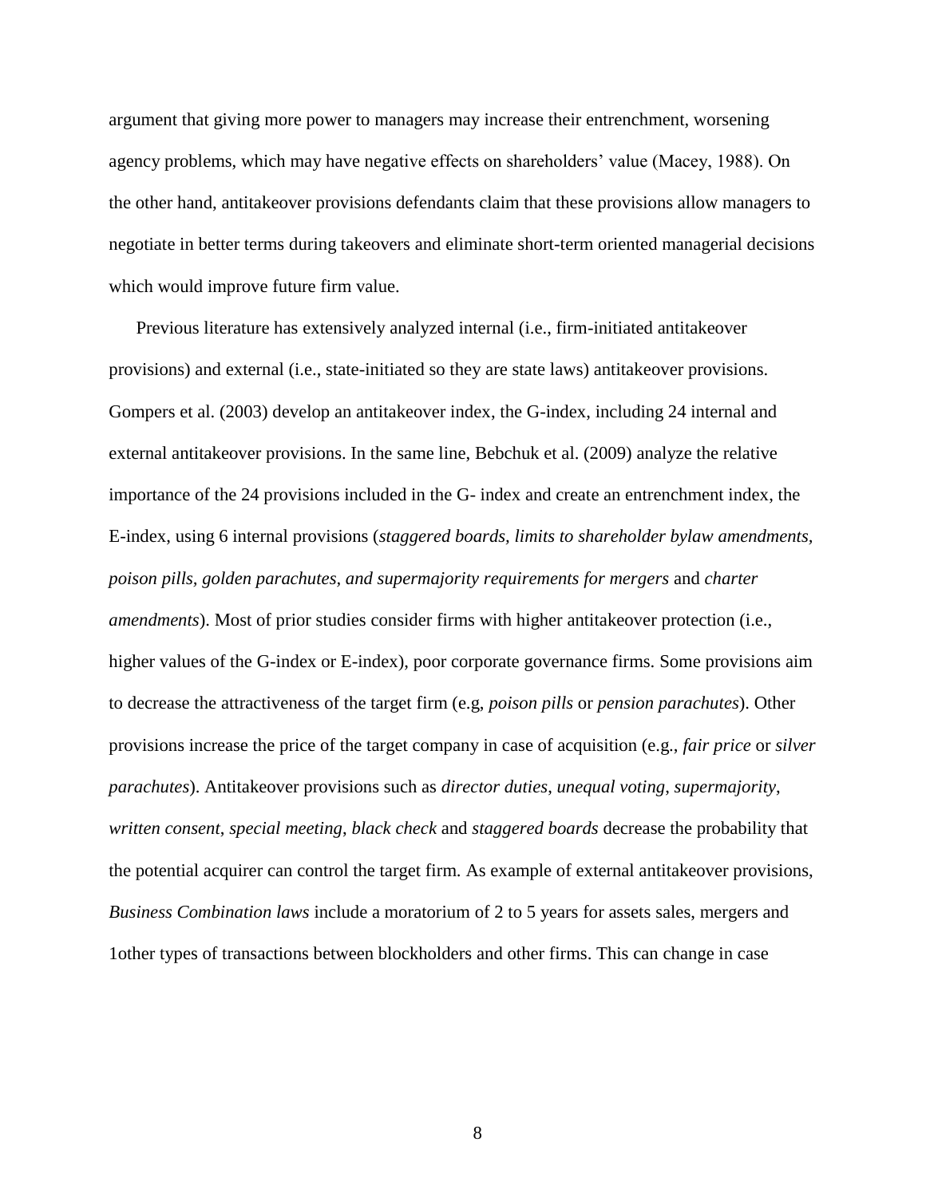argument that giving more power to managers may increase their entrenchment, worsening agency problems, which may have negative effects on shareholders' value (Macey, 1988). On the other hand, antitakeover provisions defendants claim that these provisions allow managers to negotiate in better terms during takeovers and eliminate short-term oriented managerial decisions which would improve future firm value.

Previous literature has extensively analyzed internal (i.e., firm-initiated antitakeover provisions) and external (i.e., state-initiated so they are state laws) antitakeover provisions. Gompers et al. (2003) develop an antitakeover index, the G-index, including 24 internal and external antitakeover provisions. In the same line, Bebchuk et al. (2009) analyze the relative importance of the 24 provisions included in the G- index and create an entrenchment index, the E-index, using 6 internal provisions (*staggered boards, limits to shareholder bylaw amendments, poison pills, golden parachutes, and supermajority requirements for mergers* and *charter amendments*). Most of prior studies consider firms with higher antitakeover protection (i.e., higher values of the G-index or E-index), poor corporate governance firms. Some provisions aim to decrease the attractiveness of the target firm (e.g, *poison pills* or *pension parachutes*). Other provisions increase the price of the target company in case of acquisition (e.g., *fair price* or *silver parachutes*). Antitakeover provisions such as *director duties*, *unequal voting*, *supermajority*, *written consent*, *special meeting*, *black check* and *staggered boards* decrease the probability that the potential acquirer can control the target firm. As example of external antitakeover provisions, *Business Combination laws* include a moratorium of 2 to 5 years for assets sales, mergers and 1other types of transactions between blockholders and other firms. This can change in case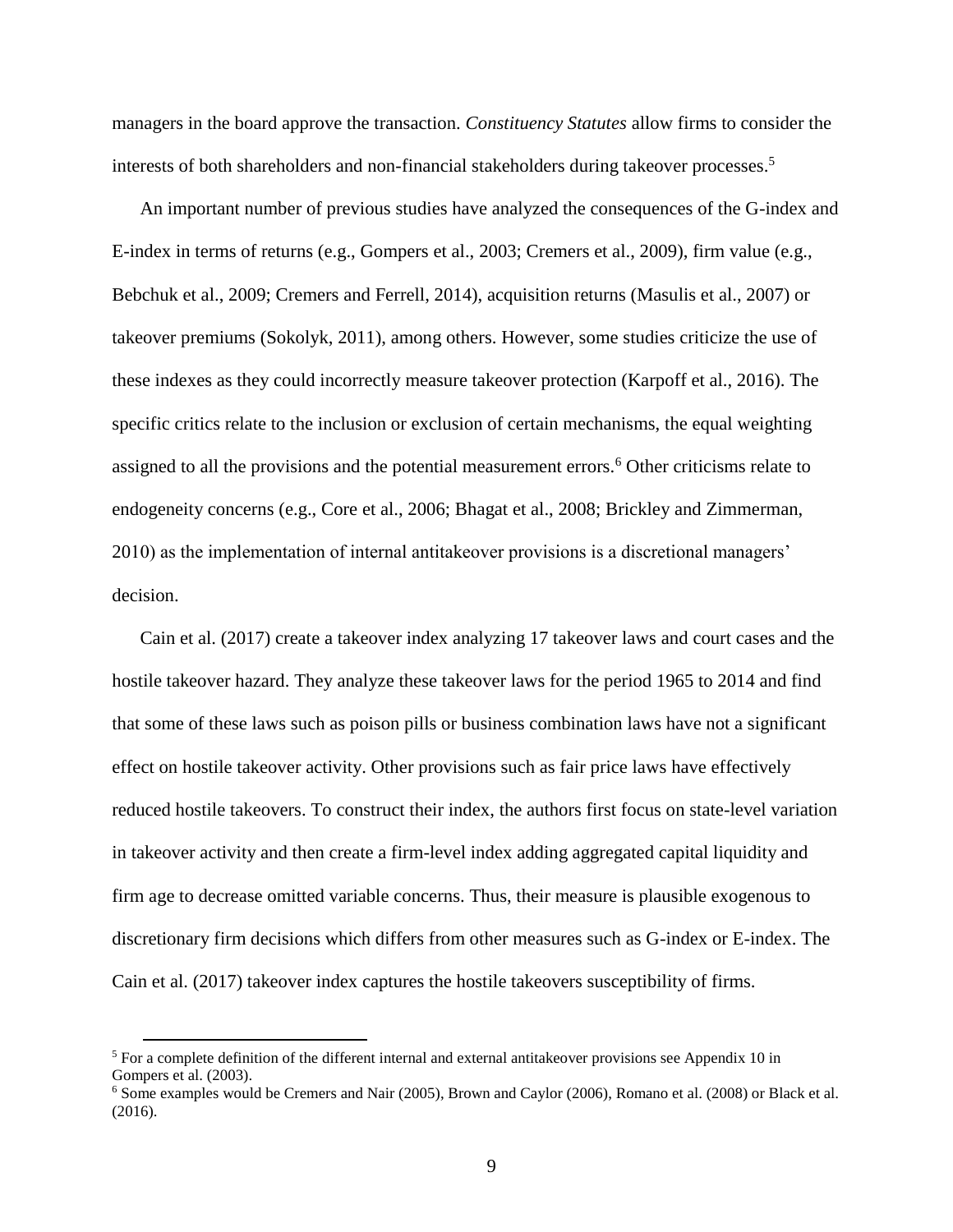managers in the board approve the transaction. *Constituency Statutes* allow firms to consider the interests of both shareholders and non-financial stakeholders during takeover processes.[5]

An important number of previous studies have analyzed the consequences of the G-index and E-index in terms of returns (e.g., Gompers et al., 2003; Cremers et al., 2009), firm value (e.g., Bebchuk et al., 2009; Cremers and Ferrell, 2014), acquisition returns (Masulis et al., 2007) or takeover premiums (Sokolyk, 2011), among others. However, some studies criticize the use of these indexes as they could incorrectly measure takeover protection (Karpoff et al., 2016). The specific critics relate to the inclusion or exclusion of certain mechanisms, the equal weighting assigned to all the provisions and the potential measurement errors.[6] Other criticisms relate to endogeneity concerns (e.g., Core et al., 2006; Bhagat et al., 2008; Brickley and Zimmerman, 2010) as the implementation of internal antitakeover provisions is a discretional managers' decision.

Cain et al. (2017) create a takeover index analyzing 17 takeover laws and court cases and the hostile takeover hazard. They analyze these takeover laws for the period 1965 to 2014 and find that some of these laws such as poison pills or business combination laws have not a significant effect on hostile takeover activity. Other provisions such as fair price laws have effectively reduced hostile takeovers. To construct their index, the authors first focus on state-level variation in takeover activity and then create a firm-level index adding aggregated capital liquidity and firm age to decrease omitted variable concerns. Thus, their measure is plausible exogenous to discretionary firm decisions which differs from other measures such as G-index or E-index. The Cain et al. (2017) takeover index captures the hostile takeovers susceptibility of firms.

---

[5] For a complete definition of the different internal and external antitakeover provisions see Appendix 10 in Gompers et al. (2003).

[6] Some examples would be Cremers and Nair (2005), Brown and Caylor (2006), Romano et al. (2008) or Black et al. (2016).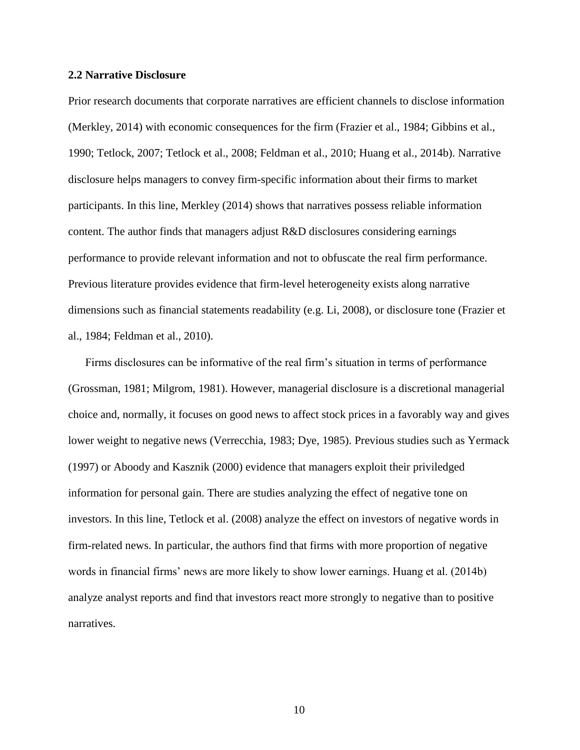## 2.2 Narrative Disclosure

Prior research documents that corporate narratives are efficient channels to disclose information (Merkley, 2014) with economic consequences for the firm (Frazier et al., 1984; Gibbins et al., 1990; Tetlock, 2007; Tetlock et al., 2008; Feldman et al., 2010; Huang et al., 2014b). Narrative disclosure helps managers to convey firm-specific information about their firms to market participants. In this line, Merkley (2014) shows that narratives possess reliable information content. The author finds that managers adjust R&D disclosures considering earnings performance to provide relevant information and not to obfuscate the real firm performance. Previous literature provides evidence that firm-level heterogeneity exists along narrative dimensions such as financial statements readability (e.g. Li, 2008), or disclosure tone (Frazier et al., 1984; Feldman et al., 2010).

Firms disclosures can be informative of the real firm's situation in terms of performance (Grossman, 1981; Milgrom, 1981). However, managerial disclosure is a discretional managerial choice and, normally, it focuses on good news to affect stock prices in a favorably way and gives lower weight to negative news (Verrecchia, 1983; Dye, 1985). Previous studies such as Yermack (1997) or Aboody and Kasznik (2000) evidence that managers exploit their priviledged information for personal gain. There are studies analyzing the effect of negative tone on investors. In this line, Tetlock et al. (2008) analyze the effect on investors of negative words in firm-related news. In particular, the authors find that firms with more proportion of negative words in financial firms' news are more likely to show lower earnings. Huang et al. (2014b) analyze analyst reports and find that investors react more strongly to negative than to positive narratives.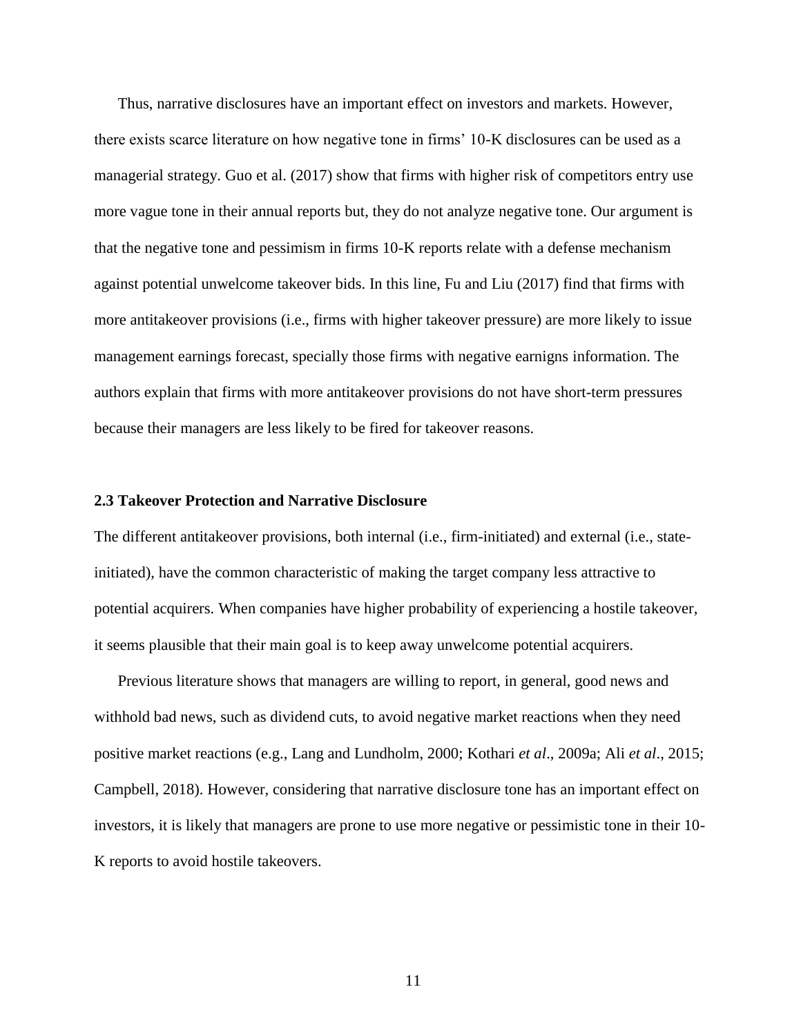Thus, narrative disclosures have an important effect on investors and markets. However, there exists scarce literature on how negative tone in firms' 10-K disclosures can be used as a managerial strategy. Guo et al. (2017) show that firms with higher risk of competitors entry use more vague tone in their annual reports but, they do not analyze negative tone. Our argument is that the negative tone and pessimism in firms 10-K reports relate with a defense mechanism against potential unwelcome takeover bids. In this line, Fu and Liu (2017) find that firms with more antitakeover provisions (i.e., firms with higher takeover pressure) are more likely to issue management earnings forecast, specially those firms with negative earnigns information. The authors explain that firms with more antitakeover provisions do not have short-term pressures because their managers are less likely to be fired for takeover reasons.

### 2.3 Takeover Protection and Narrative Disclosure

The different antitakeover provisions, both internal (i.e., firm-initiated) and external (i.e., state-initiated), have the common characteristic of making the target company less attractive to potential acquirers. When companies have higher probability of experiencing a hostile takeover, it seems plausible that their main goal is to keep away unwelcome potential acquirers.

Previous literature shows that managers are willing to report, in general, good news and withhold bad news, such as dividend cuts, to avoid negative market reactions when they need positive market reactions (e.g., Lang and Lundholm, 2000; Kothari *et al*., 2009a; Ali *et al*., 2015; Campbell, 2018). However, considering that narrative disclosure tone has an important effect on investors, it is likely that managers are prone to use more negative or pessimistic tone in their 10-K reports to avoid hostile takeovers.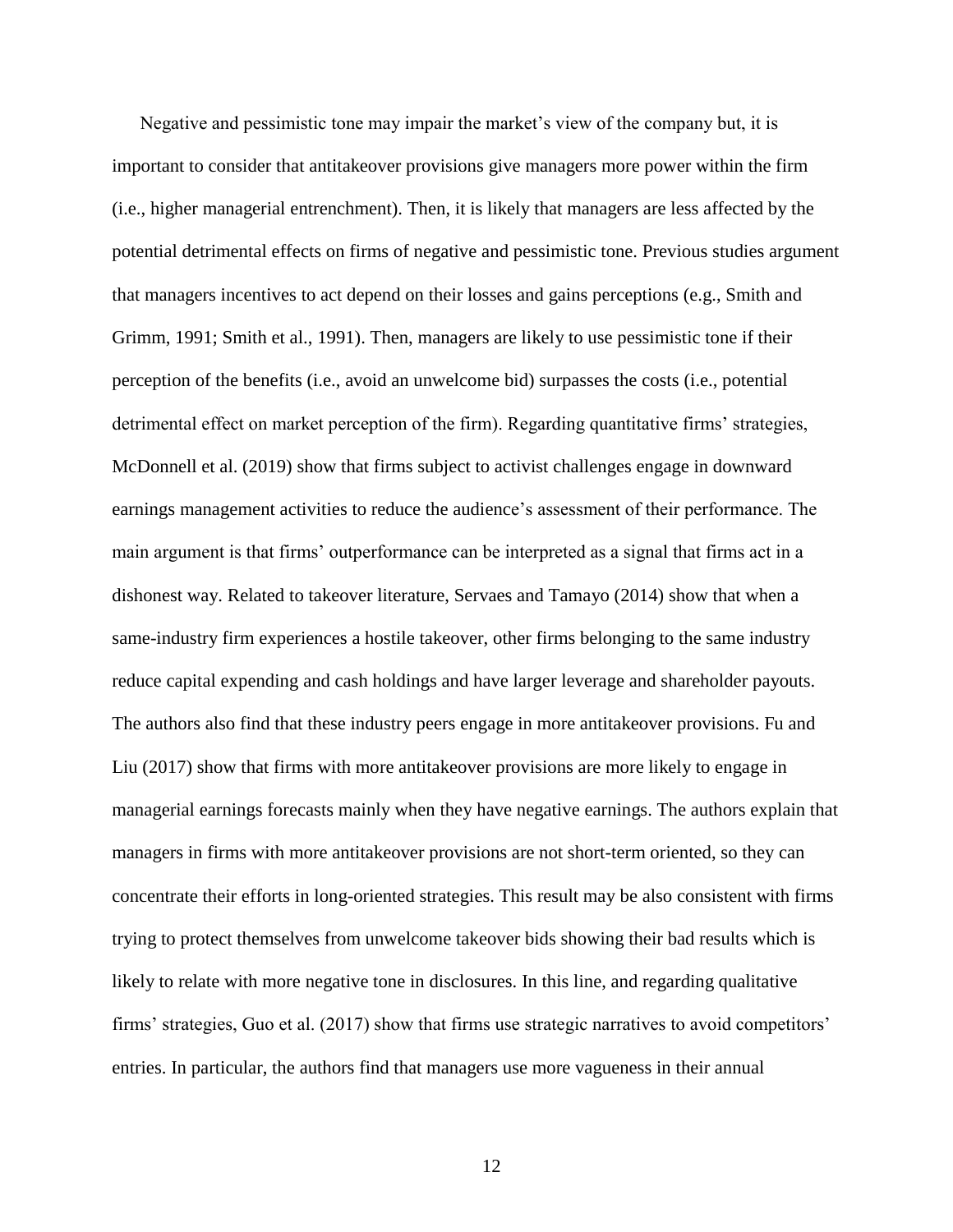Negative and pessimistic tone may impair the market's view of the company but, it is important to consider that antitakeover provisions give managers more power within the firm (i.e., higher managerial entrenchment). Then, it is likely that managers are less affected by the potential detrimental effects on firms of negative and pessimistic tone. Previous studies argument that managers incentives to act depend on their losses and gains perceptions (e.g., Smith and Grimm, 1991; Smith et al., 1991). Then, managers are likely to use pessimistic tone if their perception of the benefits (i.e., avoid an unwelcome bid) surpasses the costs (i.e., potential detrimental effect on market perception of the firm). Regarding quantitative firms' strategies, McDonnell et al. (2019) show that firms subject to activist challenges engage in downward earnings management activities to reduce the audience's assessment of their performance. The main argument is that firms' outperformance can be interpreted as a signal that firms act in a dishonest way. Related to takeover literature, Servaes and Tamayo (2014) show that when a same-industry firm experiences a hostile takeover, other firms belonging to the same industry reduce capital expending and cash holdings and have larger leverage and shareholder payouts. The authors also find that these industry peers engage in more antitakeover provisions. Fu and Liu (2017) show that firms with more antitakeover provisions are more likely to engage in managerial earnings forecasts mainly when they have negative earnings. The authors explain that managers in firms with more antitakeover provisions are not short-term oriented, so they can concentrate their efforts in long-oriented strategies. This result may be also consistent with firms trying to protect themselves from unwelcome takeover bids showing their bad results which is likely to relate with more negative tone in disclosures. In this line, and regarding qualitative firms' strategies, Guo et al. (2017) show that firms use strategic narratives to avoid competitors' entries. In particular, the authors find that managers use more vagueness in their annual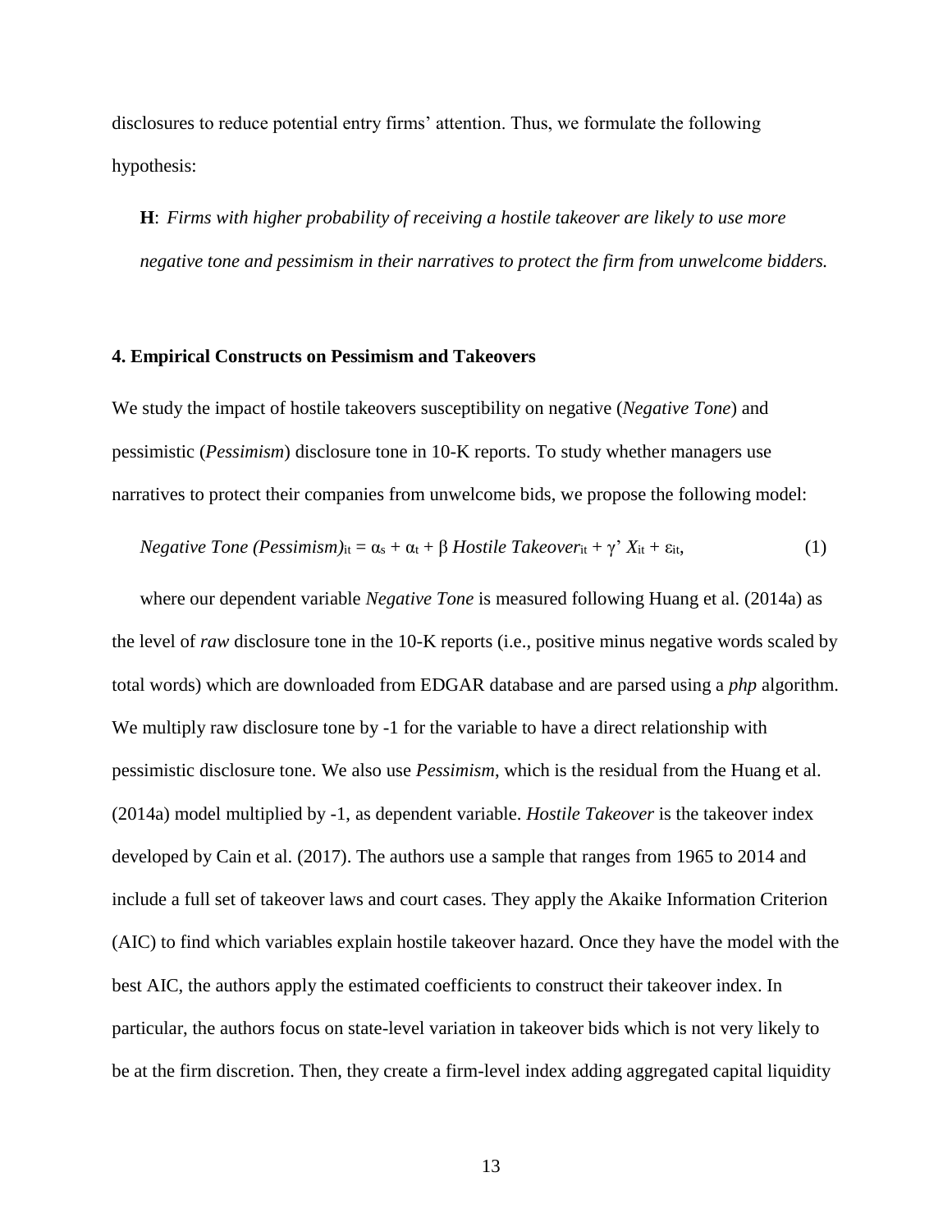disclosures to reduce potential entry firms' attention. Thus, we formulate the following hypothesis:

**H**: *Firms with higher probability of receiving a hostile takeover are likely to use more negative tone and pessimism in their narratives to protect the firm from unwelcome bidders.*

## 4. Empirical Constructs on Pessimism and Takeovers

We study the impact of hostile takeovers susceptibility on negative (*Negative Tone*) and pessimistic (*Pessimism*) disclosure tone in 10-K reports. To study whether managers use narratives to protect their companies from unwelcome bids, we propose the following model:

$$\textit{Negative Tone (Pessimism)}_{it} = \alpha_s + \alpha_t + \beta \, \textit{Hostile Takeover}_{it} + \gamma' X_{it} + \varepsilon_{it}, \quad (1)$$

where our dependent variable *Negative Tone* is measured following Huang et al. (2014a) as the level of *raw* disclosure tone in the 10-K reports (i.e., positive minus negative words scaled by total words) which are downloaded from EDGAR database and are parsed using a *php* algorithm. We multiply raw disclosure tone by -1 for the variable to have a direct relationship with pessimistic disclosure tone. We also use *Pessimism*, which is the residual from the Huang et al. (2014a) model multiplied by -1, as dependent variable. *Hostile Takeover* is the takeover index developed by Cain et al. (2017). The authors use a sample that ranges from 1965 to 2014 and include a full set of takeover laws and court cases. They apply the Akaike Information Criterion (AIC) to find which variables explain hostile takeover hazard. Once they have the model with the best AIC, the authors apply the estimated coefficients to construct their takeover index. In particular, the authors focus on state-level variation in takeover bids which is not very likely to be at the firm discretion. Then, they create a firm-level index adding aggregated capital liquidity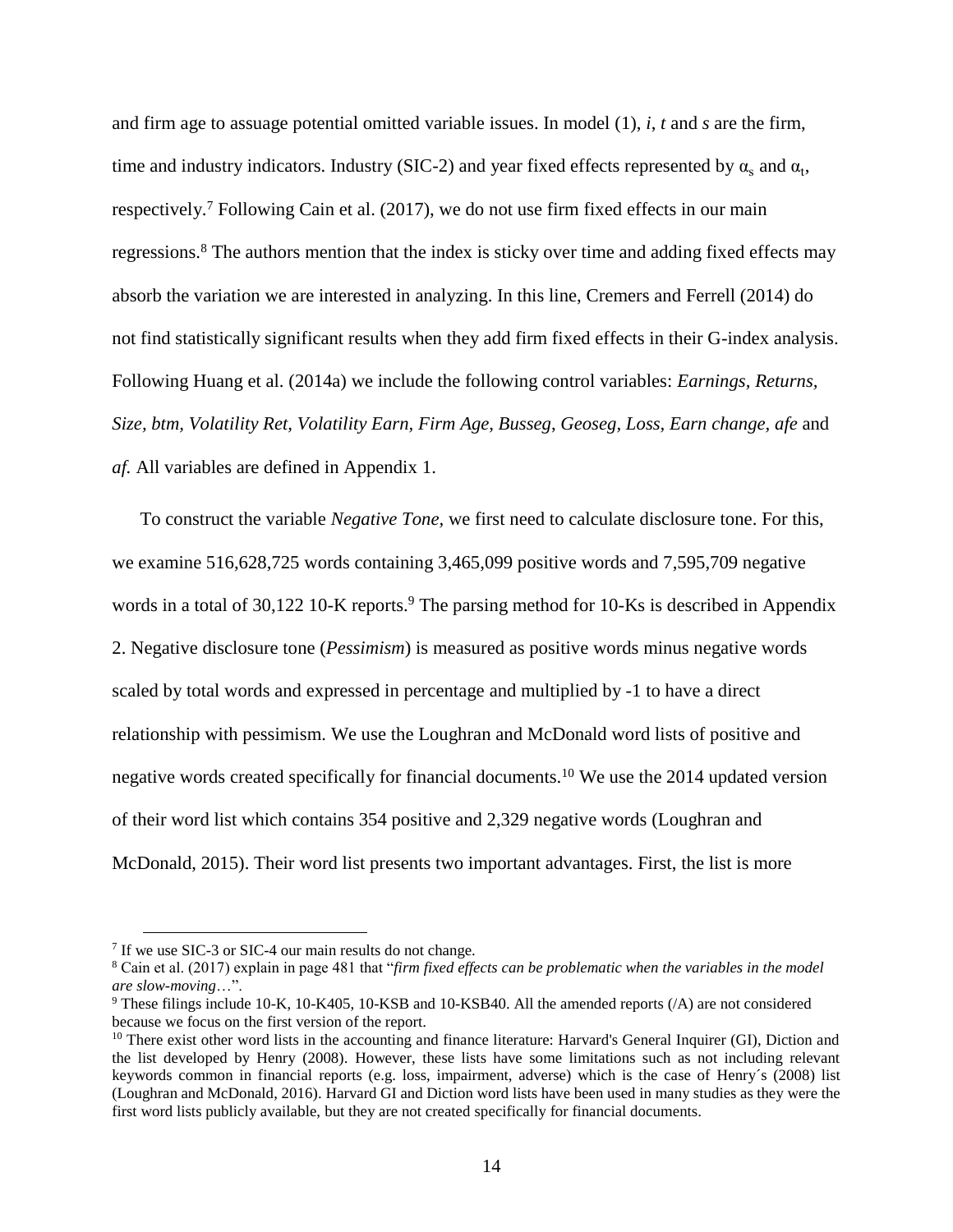and firm age to assuage potential omitted variable issues. In model (1), *i*, *t* and *s* are the firm, time and industry indicators. Industry (SIC-2) and year fixed effects represented by $\alpha_s$ and $\alpha_t$, respectively.[7] Following Cain et al. (2017), we do not use firm fixed effects in our main regressions.[8] The authors mention that the index is sticky over time and adding fixed effects may absorb the variation we are interested in analyzing. In this line, Cremers and Ferrell (2014) do not find statistically significant results when they add firm fixed effects in their G-index analysis. Following Huang et al. (2014a) we include the following control variables: *Earnings, Returns, Size, btm, Volatility Ret, Volatility Earn, Firm Age, Busseg, Geoseg, Loss, Earn change, afe* and *af.* All variables are defined in Appendix 1.

To construct the variable *Negative Tone,* we first need to calculate disclosure tone. For this, we examine 516,628,725 words containing 3,465,099 positive words and 7,595,709 negative words in a total of 30,122 10-K reports.[9] The parsing method for 10-Ks is described in Appendix 2. Negative disclosure tone (*Pessimism*) is measured as positive words minus negative words scaled by total words and expressed in percentage and multiplied by -1 to have a direct relationship with pessimism. We use the Loughran and McDonald word lists of positive and negative words created specifically for financial documents.[10] We use the 2014 updated version of their word list which contains 354 positive and 2,329 negative words (Loughran and McDonald, 2015). Their word list presents two important advantages. First, the list is more

---

[7] If we use SIC-3 or SIC-4 our main results do not change.

[8] Cain et al. (2017) explain in page 481 that "*firm fixed effects can be problematic when the variables in the model are slow-moving*…".

[9] These filings include 10-K, 10-K405, 10-KSB and 10-KSB40. All the amended reports (/A) are not considered because we focus on the first version of the report.

[10] There exist other word lists in the accounting and finance literature: Harvard's General Inquirer (GI), Diction and the list developed by Henry (2008). However, these lists have some limitations such as not including relevant keywords common in financial reports (e.g. loss, impairment, adverse) which is the case of Henry´s (2008) list (Loughran and McDonald, 2016). Harvard GI and Diction word lists have been used in many studies as they were the first word lists publicly available, but they are not created specifically for financial documents.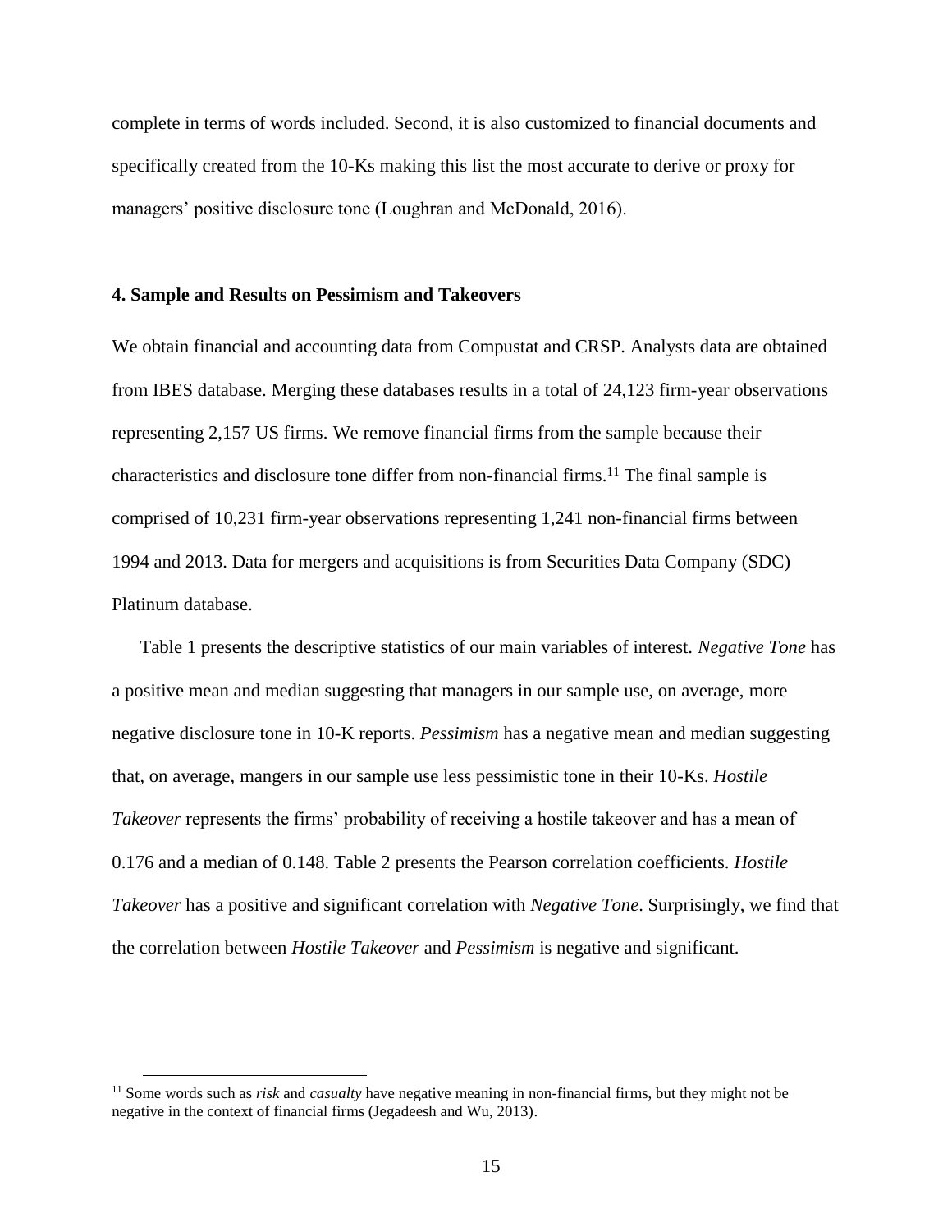complete in terms of words included. Second, it is also customized to financial documents and specifically created from the 10-Ks making this list the most accurate to derive or proxy for managers' positive disclosure tone (Loughran and McDonald, 2016).

### 4. Sample and Results on Pessimism and Takeovers

We obtain financial and accounting data from Compustat and CRSP. Analysts data are obtained from IBES database. Merging these databases results in a total of 24,123 firm-year observations representing 2,157 US firms. We remove financial firms from the sample because their characteristics and disclosure tone differ from non-financial firms.[11] The final sample is comprised of 10,231 firm-year observations representing 1,241 non-financial firms between 1994 and 2013. Data for mergers and acquisitions is from Securities Data Company (SDC) Platinum database.

Table 1 presents the descriptive statistics of our main variables of interest. *Negative Tone* has a positive mean and median suggesting that managers in our sample use, on average, more negative disclosure tone in 10-K reports. *Pessimism* has a negative mean and median suggesting that, on average, mangers in our sample use less pessimistic tone in their 10-Ks. *Hostile Takeover* represents the firms' probability of receiving a hostile takeover and has a mean of 0.176 and a median of 0.148. Table 2 presents the Pearson correlation coefficients. *Hostile Takeover* has a positive and significant correlation with *Negative Tone*. Surprisingly, we find that the correlation between *Hostile Takeover* and *Pessimism* is negative and significant.

[11] Some words such as *risk* and *casualty* have negative meaning in non-financial firms, but they might not be negative in the context of financial firms (Jegadeesh and Wu, 2013).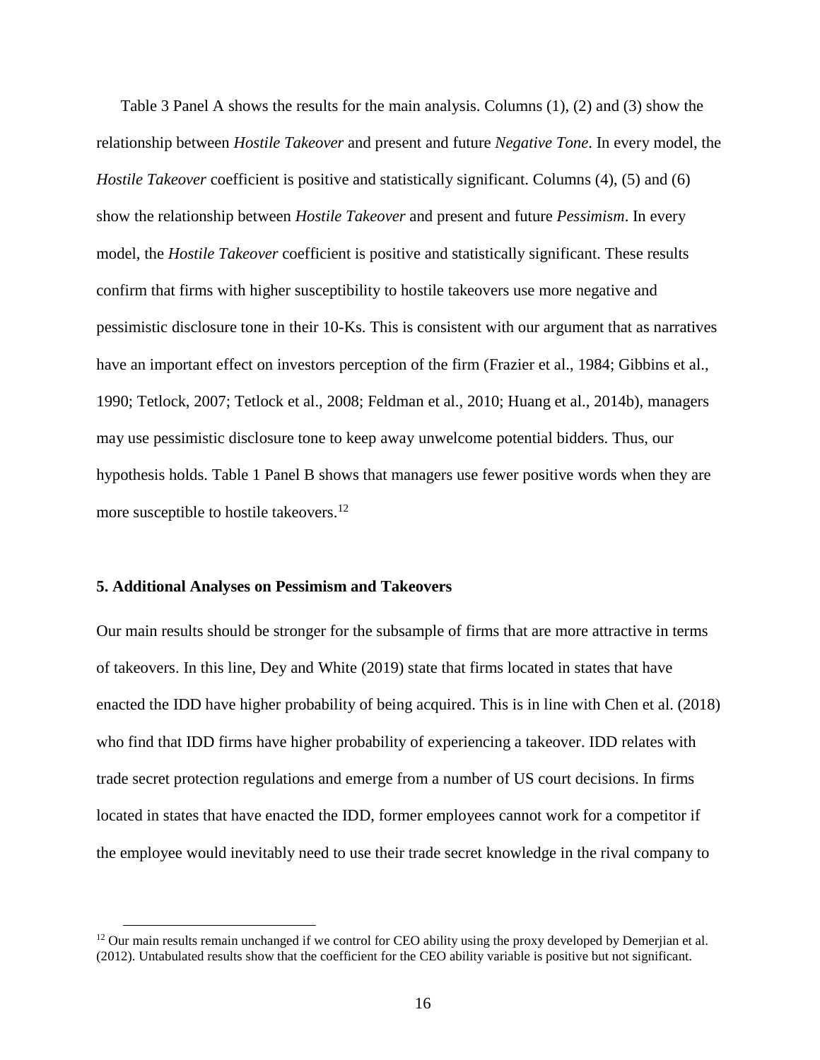Table 3 Panel A shows the results for the main analysis. Columns (1), (2) and (3) show the relationship between *Hostile Takeover* and present and future *Negative Tone*. In every model, the *Hostile Takeover* coefficient is positive and statistically significant. Columns (4), (5) and (6) show the relationship between *Hostile Takeover* and present and future *Pessimism*. In every model, the *Hostile Takeover* coefficient is positive and statistically significant. These results confirm that firms with higher susceptibility to hostile takeovers use more negative and pessimistic disclosure tone in their 10-Ks. This is consistent with our argument that as narratives have an important effect on investors perception of the firm (Frazier et al., 1984; Gibbins et al., 1990; Tetlock, 2007; Tetlock et al., 2008; Feldman et al., 2010; Huang et al., 2014b), managers may use pessimistic disclosure tone to keep away unwelcome potential bidders. Thus, our hypothesis holds. Table 1 Panel B shows that managers use fewer positive words when they are more susceptible to hostile takeovers.[12]

## 5. Additional Analyses on Pessimism and Takeovers

Our main results should be stronger for the subsample of firms that are more attractive in terms of takeovers. In this line, Dey and White (2019) state that firms located in states that have enacted the IDD have higher probability of being acquired. This is in line with Chen et al. (2018) who find that IDD firms have higher probability of experiencing a takeover. IDD relates with trade secret protection regulations and emerge from a number of US court decisions. In firms located in states that have enacted the IDD, former employees cannot work for a competitor if the employee would inevitably need to use their trade secret knowledge in the rival company to

[12] Our main results remain unchanged if we control for CEO ability using the proxy developed by Demerjian et al. (2012). Untabulated results show that the coefficient for the CEO ability variable is positive but not significant.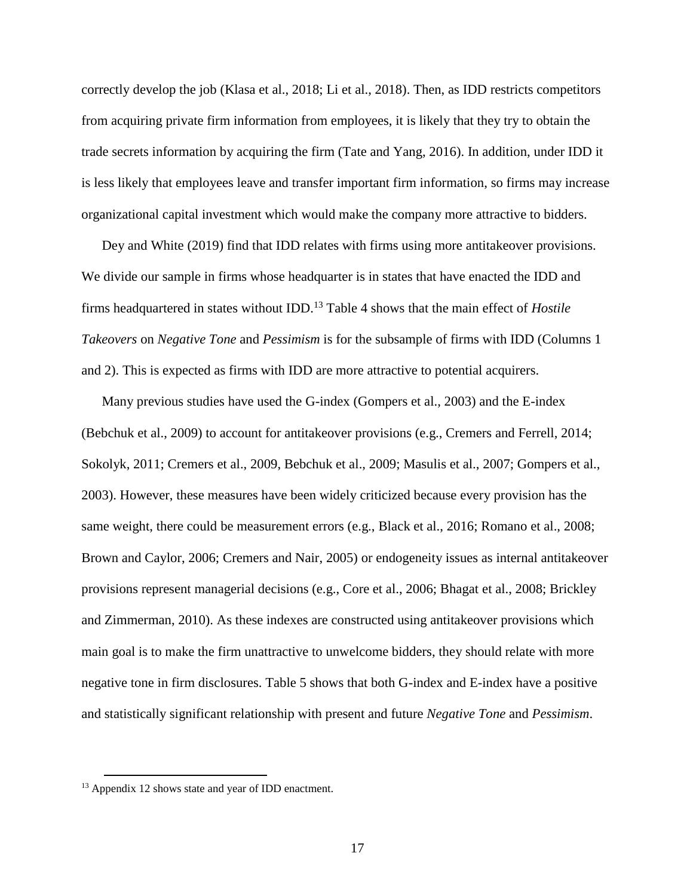correctly develop the job (Klasa et al., 2018; Li et al., 2018). Then, as IDD restricts competitors from acquiring private firm information from employees, it is likely that they try to obtain the trade secrets information by acquiring the firm (Tate and Yang, 2016). In addition, under IDD it is less likely that employees leave and transfer important firm information, so firms may increase organizational capital investment which would make the company more attractive to bidders.

Dey and White (2019) find that IDD relates with firms using more antitakeover provisions. We divide our sample in firms whose headquarter is in states that have enacted the IDD and firms headquartered in states without IDD.[13] Table 4 shows that the main effect of *Hostile Takeovers* on *Negative Tone* and *Pessimism* is for the subsample of firms with IDD (Columns 1 and 2). This is expected as firms with IDD are more attractive to potential acquirers.

Many previous studies have used the G-index (Gompers et al., 2003) and the E-index (Bebchuk et al., 2009) to account for antitakeover provisions (e.g., Cremers and Ferrell, 2014; Sokolyk, 2011; Cremers et al., 2009, Bebchuk et al., 2009; Masulis et al., 2007; Gompers et al., 2003). However, these measures have been widely criticized because every provision has the same weight, there could be measurement errors (e.g., Black et al., 2016; Romano et al., 2008; Brown and Caylor, 2006; Cremers and Nair, 2005) or endogeneity issues as internal antitakeover provisions represent managerial decisions (e.g., Core et al., 2006; Bhagat et al., 2008; Brickley and Zimmerman, 2010). As these indexes are constructed using antitakeover provisions which main goal is to make the firm unattractive to unwelcome bidders, they should relate with more negative tone in firm disclosures. Table 5 shows that both G-index and E-index have a positive and statistically significant relationship with present and future *Negative Tone* and *Pessimism*.

[13] Appendix 12 shows state and year of IDD enactment.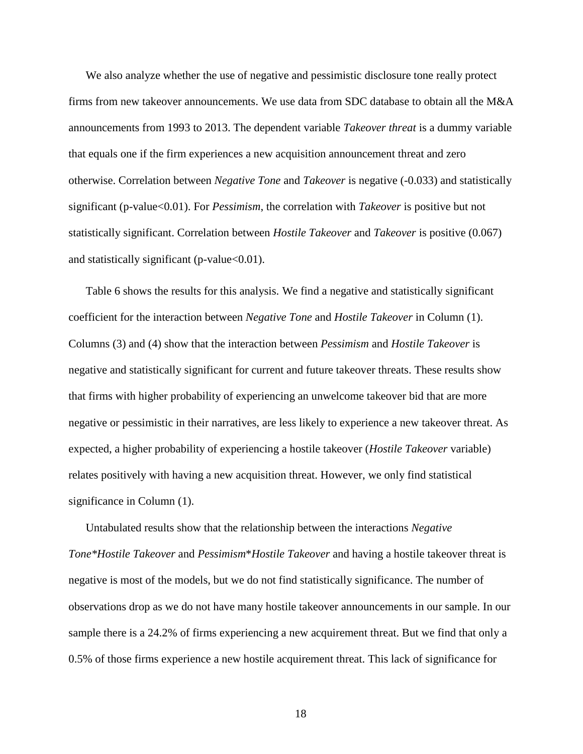We also analyze whether the use of negative and pessimistic disclosure tone really protect firms from new takeover announcements. We use data from SDC database to obtain all the M&A announcements from 1993 to 2013. The dependent variable *Takeover threat* is a dummy variable that equals one if the firm experiences a new acquisition announcement threat and zero otherwise. Correlation between *Negative Tone* and *Takeover* is negative (-0.033) and statistically significant (p-value<0.01). For *Pessimism*, the correlation with *Takeover* is positive but not statistically significant. Correlation between *Hostile Takeover* and *Takeover* is positive (0.067) and statistically significant (p-value<0.01).

Table 6 shows the results for this analysis. We find a negative and statistically significant coefficient for the interaction between *Negative Tone* and *Hostile Takeover* in Column (1). Columns (3) and (4) show that the interaction between *Pessimism* and *Hostile Takeover* is negative and statistically significant for current and future takeover threats. These results show that firms with higher probability of experiencing an unwelcome takeover bid that are more negative or pessimistic in their narratives, are less likely to experience a new takeover threat. As expected, a higher probability of experiencing a hostile takeover (*Hostile Takeover* variable) relates positively with having a new acquisition threat. However, we only find statistical significance in Column (1).

Untabulated results show that the relationship between the interactions *Negative Tone*Hostile Takeover* and *Pessimism*Hostile Takeover* and having a hostile takeover threat is negative is most of the models, but we do not find statistically significance. The number of observations drop as we do not have many hostile takeover announcements in our sample. In our sample there is a 24.2% of firms experiencing a new acquirement threat. But we find that only a 0.5% of those firms experience a new hostile acquirement threat. This lack of significance for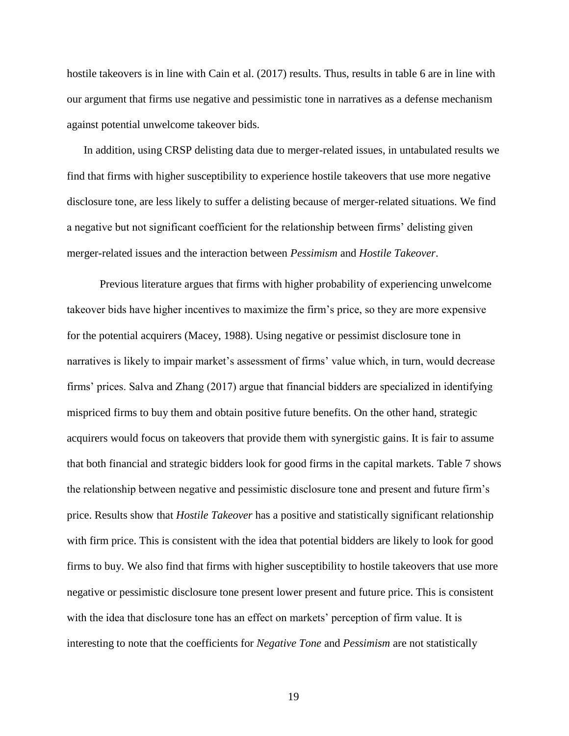hostile takeovers is in line with Cain et al. (2017) results. Thus, results in table 6 are in line with our argument that firms use negative and pessimistic tone in narratives as a defense mechanism against potential unwelcome takeover bids.

In addition, using CRSP delisting data due to merger-related issues, in untabulated results we find that firms with higher susceptibility to experience hostile takeovers that use more negative disclosure tone, are less likely to suffer a delisting because of merger-related situations. We find a negative but not significant coefficient for the relationship between firms' delisting given merger-related issues and the interaction between *Pessimism* and *Hostile Takeover*.

Previous literature argues that firms with higher probability of experiencing unwelcome takeover bids have higher incentives to maximize the firm's price, so they are more expensive for the potential acquirers (Macey, 1988). Using negative or pessimist disclosure tone in narratives is likely to impair market's assessment of firms' value which, in turn, would decrease firms' prices. Salva and Zhang (2017) argue that financial bidders are specialized in identifying mispriced firms to buy them and obtain positive future benefits. On the other hand, strategic acquirers would focus on takeovers that provide them with synergistic gains. It is fair to assume that both financial and strategic bidders look for good firms in the capital markets. Table 7 shows the relationship between negative and pessimistic disclosure tone and present and future firm's price. Results show that *Hostile Takeover* has a positive and statistically significant relationship with firm price. This is consistent with the idea that potential bidders are likely to look for good firms to buy. We also find that firms with higher susceptibility to hostile takeovers that use more negative or pessimistic disclosure tone present lower present and future price. This is consistent with the idea that disclosure tone has an effect on markets' perception of firm value. It is interesting to note that the coefficients for *Negative Tone* and *Pessimism* are not statistically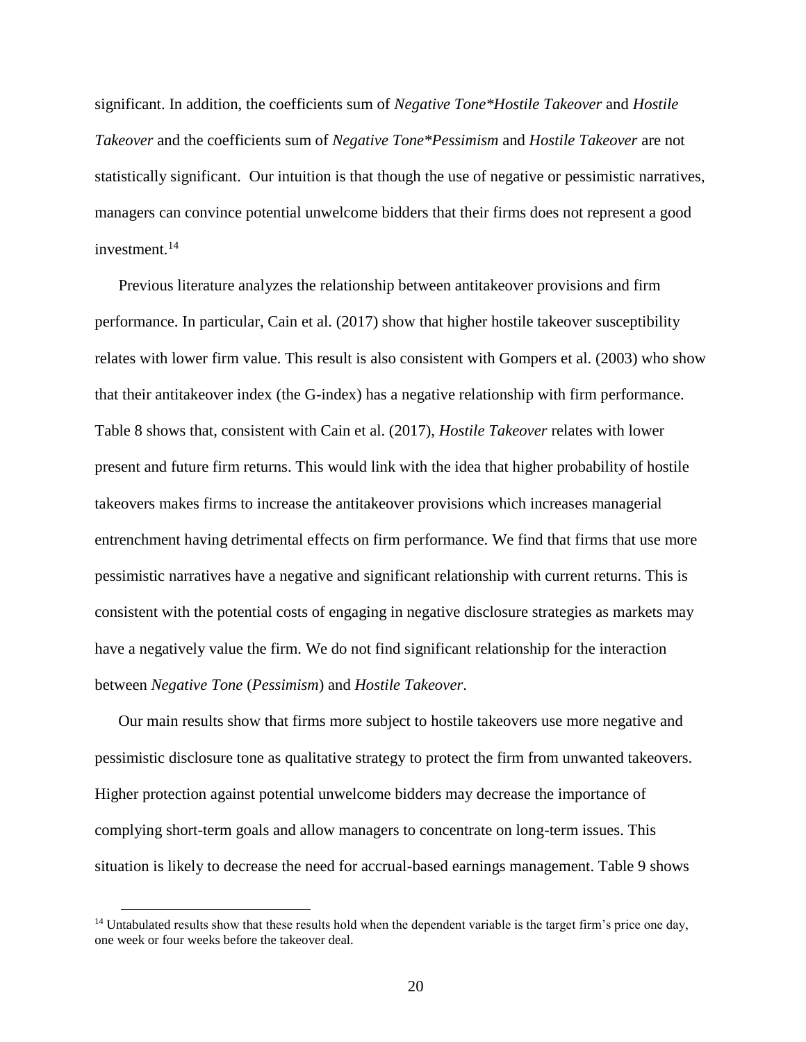significant. In addition, the coefficients sum of *Negative Tone*Hostile Takeover* and *Hostile Takeover* and the coefficients sum of *Negative Tone*Pessimism* and *Hostile Takeover* are not statistically significant. Our intuition is that though the use of negative or pessimistic narratives, managers can convince potential unwelcome bidders that their firms does not represent a good investment.[14]

Previous literature analyzes the relationship between antitakeover provisions and firm performance. In particular, Cain et al. (2017) show that higher hostile takeover susceptibility relates with lower firm value. This result is also consistent with Gompers et al. (2003) who show that their antitakeover index (the G-index) has a negative relationship with firm performance. Table 8 shows that, consistent with Cain et al. (2017), *Hostile Takeover* relates with lower present and future firm returns. This would link with the idea that higher probability of hostile takeovers makes firms to increase the antitakeover provisions which increases managerial entrenchment having detrimental effects on firm performance. We find that firms that use more pessimistic narratives have a negative and significant relationship with current returns. This is consistent with the potential costs of engaging in negative disclosure strategies as markets may have a negatively value the firm. We do not find significant relationship for the interaction between *Negative Tone* (*Pessimism*) and *Hostile Takeover*.

Our main results show that firms more subject to hostile takeovers use more negative and pessimistic disclosure tone as qualitative strategy to protect the firm from unwanted takeovers. Higher protection against potential unwelcome bidders may decrease the importance of complying short-term goals and allow managers to concentrate on long-term issues. This situation is likely to decrease the need for accrual-based earnings management. Table 9 shows

---

[14] Untabulated results show that these results hold when the dependent variable is the target firm's price one day, one week or four weeks before the takeover deal.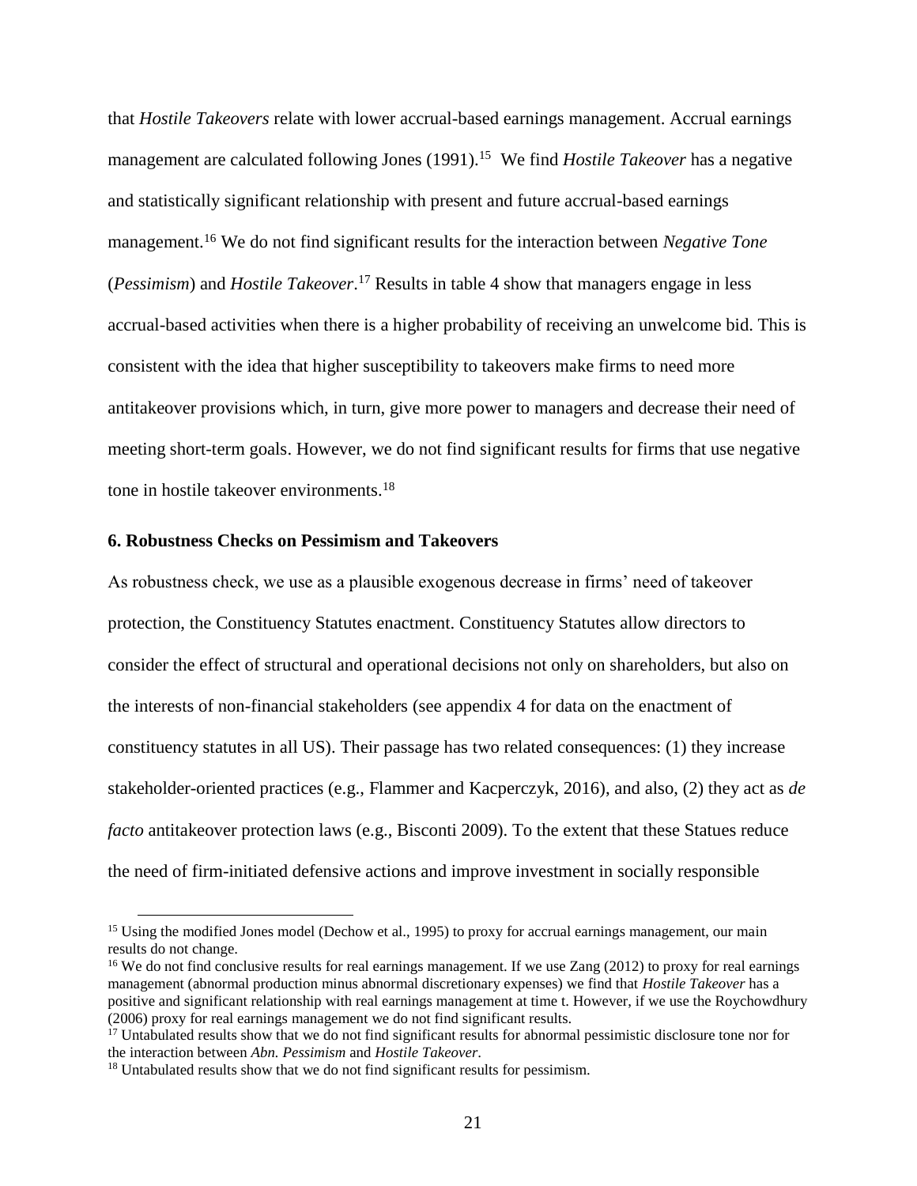that *Hostile Takeovers* relate with lower accrual-based earnings management. Accrual earnings management are calculated following Jones (1991).[15] We find *Hostile Takeover* has a negative and statistically significant relationship with present and future accrual-based earnings management.[16] We do not find significant results for the interaction between *Negative Tone* (*Pessimism*) and *Hostile Takeover*.[17] Results in table 4 show that managers engage in less accrual-based activities when there is a higher probability of receiving an unwelcome bid. This is consistent with the idea that higher susceptibility to takeovers make firms to need more antitakeover provisions which, in turn, give more power to managers and decrease their need of meeting short-term goals. However, we do not find significant results for firms that use negative tone in hostile takeover environments.[18]

## 6. Robustness Checks on Pessimism and Takeovers

As robustness check, we use as a plausible exogenous decrease in firms' need of takeover protection, the Constituency Statutes enactment. Constituency Statutes allow directors to consider the effect of structural and operational decisions not only on shareholders, but also on the interests of non-financial stakeholders (see appendix 4 for data on the enactment of constituency statutes in all US). Their passage has two related consequences: (1) they increase stakeholder-oriented practices (e.g., Flammer and Kacperczyk, 2016), and also, (2) they act as *de facto* antitakeover protection laws (e.g., Bisconti 2009). To the extent that these Statues reduce the need of firm-initiated defensive actions and improve investment in socially responsible

---

[15] Using the modified Jones model (Dechow et al., 1995) to proxy for accrual earnings management, our main results do not change.

[16] We do not find conclusive results for real earnings management. If we use Zang (2012) to proxy for real earnings management (abnormal production minus abnormal discretionary expenses) we find that *Hostile Takeover* has a positive and significant relationship with real earnings management at time t. However, if we use the Roychowdhury (2006) proxy for real earnings management we do not find significant results.

[17] Untabulated results show that we do not find significant results for abnormal pessimistic disclosure tone nor for the interaction between *Abn. Pessimism* and *Hostile Takeover*.

[18] Untabulated results show that we do not find significant results for pessimism.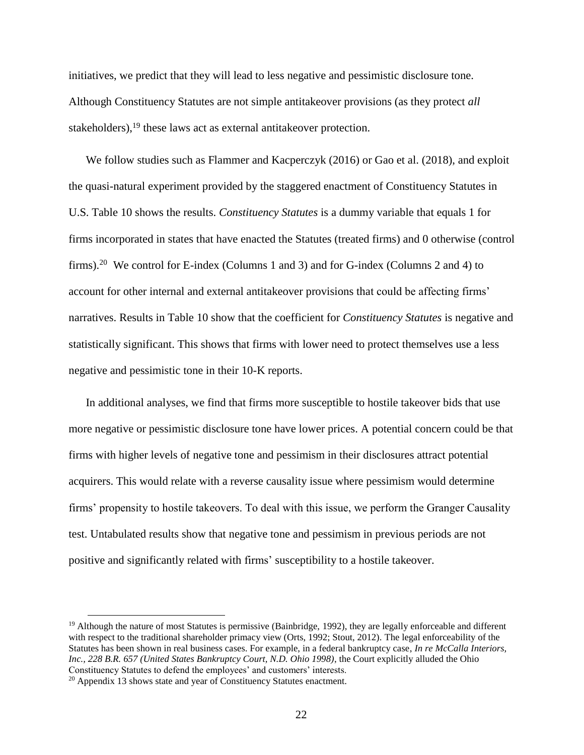initiatives, we predict that they will lead to less negative and pessimistic disclosure tone. Although Constituency Statutes are not simple antitakeover provisions (as they protect *all* stakeholders),[19] these laws act as external antitakeover protection.

We follow studies such as Flammer and Kacperczyk (2016) or Gao et al. (2018), and exploit the quasi-natural experiment provided by the staggered enactment of Constituency Statutes in U.S. Table 10 shows the results. *Constituency Statutes* is a dummy variable that equals 1 for firms incorporated in states that have enacted the Statutes (treated firms) and 0 otherwise (control firms).[20] We control for E-index (Columns 1 and 3) and for G-index (Columns 2 and 4) to account for other internal and external antitakeover provisions that could be affecting firms' narratives. Results in Table 10 show that the coefficient for *Constituency Statutes* is negative and statistically significant. This shows that firms with lower need to protect themselves use a less negative and pessimistic tone in their 10-K reports.

In additional analyses, we find that firms more susceptible to hostile takeover bids that use more negative or pessimistic disclosure tone have lower prices. A potential concern could be that firms with higher levels of negative tone and pessimism in their disclosures attract potential acquirers. This would relate with a reverse causality issue where pessimism would determine firms' propensity to hostile takeovers. To deal with this issue, we perform the Granger Causality test. Untabulated results show that negative tone and pessimism in previous periods are not positive and significantly related with firms' susceptibility to a hostile takeover.

---

[19] Although the nature of most Statutes is permissive (Bainbridge, 1992), they are legally enforceable and different with respect to the traditional shareholder primacy view (Orts, 1992; Stout, 2012). The legal enforceability of the Statutes has been shown in real business cases. For example, in a federal bankruptcy case, *In re McCalla Interiors, Inc., 228 B.R. 657 (United States Bankruptcy Court, N.D. Ohio 1998)*, the Court explicitly alluded the Ohio Constituency Statutes to defend the employees' and customers' interests.

[20] Appendix 13 shows state and year of Constituency Statutes enactment.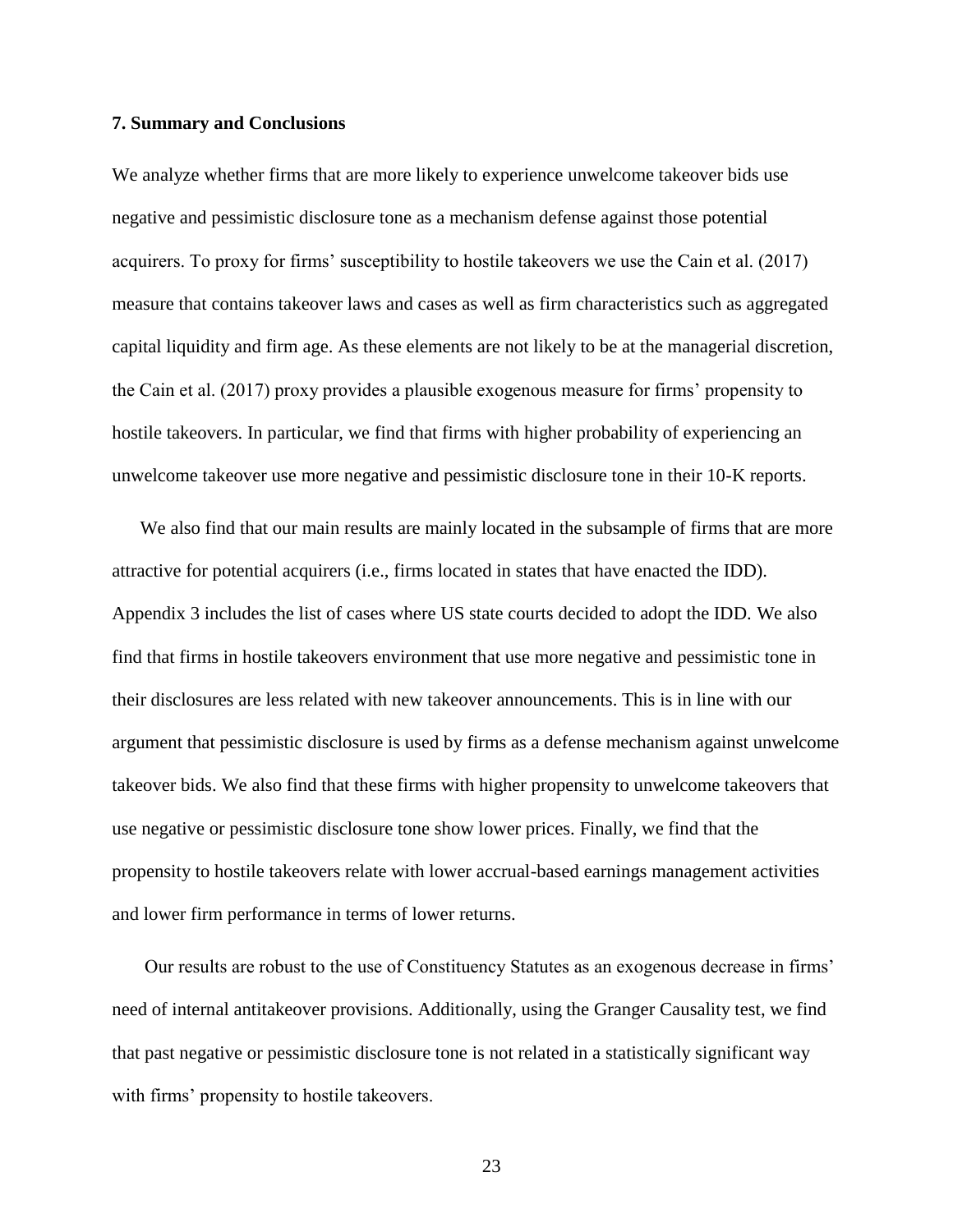## 7. Summary and Conclusions

We analyze whether firms that are more likely to experience unwelcome takeover bids use negative and pessimistic disclosure tone as a mechanism defense against those potential acquirers. To proxy for firms' susceptibility to hostile takeovers we use the Cain et al. (2017) measure that contains takeover laws and cases as well as firm characteristics such as aggregated capital liquidity and firm age. As these elements are not likely to be at the managerial discretion, the Cain et al. (2017) proxy provides a plausible exogenous measure for firms' propensity to hostile takeovers. In particular, we find that firms with higher probability of experiencing an unwelcome takeover use more negative and pessimistic disclosure tone in their 10-K reports.

We also find that our main results are mainly located in the subsample of firms that are more attractive for potential acquirers (i.e., firms located in states that have enacted the IDD). Appendix 3 includes the list of cases where US state courts decided to adopt the IDD. We also find that firms in hostile takeovers environment that use more negative and pessimistic tone in their disclosures are less related with new takeover announcements. This is in line with our argument that pessimistic disclosure is used by firms as a defense mechanism against unwelcome takeover bids. We also find that these firms with higher propensity to unwelcome takeovers that use negative or pessimistic disclosure tone show lower prices. Finally, we find that the propensity to hostile takeovers relate with lower accrual-based earnings management activities and lower firm performance in terms of lower returns.

Our results are robust to the use of Constituency Statutes as an exogenous decrease in firms' need of internal antitakeover provisions. Additionally, using the Granger Causality test, we find that past negative or pessimistic disclosure tone is not related in a statistically significant way with firms' propensity to hostile takeovers.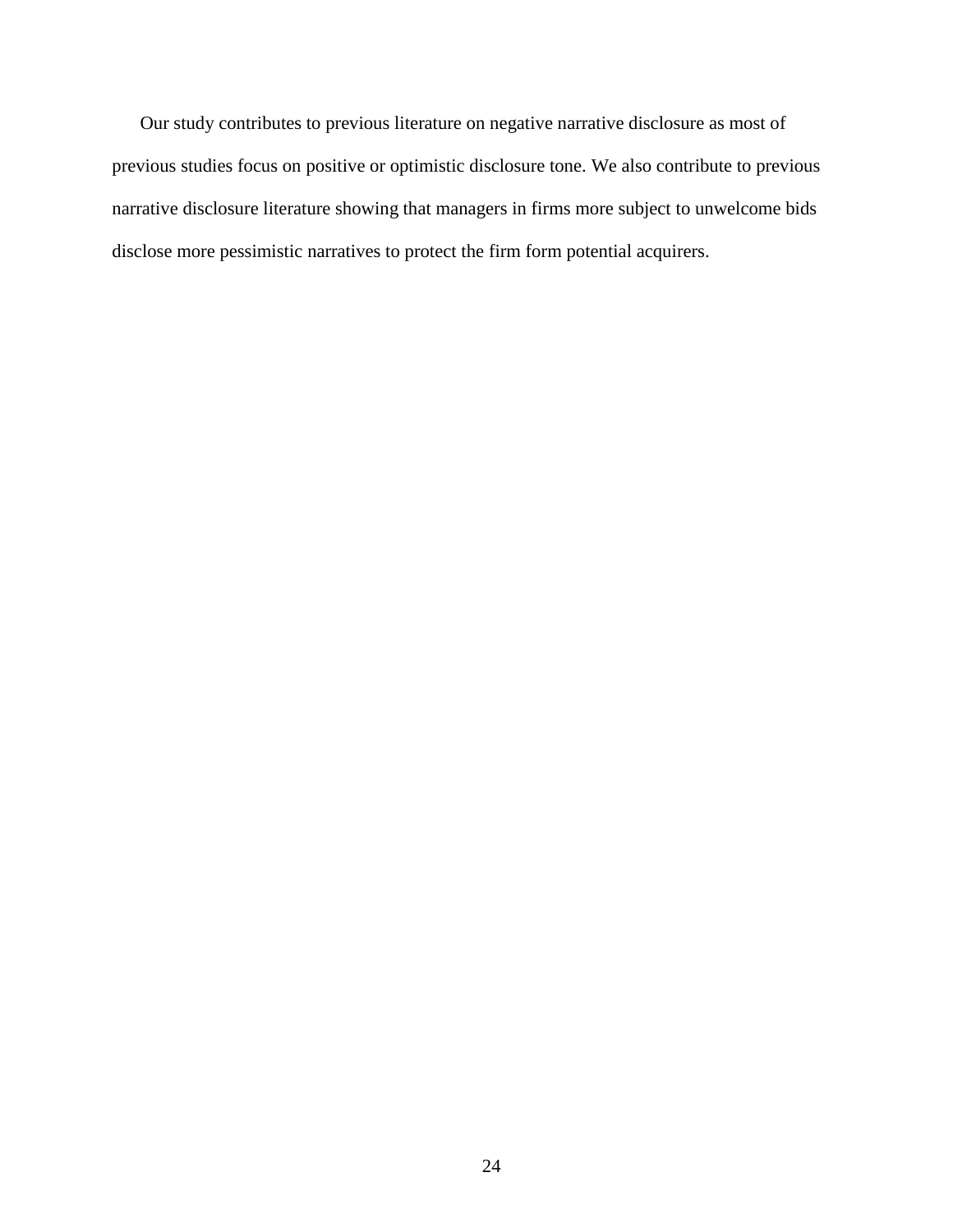Our study contributes to previous literature on negative narrative disclosure as most of previous studies focus on positive or optimistic disclosure tone. We also contribute to previous narrative disclosure literature showing that managers in firms more subject to unwelcome bids disclose more pessimistic narratives to protect the firm form potential acquirers.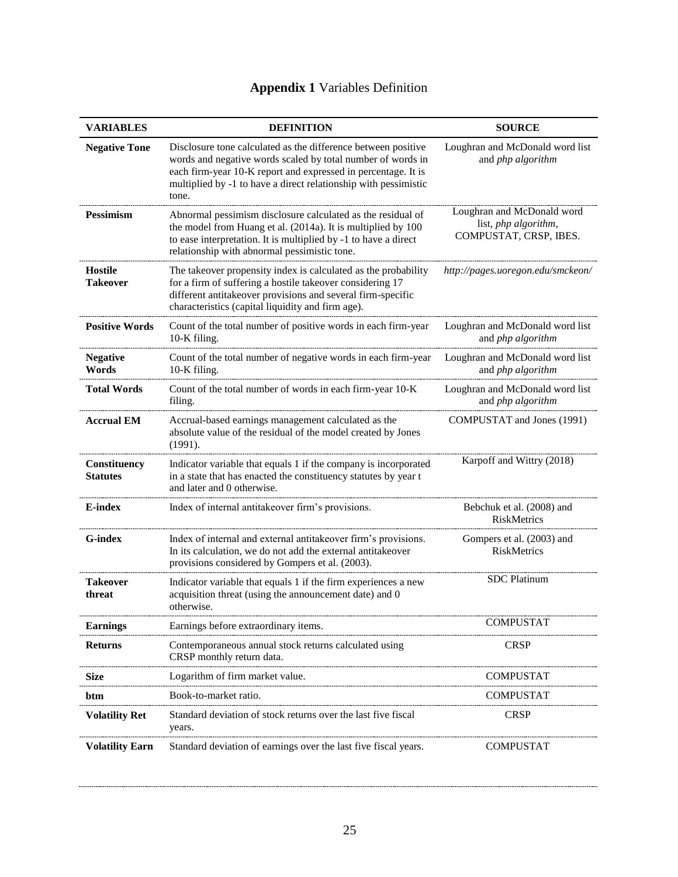# **Appendix 1** Variables Definition

| VARIABLES | DEFINITION | SOURCE |
|---|---|---|
| **Negative Tone** | Disclosure tone calculated as the difference between positive words and negative words scaled by total number of words in each firm-year 10-K report and expressed in percentage. It is multiplied by -1 to have a direct relationship with pessimistic tone. | Loughran and McDonald word list and *php algorithm* |
| **Pessimism** | Abnormal pessimism disclosure calculated as the residual of the model from Huang et al. (2014a). It is multiplied by 100 to ease interpretation. It is multiplied by -1 to have a direct relationship with abnormal pessimistic tone. | Loughran and McDonald word list, *php algorithm*, COMPUSTAT, CRSP, IBES. |
| **Hostile Takeover** | The takeover propensity index is calculated as the probability for a firm of suffering a hostile takeover considering 17 different antitakeover provisions and several firm-specific characteristics (capital liquidity and firm age). | *http://pages.uoregon.edu/smckeon/* |
| **Positive Words** | Count of the total number of positive words in each firm-year 10-K filing. | Loughran and McDonald word list and *php algorithm* |
| **Negative Words** | Count of the total number of negative words in each firm-year 10-K filing. | Loughran and McDonald word list and *php algorithm* |
| **Total Words** | Count of the total number of words in each firm-year 10-K filing. | Loughran and McDonald word list and *php algorithm* |
| **Accrual EM** | Accrual-based earnings management calculated as the absolute value of the residual of the model created by Jones (1991). | COMPUSTAT and Jones (1991) |
| **Constituency Statutes** | Indicator variable that equals 1 if the company is incorporated in a state that has enacted the constituency statutes by year t and later and 0 otherwise. | Karpoff and Wittry (2018) |
| **E-index** | Index of internal antitakeover firm's provisions. | Bebchuk et al. (2008) and RiskMetrics |
| **G-index** | Index of internal and external antitakeover firm's provisions. In its calculation, we do not add the external antitakeover provisions considered by Gompers et al. (2003). | Gompers et al. (2003) and RiskMetrics |
| **Takeover threat** | Indicator variable that equals 1 if the firm experiences a new acquisition threat (using the announcement date) and 0 otherwise. | SDC Platinum |
| **Earnings** | Earnings before extraordinary items. | COMPUSTAT |
| **Returns** | Contemporaneous annual stock returns calculated using CRSP monthly return data. | CRSP |
| **Size** | Logarithm of firm market value. | COMPUSTAT |
| **btm** | Book-to-market ratio. | COMPUSTAT |
| **Volatility Ret** | Standard deviation of stock returns over the last five fiscal years. | CRSP |
| **Volatility Earn** | Standard deviation of earnings over the last five fiscal years. | COMPUSTAT |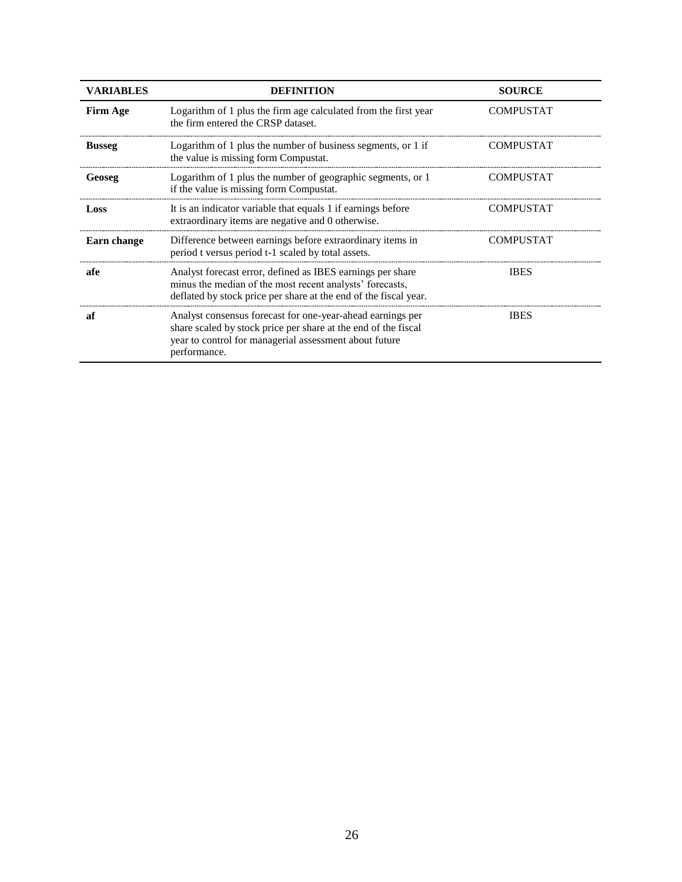| VARIABLES | DEFINITION | SOURCE |
|---|---|---|
| **Firm Age** | Logarithm of 1 plus the firm age calculated from the first year the firm entered the CRSP dataset. | COMPUSTAT |
| **Busseg** | Logarithm of 1 plus the number of business segments, or 1 if the value is missing form Compustat. | COMPUSTAT |
| **Geoseg** | Logarithm of 1 plus the number of geographic segments, or 1 if the value is missing form Compustat. | COMPUSTAT |
| **Loss** | It is an indicator variable that equals 1 if earnings before extraordinary items are negative and 0 otherwise. | COMPUSTAT |
| **Earn change** | Difference between earnings before extraordinary items in period t versus period t-1 scaled by total assets. | COMPUSTAT |
| **afe** | Analyst forecast error, defined as IBES earnings per share minus the median of the most recent analysts' forecasts, deflated by stock price per share at the end of the fiscal year. | IBES |
| **af** | Analyst consensus forecast for one-year-ahead earnings per share scaled by stock price per share at the end of the fiscal year to control for managerial assessment about future performance. | IBES |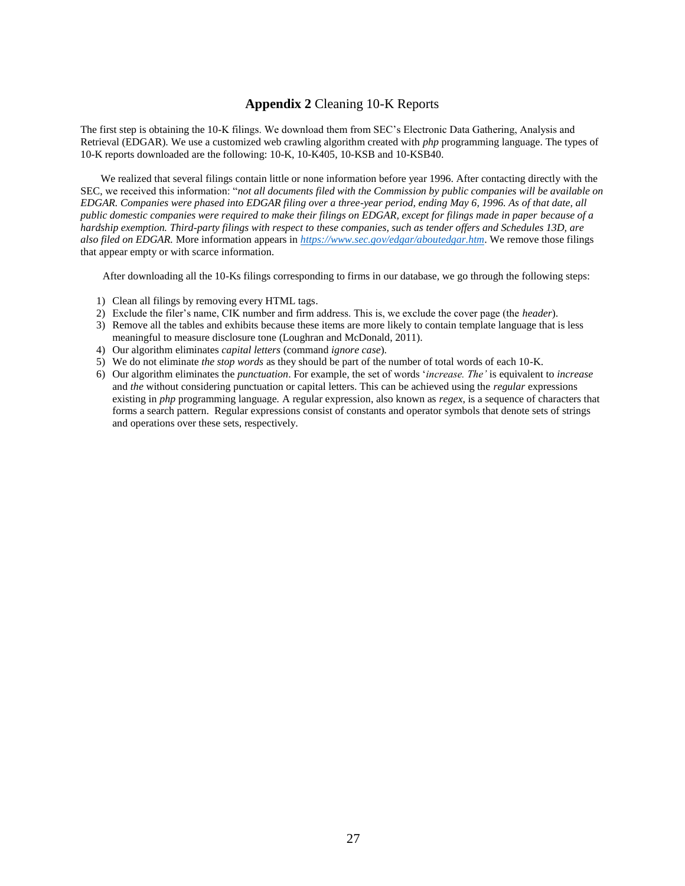## **Appendix 2** Cleaning 10-K Reports

The first step is obtaining the 10-K filings. We download them from SEC's Electronic Data Gathering, Analysis and Retrieval (EDGAR). We use a customized web crawling algorithm created with *php* programming language. The types of 10-K reports downloaded are the following: 10-K, 10-K405, 10-KSB and 10-KSB40.

We realized that several filings contain little or none information before year 1996. After contacting directly with the SEC, we received this information: "*not all documents filed with the Commission by public companies will be available on EDGAR. Companies were phased into EDGAR filing over a three-year period, ending May 6, 1996. As of that date, all public domestic companies were required to make their filings on EDGAR, except for filings made in paper because of a hardship exemption. Third-party filings with respect to these companies, such as tender offers and Schedules 13D, are also filed on EDGAR.* More information appears in [https://www.sec.gov/edgar/aboutedgar.htm](https://www.sec.gov/edgar/aboutedgar.htm). We remove those filings that appear empty or with scarce information.

After downloading all the 10-Ks filings corresponding to firms in our database, we go through the following steps:

1) Clean all filings by removing every HTML tags.
2) Exclude the filer's name, CIK number and firm address. This is, we exclude the cover page (the *header*).
3) Remove all the tables and exhibits because these items are more likely to contain template language that is less meaningful to measure disclosure tone (Loughran and McDonald, 2011).
4) Our algorithm eliminates *capital letters* (command *ignore case*).
5) We do not eliminate *the stop words* as they should be part of the number of total words of each 10-K.
6) Our algorithm eliminates the *punctuation*. For example, the set of words '*increase. The'* is equivalent to *increase* and *the* without considering punctuation or capital letters. This can be achieved using the *regular* expressions existing in *php* programming language. A regular expression, also known as *regex*, is a sequence of characters that forms a search pattern. Regular expressions consist of constants and operator symbols that denote sets of strings and operations over these sets, respectively.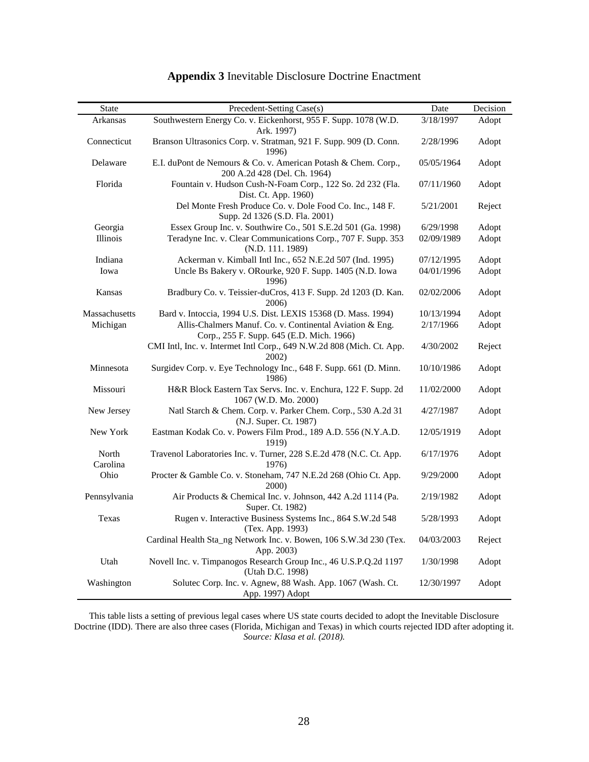**Appendix 3** Inevitable Disclosure Doctrine Enactment

| State | Precedent-Setting Case(s) | Date | Decision |
|---|---|---|---|
| Arkansas | Southwestern Energy Co. v. Eickenhorst, 955 F. Supp. 1078 (W.D. Ark. 1997) | 3/18/1997 | Adopt |
| Connecticut | Branson Ultrasonics Corp. v. Stratman, 921 F. Supp. 909 (D. Conn. 1996) | 2/28/1996 | Adopt |
| Delaware | E.I. duPont de Nemours & Co. v. American Potash & Chem. Corp., 200 A.2d 428 (Del. Ch. 1964) | 05/05/1964 | Adopt |
| Florida | Fountain v. Hudson Cush-N-Foam Corp., 122 So. 2d 232 (Fla. Dist. Ct. App. 1960) | 07/11/1960 | Adopt |
| | Del Monte Fresh Produce Co. v. Dole Food Co. Inc., 148 F. Supp. 2d 1326 (S.D. Fla. 2001) | 5/21/2001 | Reject |
| Georgia | Essex Group Inc. v. Southwire Co., 501 S.E.2d 501 (Ga. 1998) | 6/29/1998 | Adopt |
| Illinois | Teradyne Inc. v. Clear Communications Corp., 707 F. Supp. 353 (N.D. 111. 1989) | 02/09/1989 | Adopt |
| Indiana | Ackerman v. Kimball Intl Inc., 652 N.E.2d 507 (Ind. 1995) | 07/12/1995 | Adopt |
| Iowa | Uncle Bs Bakery v. ORourke, 920 F. Supp. 1405 (N.D. Iowa 1996) | 04/01/1996 | Adopt |
| Kansas | Bradbury Co. v. Teissier-duCros, 413 F. Supp. 2d 1203 (D. Kan. 2006) | 02/02/2006 | Adopt |
| Massachusetts | Bard v. Intoccia, 1994 U.S. Dist. LEXIS 15368 (D. Mass. 1994) | 10/13/1994 | Adopt |
| Michigan | Allis-Chalmers Manuf. Co. v. Continental Aviation & Eng. Corp., 255 F. Supp. 645 (E.D. Mich. 1966) | 2/17/1966 | Adopt |
| | CMI Intl, Inc. v. Intermet Intl Corp., 649 N.W.2d 808 (Mich. Ct. App. 2002) | 4/30/2002 | Reject |
| Minnesota | Surgidev Corp. v. Eye Technology Inc., 648 F. Supp. 661 (D. Minn. 1986) | 10/10/1986 | Adopt |
| Missouri | H&R Block Eastern Tax Servs. Inc. v. Enchura, 122 F. Supp. 2d 1067 (W.D. Mo. 2000) | 11/02/2000 | Adopt |
| New Jersey | Natl Starch & Chem. Corp. v. Parker Chem. Corp., 530 A.2d 31 (N.J. Super. Ct. 1987) | 4/27/1987 | Adopt |
| New York | Eastman Kodak Co. v. Powers Film Prod., 189 A.D. 556 (N.Y.A.D. 1919) | 12/05/1919 | Adopt |
| North Carolina | Travenol Laboratories Inc. v. Turner, 228 S.E.2d 478 (N.C. Ct. App. 1976) | 6/17/1976 | Adopt |
| Ohio | Procter & Gamble Co. v. Stoneham, 747 N.E.2d 268 (Ohio Ct. App. 2000) | 9/29/2000 | Adopt |
| Pennsylvania | Air Products & Chemical Inc. v. Johnson, 442 A.2d 1114 (Pa. Super. Ct. 1982) | 2/19/1982 | Adopt |
| Texas | Rugen v. Interactive Business Systems Inc., 864 S.W.2d 548 (Tex. App. 1993) | 5/28/1993 | Adopt |
| | Cardinal Health Sta_ng Network Inc. v. Bowen, 106 S.W.3d 230 (Tex. App. 2003) | 04/03/2003 | Reject |
| Utah | Novell Inc. v. Timpanogos Research Group Inc., 46 U.S.P.Q.2d 1197 (Utah D.C. 1998) | 1/30/1998 | Adopt |
| Washington | Solutec Corp. Inc. v. Agnew, 88 Wash. App. 1067 (Wash. Ct. App. 1997) Adopt | 12/30/1997 | Adopt |

This table lists a setting of previous legal cases where US state courts decided to adopt the Inevitable Disclosure Doctrine (IDD). There are also three cases (Florida, Michigan and Texas) in which courts rejected IDD after adopting it. *Source: Klasa et al. (2018).*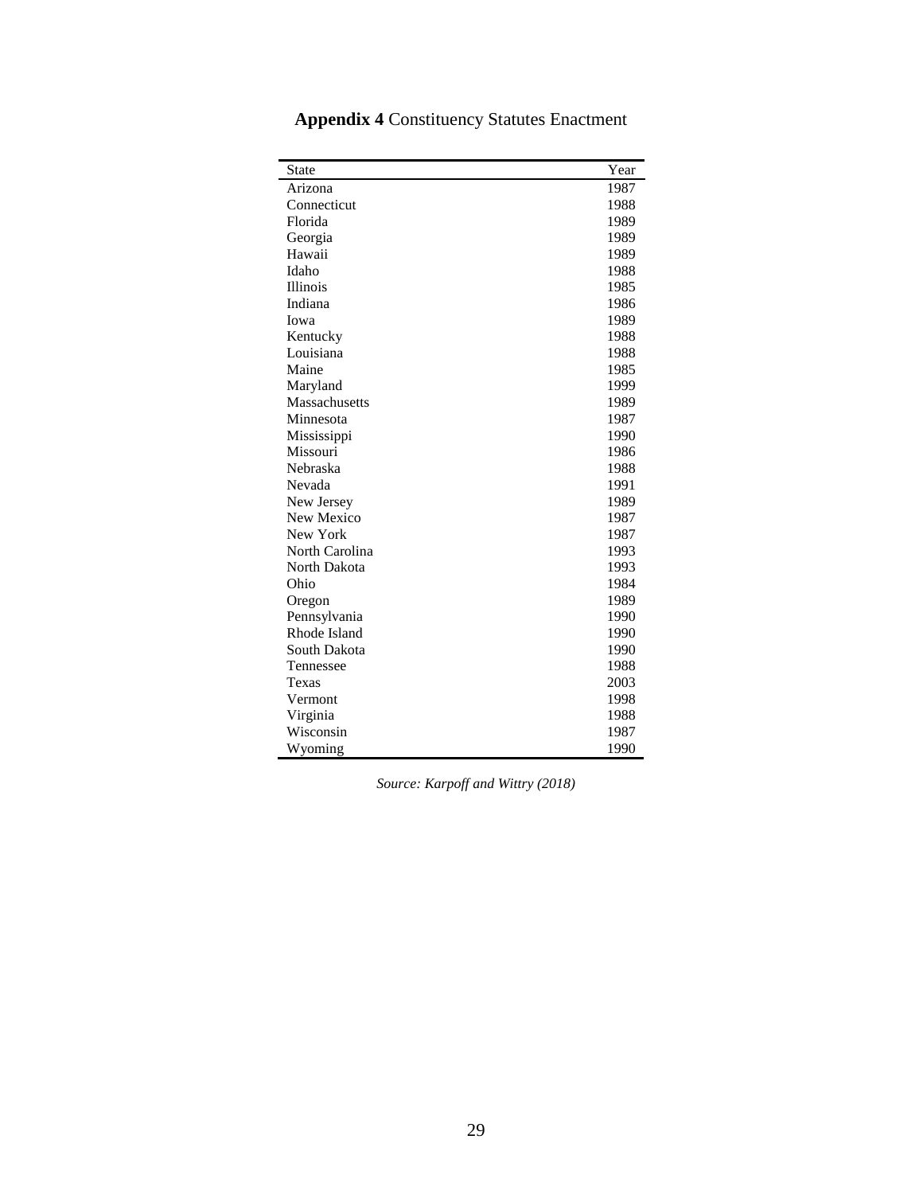**Appendix 4** Constituency Statutes Enactment

| State | Year |
|---|---|
| Arizona | 1987 |
| Connecticut | 1988 |
| Florida | 1989 |
| Georgia | 1989 |
| Hawaii | 1989 |
| Idaho | 1988 |
| Illinois | 1985 |
| Indiana | 1986 |
| Iowa | 1989 |
| Kentucky | 1988 |
| Louisiana | 1988 |
| Maine | 1985 |
| Maryland | 1999 |
| Massachusetts | 1989 |
| Minnesota | 1987 |
| Mississippi | 1990 |
| Missouri | 1986 |
| Nebraska | 1988 |
| Nevada | 1991 |
| New Jersey | 1989 |
| New Mexico | 1987 |
| New York | 1987 |
| North Carolina | 1993 |
| North Dakota | 1993 |
| Ohio | 1984 |
| Oregon | 1989 |
| Pennsylvania | 1990 |
| Rhode Island | 1990 |
| South Dakota | 1990 |
| Tennessee | 1988 |
| Texas | 2003 |
| Vermont | 1998 |
| Virginia | 1988 |
| Wisconsin | 1987 |
| Wyoming | 1990 |

*Source: Karpoff and Wittry (2018)*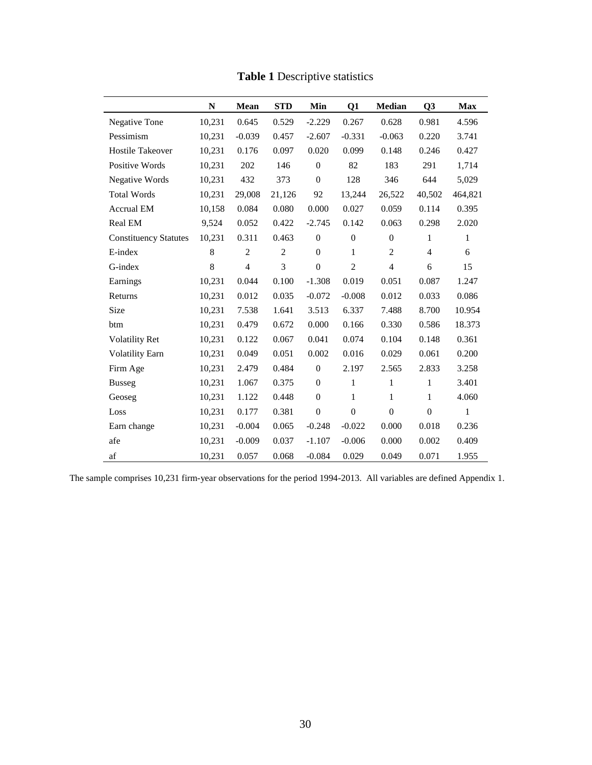**Table 1** Descriptive statistics

| | N | Mean | STD | Min | Q1 | Median | Q3 | Max |
|---|---|---|---|---|---|---|---|---|
| Negative Tone | 10,231 | 0.645 | 0.529 | -2.229 | 0.267 | 0.628 | 0.981 | 4.596 |
| Pessimism | 10,231 | -0.039 | 0.457 | -2.607 | -0.331 | -0.063 | 0.220 | 3.741 |
| Hostile Takeover | 10,231 | 0.176 | 0.097 | 0.020 | 0.099 | 0.148 | 0.246 | 0.427 |
| Positive Words | 10,231 | 202 | 146 | 0 | 82 | 183 | 291 | 1,714 |
| Negative Words | 10,231 | 432 | 373 | 0 | 128 | 346 | 644 | 5,029 |
| Total Words | 10,231 | 29,008 | 21,126 | 92 | 13,244 | 26,522 | 40,502 | 464,821 |
| Accrual EM | 10,158 | 0.084 | 0.080 | 0.000 | 0.027 | 0.059 | 0.114 | 0.395 |
| Real EM | 9,524 | 0.052 | 0.422 | -2.745 | 0.142 | 0.063 | 0.298 | 2.020 |
| Constituency Statutes | 10,231 | 0.311 | 0.463 | 0 | 0 | 0 | 1 | 1 |
| E-index | 8 | 2 | 2 | 0 | 1 | 2 | 4 | 6 |
| G-index | 8 | 4 | 3 | 0 | 2 | 4 | 6 | 15 |
| Earnings | 10,231 | 0.044 | 0.100 | -1.308 | 0.019 | 0.051 | 0.087 | 1.247 |
| Returns | 10,231 | 0.012 | 0.035 | -0.072 | -0.008 | 0.012 | 0.033 | 0.086 |
| Size | 10,231 | 7.538 | 1.641 | 3.513 | 6.337 | 7.488 | 8.700 | 10.954 |
| btm | 10,231 | 0.479 | 0.672 | 0.000 | 0.166 | 0.330 | 0.586 | 18.373 |
| Volatility Ret | 10,231 | 0.122 | 0.067 | 0.041 | 0.074 | 0.104 | 0.148 | 0.361 |
| Volatility Earn | 10,231 | 0.049 | 0.051 | 0.002 | 0.016 | 0.029 | 0.061 | 0.200 |
| Firm Age | 10,231 | 2.479 | 0.484 | 0 | 2.197 | 2.565 | 2.833 | 3.258 |
| Busseg | 10,231 | 1.067 | 0.375 | 0 | 1 | 1 | 1 | 3.401 |
| Geoseg | 10,231 | 1.122 | 0.448 | 0 | 1 | 1 | 1 | 4.060 |
| Loss | 10,231 | 0.177 | 0.381 | 0 | 0 | 0 | 0 | 1 |
| Earn change | 10,231 | -0.004 | 0.065 | -0.248 | -0.022 | 0.000 | 0.018 | 0.236 |
| afe | 10,231 | -0.009 | 0.037 | -1.107 | -0.006 | 0.000 | 0.002 | 0.409 |
| af | 10,231 | 0.057 | 0.068 | -0.084 | 0.029 | 0.049 | 0.071 | 1.955 |

The sample comprises 10,231 firm-year observations for the period 1994-2013. All variables are defined Appendix 1.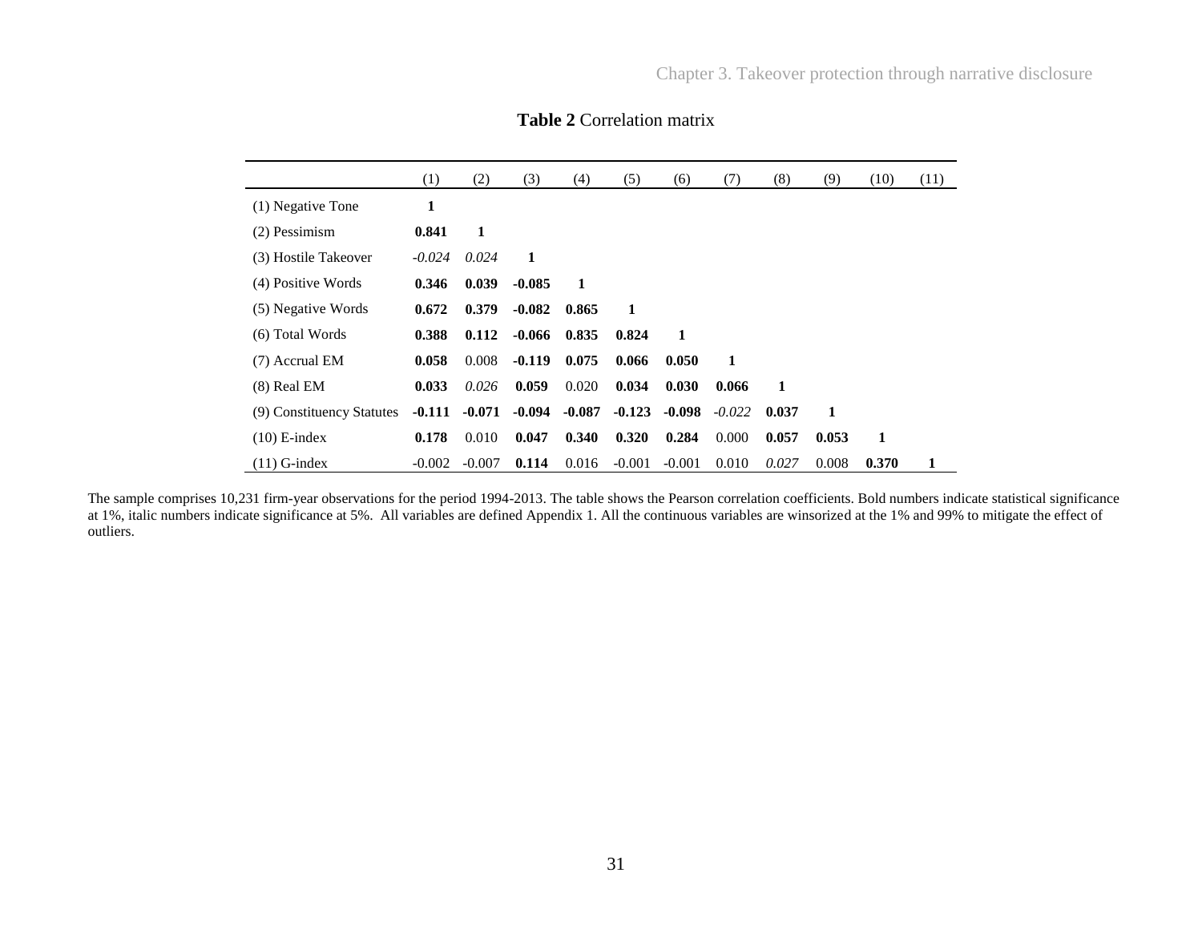**Table 2** Correlation matrix

| | (1) | (2) | (3) | (4) | (5) | (6) | (7) | (8) | (9) | (10) | (11) |
|---|---|---|---|---|---|---|---|---|---|---|---|
| (1) Negative Tone | **1** | | | | | | | | | | |
| (2) Pessimism | **0.841** | **1** | | | | | | | | | |
| (3) Hostile Takeover | *-0.024* | *0.024* | **1** | | | | | | | | |
| (4) Positive Words | **0.346** | **0.039** | **-0.085** | **1** | | | | | | | |
| (5) Negative Words | **0.672** | **0.379** | **-0.082** | **0.865** | **1** | | | | | | |
| (6) Total Words | **0.388** | **0.112** | **-0.066** | **0.835** | **0.824** | **1** | | | | | |
| (7) Accrual EM | **0.058** | 0.008 | **-0.119** | **0.075** | **0.066** | **0.050** | **1** | | | | |
| (8) Real EM | **0.033** | *0.026* | **0.059** | 0.020 | **0.034** | **0.030** | **0.066** | **1** | | | |
| (9) Constituency Statutes | **-0.111** | **-0.071** | **-0.094** | **-0.087** | **-0.123** | **-0.098** | *-0.022* | **0.037** | **1** | | |
| (10) E-index | **0.178** | 0.010 | **0.047** | **0.340** | **0.320** | **0.284** | 0.000 | **0.057** | **0.053** | **1** | |
| (11) G-index | -0.002 | -0.007 | **0.114** | 0.016 | -0.001 | -0.001 | 0.010 | *0.027* | 0.008 | **0.370** | **1** |

The sample comprises 10,231 firm-year observations for the period 1994-2013. The table shows the Pearson correlation coefficients. Bold numbers indicate statistical significance at 1%, italic numbers indicate significance at 5%. All variables are defined Appendix 1. All the continuous variables are winsorized at the 1% and 99% to mitigate the effect of outliers.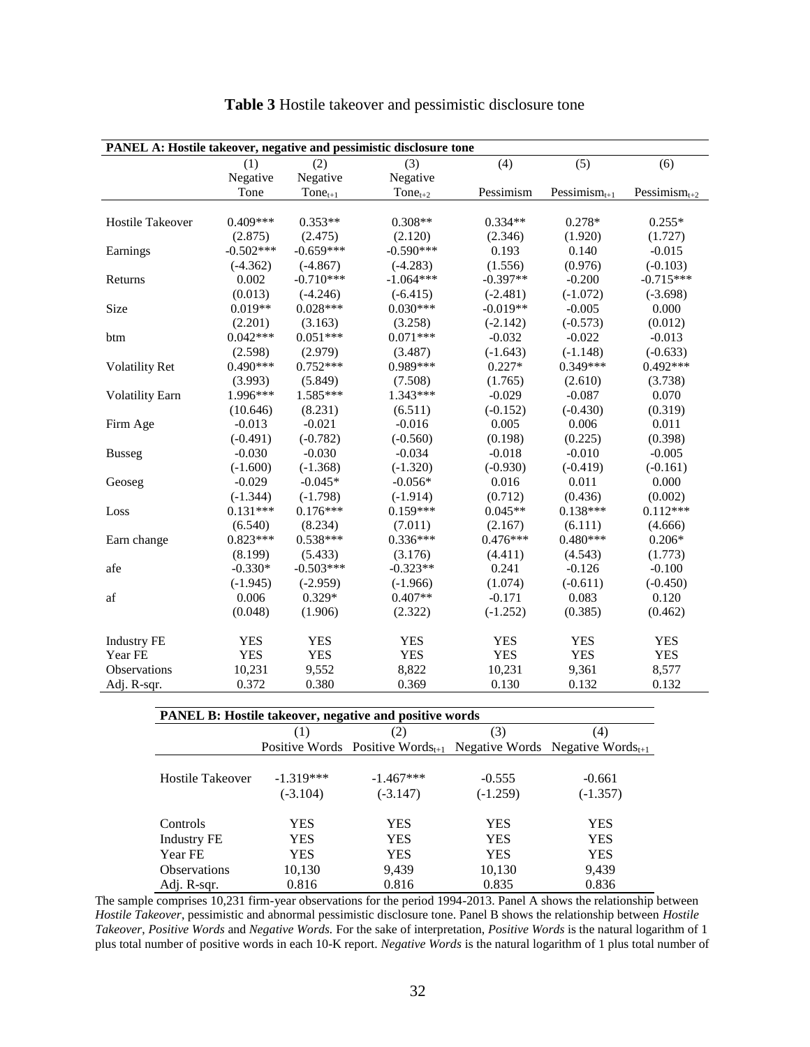**Table 3** Hostile takeover and pessimistic disclosure tone

| PANEL A: Hostile takeover, negative and pessimistic disclosure tone | | | | | | |
|---|---|---|---|---|---|---|
| | (1) | (2) | (3) | (4) | (5) | (6) |
| | Negative Tone | Negative $Tone_{t+1}$ | Negative $Tone_{t+2}$ | Pessimism | $Pessimism_{t+1}$ | $Pessimism_{t+2}$ |
| Hostile Takeover | 0.409*** | 0.353** | 0.308** | 0.334** | 0.278* | 0.255* |
| | (2.875) | (2.475) | (2.120) | (2.346) | (1.920) | (1.727) |
| Earnings | -0.502*** | -0.659*** | -0.590*** | 0.193 | 0.140 | -0.015 |
| | (-4.362) | (-4.867) | (-4.283) | (1.556) | (0.976) | (-0.103) |
| Returns | 0.002 | -0.710*** | -1.064*** | -0.397** | -0.200 | -0.715*** |
| | (0.013) | (-4.246) | (-6.415) | (-2.481) | (-1.072) | (-3.698) |
| Size | 0.019** | 0.028*** | 0.030*** | -0.019** | -0.005 | 0.000 |
| | (2.201) | (3.163) | (3.258) | (-2.142) | (-0.573) | (0.012) |
| btm | 0.042*** | 0.051*** | 0.071*** | -0.032 | -0.022 | -0.013 |
| | (2.598) | (2.979) | (3.487) | (-1.643) | (-1.148) | (-0.633) |
| Volatility Ret | 0.490*** | 0.752*** | 0.989*** | 0.227* | 0.349*** | 0.492*** |
| | (3.993) | (5.849) | (7.508) | (1.765) | (2.610) | (3.738) |
| Volatility Earn | 1.996*** | 1.585*** | 1.343*** | -0.029 | -0.087 | 0.070 |
| | (10.646) | (8.231) | (6.511) | (-0.152) | (-0.430) | (0.319) |
| Firm Age | -0.013 | -0.021 | -0.016 | 0.005 | 0.006 | 0.011 |
| | (-0.491) | (-0.782) | (-0.560) | (0.198) | (0.225) | (0.398) |
| Busseg | -0.030 | -0.030 | -0.034 | -0.018 | -0.010 | -0.005 |
| | (-1.600) | (-1.368) | (-1.320) | (-0.930) | (-0.419) | (-0.161) |
| Geoseg | -0.029 | -0.045* | -0.056* | 0.016 | 0.011 | 0.000 |
| | (-1.344) | (-1.798) | (-1.914) | (0.712) | (0.436) | (0.002) |
| Loss | 0.131*** | 0.176*** | 0.159*** | 0.045** | 0.138*** | 0.112*** |
| | (6.540) | (8.234) | (7.011) | (2.167) | (6.111) | (4.666) |
| Earn change | 0.823*** | 0.538*** | 0.336*** | 0.476*** | 0.480*** | 0.206* |
| | (8.199) | (5.433) | (3.176) | (4.411) | (4.543) | (1.773) |
| afe | -0.330* | -0.503*** | -0.323** | 0.241 | -0.126 | -0.100 |
| | (-1.945) | (-2.959) | (-1.966) | (1.074) | (-0.611) | (-0.450) |
| af | 0.006 | 0.329* | 0.407** | -0.171 | 0.083 | 0.120 |
| | (0.048) | (1.906) | (2.322) | (-1.252) | (0.385) | (0.462) |
| Industry FE | YES | YES | YES | YES | YES | YES |
| Year FE | YES | YES | YES | YES | YES | YES |
| Observations | 10,231 | 9,552 | 8,822 | 10,231 | 9,361 | 8,577 |
| Adj. R-sqr. | 0.372 | 0.380 | 0.369 | 0.130 | 0.132 | 0.132 |

| PANEL B: Hostile takeover, negative and positive words | | | | |
|---|---|---|---|---|
| | (1) | (2) | (3) | (4) |
| | Positive Words | Positive $Words_{t+1}$ | Negative Words | Negative $Words_{t+1}$ |
| Hostile Takeover | -1.319*** | -1.467*** | -0.555 | -0.661 |
| | (-3.104) | (-3.147) | (-1.259) | (-1.357) |
| Controls | YES | YES | YES | YES |
| Industry FE | YES | YES | YES | YES |
| Year FE | YES | YES | YES | YES |
| Observations | 10,130 | 9,439 | 10,130 | 9,439 |
| Adj. R-sqr. | 0.816 | 0.816 | 0.835 | 0.836 |

The sample comprises 10,231 firm-year observations for the period 1994-2013. Panel A shows the relationship between *Hostile Takeover*, pessimistic and abnormal pessimistic disclosure tone. Panel B shows the relationship between *Hostile Takeover*, *Positive Words* and *Negative Words.* For the sake of interpretation, *Positive Words* is the natural logarithm of 1 plus total number of positive words in each 10-K report. *Negative Words* is the natural logarithm of 1 plus total number of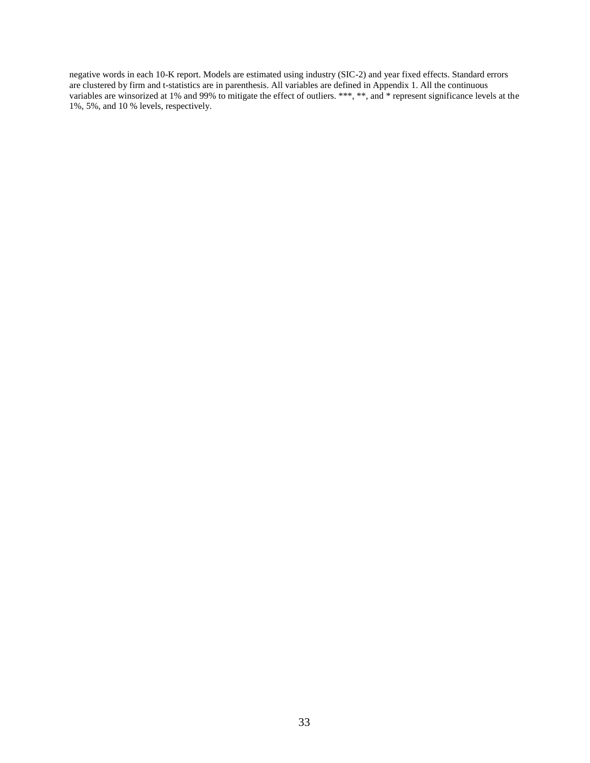negative words in each 10-K report. Models are estimated using industry (SIC-2) and year fixed effects. Standard errors are clustered by firm and t-statistics are in parenthesis. All variables are defined in Appendix 1. All the continuous variables are winsorized at 1% and 99% to mitigate the effect of outliers. ***, **, and * represent significance levels at the 1%, 5%, and 10 % levels, respectively.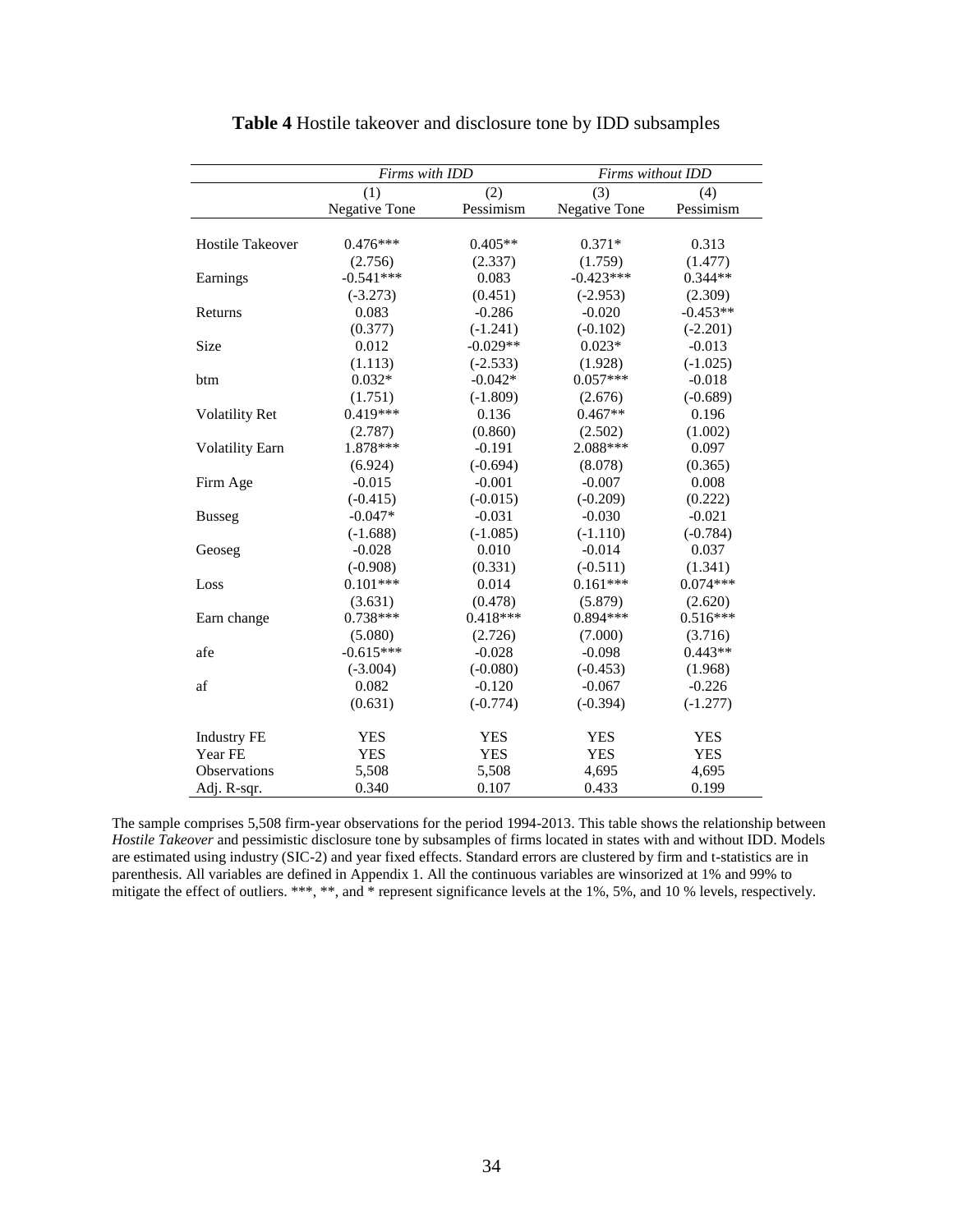**Table 4** Hostile takeover and disclosure tone by IDD subsamples

| | *Firms with IDD* | | *Firms without IDD* | |
|---|---|---|---|---|
| | (1) | (2) | (3) | (4) |
| | Negative Tone | Pessimism | Negative Tone | Pessimism |
| Hostile Takeover | 0.476*** | 0.405** | 0.371* | 0.313 |
| | (2.756) | (2.337) | (1.759) | (1.477) |
| Earnings | -0.541*** | 0.083 | -0.423*** | 0.344** |
| | (-3.273) | (0.451) | (-2.953) | (2.309) |
| Returns | 0.083 | -0.286 | -0.020 | -0.453** |
| | (0.377) | (-1.241) | (-0.102) | (-2.201) |
| Size | 0.012 | -0.029** | 0.023* | -0.013 |
| | (1.113) | (-2.533) | (1.928) | (-1.025) |
| btm | 0.032* | -0.042* | 0.057*** | -0.018 |
| | (1.751) | (-1.809) | (2.676) | (-0.689) |
| Volatility Ret | 0.419*** | 0.136 | 0.467** | 0.196 |
| | (2.787) | (0.860) | (2.502) | (1.002) |
| Volatility Earn | 1.878*** | -0.191 | 2.088*** | 0.097 |
| | (6.924) | (-0.694) | (8.078) | (0.365) |
| Firm Age | -0.015 | -0.001 | -0.007 | 0.008 |
| | (-0.415) | (-0.015) | (-0.209) | (0.222) |
| Busseg | -0.047* | -0.031 | -0.030 | -0.021 |
| | (-1.688) | (-1.085) | (-1.110) | (-0.784) |
| Geoseg | -0.028 | 0.010 | -0.014 | 0.037 |
| | (-0.908) | (0.331) | (-0.511) | (1.341) |
| Loss | 0.101*** | 0.014 | 0.161*** | 0.074*** |
| | (3.631) | (0.478) | (5.879) | (2.620) |
| Earn change | 0.738*** | 0.418*** | 0.894*** | 0.516*** |
| | (5.080) | (2.726) | (7.000) | (3.716) |
| afe | -0.615*** | -0.028 | -0.098 | 0.443** |
| | (-3.004) | (-0.080) | (-0.453) | (1.968) |
| af | 0.082 | -0.120 | -0.067 | -0.226 |
| | (0.631) | (-0.774) | (-0.394) | (-1.277) |
| Industry FE | YES | YES | YES | YES |
| Year FE | YES | YES | YES | YES |
| Observations | 5,508 | 5,508 | 4,695 | 4,695 |
| Adj. R-sqr. | 0.340 | 0.107 | 0.433 | 0.199 |

The sample comprises 5,508 firm-year observations for the period 1994-2013. This table shows the relationship between *Hostile Takeover* and pessimistic disclosure tone by subsamples of firms located in states with and without IDD. Models are estimated using industry (SIC-2) and year fixed effects. Standard errors are clustered by firm and t-statistics are in parenthesis. All variables are defined in Appendix 1. All the continuous variables are winsorized at 1% and 99% to mitigate the effect of outliers. ***, **, and * represent significance levels at the 1%, 5%, and 10 % levels, respectively.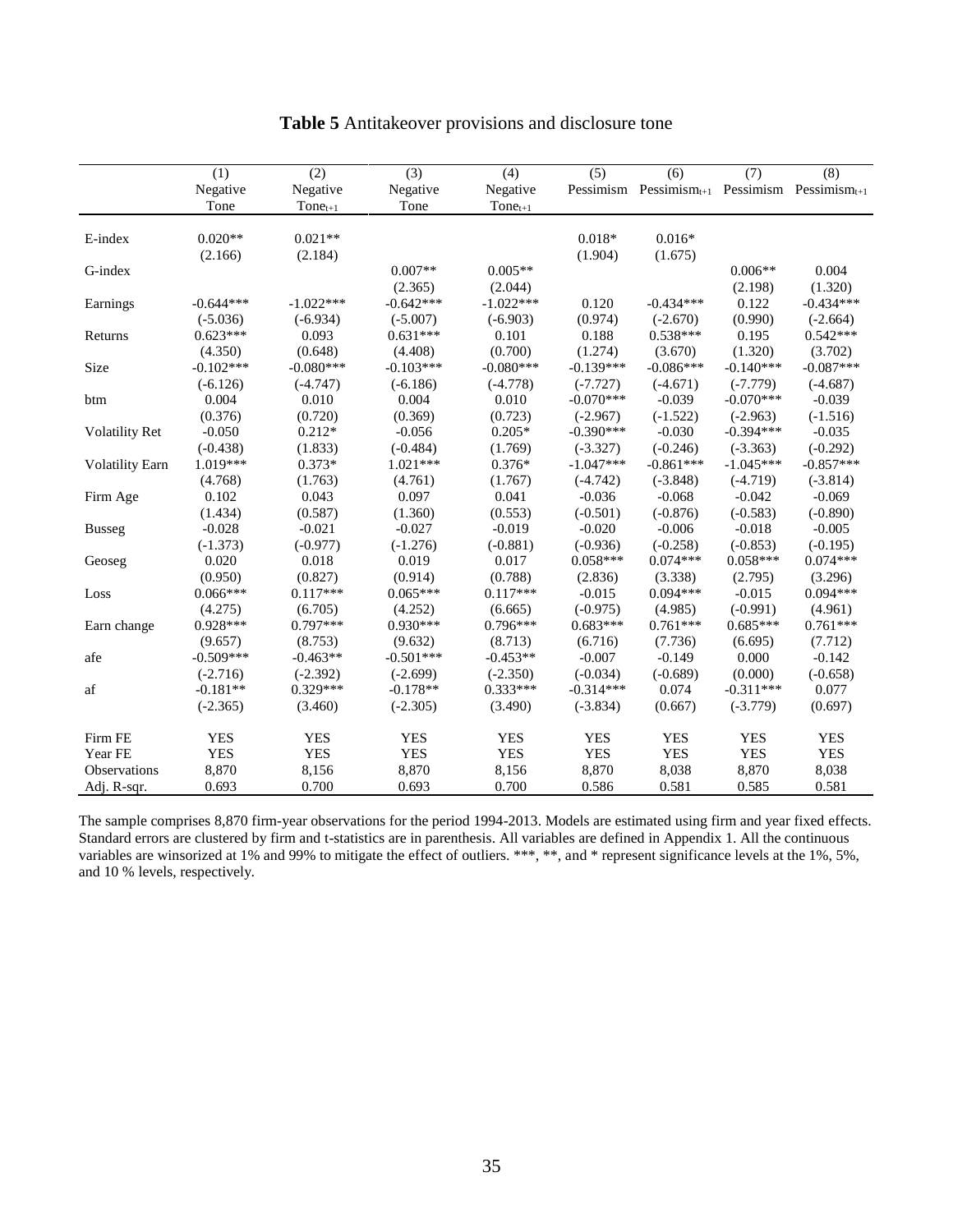**Table 5** Antitakeover provisions and disclosure tone

| | (1) | (2) | (3) | (4) | (5) | (6) | (7) | (8) |
|---|---|---|---|---|---|---|---|---|
| | Negative Tone | Negative $Tone_{t+1}$ | Negative Tone | Negative $Tone_{t+1}$ | Pessimism | $Pessimism_{t+1}$ | Pessimism | $Pessimism_{t+1}$ |
| E-index | 0.020** | 0.021** | | | 0.018* | 0.016* | | |
| | (2.166) | (2.184) | | | (1.904) | (1.675) | | |
| G-index | | | 0.007** | 0.005** | | | 0.006** | 0.004 |
| | | | (2.365) | (2.044) | | | (2.198) | (1.320) |
| Earnings | -0.644*** | -1.022*** | -0.642*** | -1.022*** | 0.120 | -0.434*** | 0.122 | -0.434*** |
| | (-5.036) | (-6.934) | (-5.007) | (-6.903) | (0.974) | (-2.670) | (0.990) | (-2.664) |
| Returns | 0.623*** | 0.093 | 0.631*** | 0.101 | 0.188 | 0.538*** | 0.195 | 0.542*** |
| | (4.350) | (0.648) | (4.408) | (0.700) | (1.274) | (3.670) | (1.320) | (3.702) |
| Size | -0.102*** | -0.080*** | -0.103*** | -0.080*** | -0.139*** | -0.086*** | -0.140*** | -0.087*** |
| | (-6.126) | (-4.747) | (-6.186) | (-4.778) | (-7.727) | (-4.671) | (-7.779) | (-4.687) |
| btm | 0.004 | 0.010 | 0.004 | 0.010 | -0.070*** | -0.039 | -0.070*** | -0.039 |
| | (0.376) | (0.720) | (0.369) | (0.723) | (-2.967) | (-1.522) | (-2.963) | (-1.516) |
| Volatility Ret | -0.050 | 0.212* | -0.056 | 0.205* | -0.390*** | -0.030 | -0.394*** | -0.035 |
| | (-0.438) | (1.833) | (-0.484) | (1.769) | (-3.327) | (-0.246) | (-3.363) | (-0.292) |
| Volatility Earn | 1.019*** | 0.373* | 1.021*** | 0.376* | -1.047*** | -0.861*** | -1.045*** | -0.857*** |
| | (4.768) | (1.763) | (4.761) | (1.767) | (-4.742) | (-3.848) | (-4.719) | (-3.814) |
| Firm Age | 0.102 | 0.043 | 0.097 | 0.041 | -0.036 | -0.068 | -0.042 | -0.069 |
| | (1.434) | (0.587) | (1.360) | (0.553) | (-0.501) | (-0.876) | (-0.583) | (-0.890) |
| Busseg | -0.028 | -0.021 | -0.027 | -0.019 | -0.020 | -0.006 | -0.018 | -0.005 |
| | (-1.373) | (-0.977) | (-1.276) | (-0.881) | (-0.936) | (-0.258) | (-0.853) | (-0.195) |
| Geoseg | 0.020 | 0.018 | 0.019 | 0.017 | 0.058*** | 0.074*** | 0.058*** | 0.074*** |
| | (0.950) | (0.827) | (0.914) | (0.788) | (2.836) | (3.338) | (2.795) | (3.296) |
| Loss | 0.066*** | 0.117*** | 0.065*** | 0.117*** | -0.015 | 0.094*** | -0.015 | 0.094*** |
| | (4.275) | (6.705) | (4.252) | (6.665) | (-0.975) | (4.985) | (-0.991) | (4.961) |
| Earn change | 0.928*** | 0.797*** | 0.930*** | 0.796*** | 0.683*** | 0.761*** | 0.685*** | 0.761*** |
| | (9.657) | (8.753) | (9.632) | (8.713) | (6.716) | (7.736) | (6.695) | (7.712) |
| afe | -0.509*** | -0.463** | -0.501*** | -0.453** | -0.007 | -0.149 | 0.000 | -0.142 |
| | (-2.716) | (-2.392) | (-2.699) | (-2.350) | (-0.034) | (-0.689) | (0.000) | (-0.658) |
| af | -0.181** | 0.329*** | -0.178** | 0.333*** | -0.314*** | 0.074 | -0.311*** | 0.077 |
| | (-2.365) | (3.460) | (-2.305) | (3.490) | (-3.834) | (0.667) | (-3.779) | (0.697) |
| Firm FE | YES | YES | YES | YES | YES | YES | YES | YES |
| Year FE | YES | YES | YES | YES | YES | YES | YES | YES |
| Observations | 8,870 | 8,156 | 8,870 | 8,156 | 8,870 | 8,038 | 8,870 | 8,038 |
| Adj. R-sqr. | 0.693 | 0.700 | 0.693 | 0.700 | 0.586 | 0.581 | 0.585 | 0.581 |

The sample comprises 8,870 firm-year observations for the period 1994-2013. Models are estimated using firm and year fixed effects. Standard errors are clustered by firm and t-statistics are in parenthesis. All variables are defined in Appendix 1. All the continuous variables are winsorized at 1% and 99% to mitigate the effect of outliers. ***, **, and * represent significance levels at the 1%, 5%, and 10 % levels, respectively.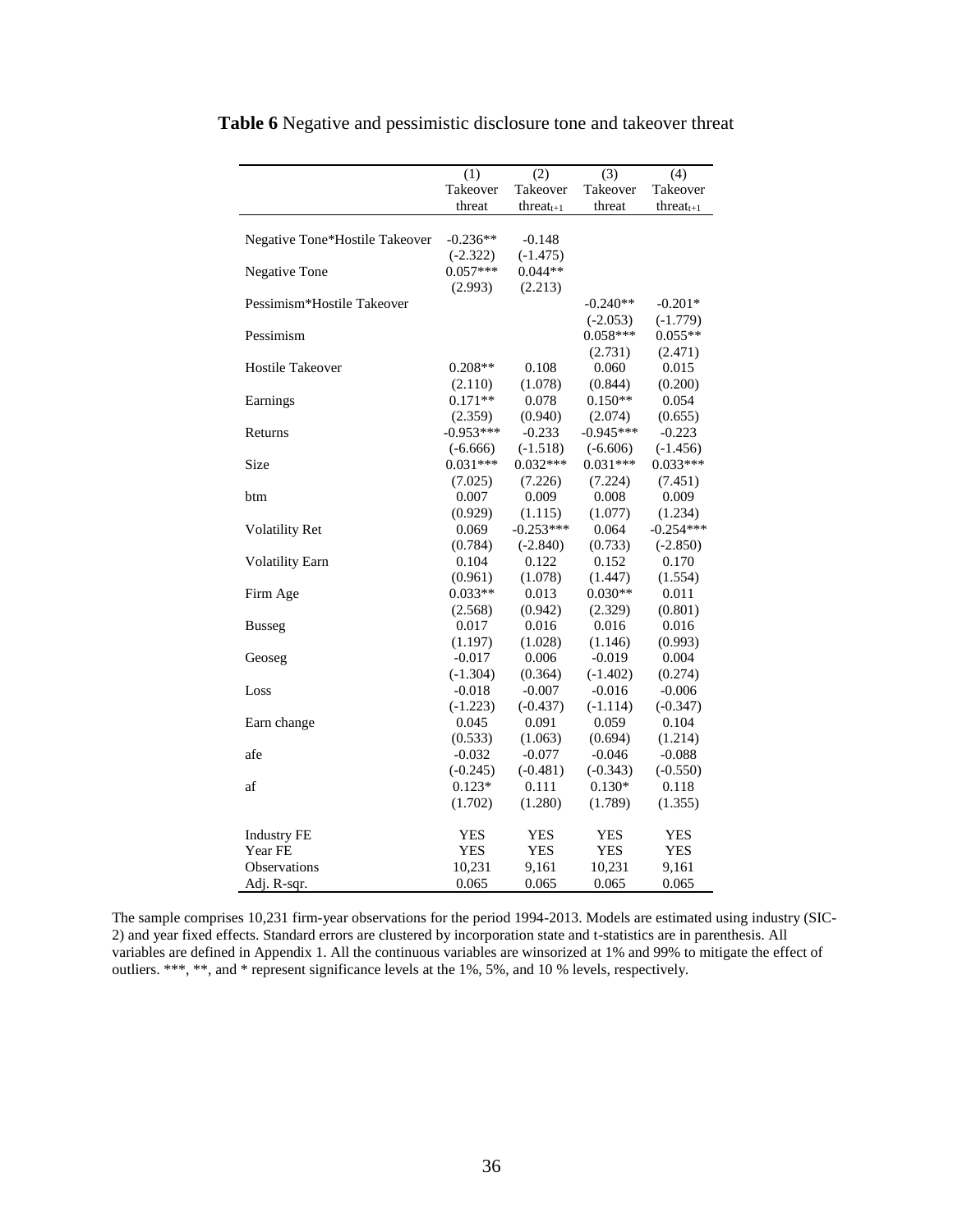**Table 6** Negative and pessimistic disclosure tone and takeover threat

| | (1) Takeover threat | (2) Takeover $threat_{t+1}$ | (3) Takeover threat | (4) Takeover $threat_{t+1}$ |
|---|---|---|---|---|
| Negative Tone*Hostile Takeover | -0.236** | -0.148 | | |
| | (-2.322) | (-1.475) | | |
| Negative Tone | 0.057*** | 0.044** | | |
| | (2.993) | (2.213) | | |
| Pessimism*Hostile Takeover | | | -0.240** | -0.201* |
| | | | (-2.053) | (-1.779) |
| Pessimism | | | 0.058*** | 0.055** |
| | | | (2.731) | (2.471) |
| Hostile Takeover | 0.208** | 0.108 | 0.060 | 0.015 |
| | (2.110) | (1.078) | (0.844) | (0.200) |
| Earnings | 0.171** | 0.078 | 0.150** | 0.054 |
| | (2.359) | (0.940) | (2.074) | (0.655) |
| Returns | -0.953*** | -0.233 | -0.945*** | -0.223 |
| | (-6.666) | (-1.518) | (-6.606) | (-1.456) |
| Size | 0.031*** | 0.032*** | 0.031*** | 0.033*** |
| | (7.025) | (7.226) | (7.224) | (7.451) |
| btm | 0.007 | 0.009 | 0.008 | 0.009 |
| | (0.929) | (1.115) | (1.077) | (1.234) |
| Volatility Ret | 0.069 | -0.253*** | 0.064 | -0.254*** |
| | (0.784) | (-2.840) | (0.733) | (-2.850) |
| Volatility Earn | 0.104 | 0.122 | 0.152 | 0.170 |
| | (0.961) | (1.078) | (1.447) | (1.554) |
| Firm Age | 0.033** | 0.013 | 0.030** | 0.011 |
| | (2.568) | (0.942) | (2.329) | (0.801) |
| Busseg | 0.017 | 0.016 | 0.016 | 0.016 |
| | (1.197) | (1.028) | (1.146) | (0.993) |
| Geoseg | -0.017 | 0.006 | -0.019 | 0.004 |
| | (-1.304) | (0.364) | (-1.402) | (0.274) |
| Loss | -0.018 | -0.007 | -0.016 | -0.006 |
| | (-1.223) | (-0.437) | (-1.114) | (-0.347) |
| Earn change | 0.045 | 0.091 | 0.059 | 0.104 |
| | (0.533) | (1.063) | (0.694) | (1.214) |
| afe | -0.032 | -0.077 | -0.046 | -0.088 |
| | (-0.245) | (-0.481) | (-0.343) | (-0.550) |
| af | 0.123* | 0.111 | 0.130* | 0.118 |
| | (1.702) | (1.280) | (1.789) | (1.355) |
| Industry FE | YES | YES | YES | YES |
| Year FE | YES | YES | YES | YES |
| Observations | 10,231 | 9,161 | 10,231 | 9,161 |
| Adj. R-sqr. | 0.065 | 0.065 | 0.065 | 0.065 |

The sample comprises 10,231 firm-year observations for the period 1994-2013. Models are estimated using industry (SIC-2) and year fixed effects. Standard errors are clustered by incorporation state and t-statistics are in parenthesis. All variables are defined in Appendix 1. All the continuous variables are winsorized at 1% and 99% to mitigate the effect of outliers. ***, **, and * represent significance levels at the 1%, 5%, and 10 % levels, respectively.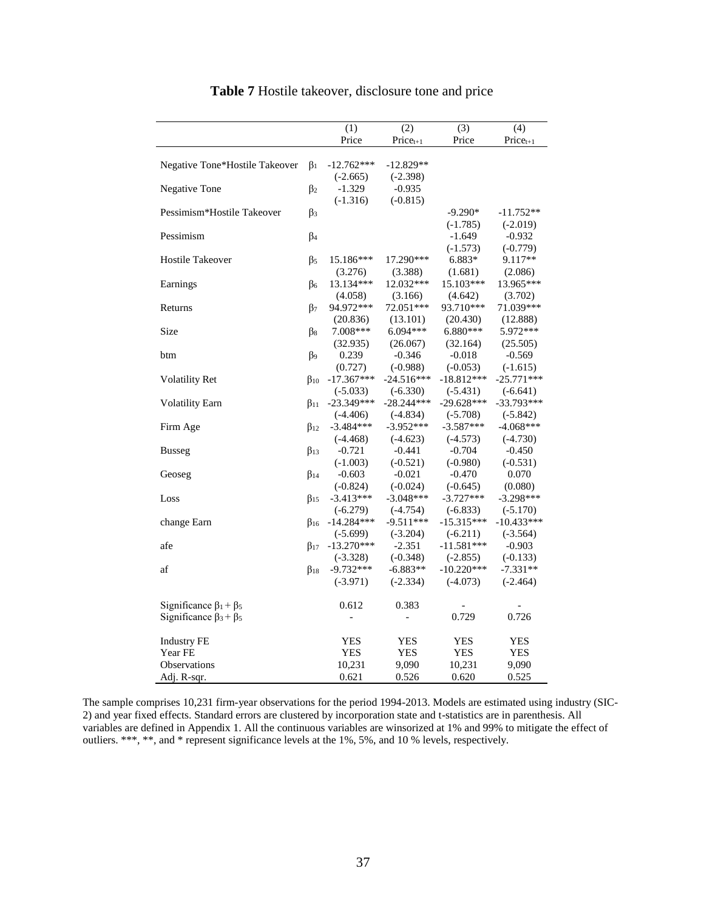**Table 7** Hostile takeover, disclosure tone and price

| | | (1) Price | (2) $Price_{t+1}$ | (3) Price | (4) $Price_{t+1}$ |
|---|---|---|---|---|---|
| Negative Tone*Hostile Takeover | $\beta_1$ | -12.762*** | -12.829** | | |
| | | (-2.665) | (-2.398) | | |
| Negative Tone | $\beta_2$ | -1.329 | -0.935 | | |
| | | (-1.316) | (-0.815) | | |
| Pessimism*Hostile Takeover | $\beta_3$ | | | -9.290* | -11.752** |
| | | | | (-1.785) | (-2.019) |
| Pessimism | $\beta_4$ | | | -1.649 | -0.932 |
| | | | | (-1.573) | (-0.779) |
| Hostile Takeover | $\beta_5$ | 15.186*** | 17.290*** | 6.883* | 9.117** |
| | | (3.276) | (3.388) | (1.681) | (2.086) |
| Earnings | $\beta_6$ | 13.134*** | 12.032*** | 15.103*** | 13.965*** |
| | | (4.058) | (3.166) | (4.642) | (3.702) |
| Returns | $\beta_7$ | 94.972*** | 72.051*** | 93.710*** | 71.039*** |
| | | (20.836) | (13.101) | (20.430) | (12.888) |
| Size | $\beta_8$ | 7.008*** | 6.094*** | 6.880*** | 5.972*** |
| | | (32.935) | (26.067) | (32.164) | (25.505) |
| btm | $\beta_9$ | 0.239 | -0.346 | -0.018 | -0.569 |
| | | (0.727) | (-0.988) | (-0.053) | (-1.615) |
| Volatility Ret | $\beta_{10}$ | -17.367*** | -24.516*** | -18.812*** | -25.771*** |
| | | (-5.033) | (-6.330) | (-5.431) | (-6.641) |
| Volatility Earn | $\beta_{11}$ | -23.349*** | -28.244*** | -29.628*** | -33.793*** |
| | | (-4.406) | (-4.834) | (-5.708) | (-5.842) |
| Firm Age | $\beta_{12}$ | -3.484*** | -3.952*** | -3.587*** | -4.068*** |
| | | (-4.468) | (-4.623) | (-4.573) | (-4.730) |
| Busseg | $\beta_{13}$ | -0.721 | -0.441 | -0.704 | -0.450 |
| | | (-1.003) | (-0.521) | (-0.980) | (-0.531) |
| Geoseg | $\beta_{14}$ | -0.603 | -0.021 | -0.470 | 0.070 |
| | | (-0.824) | (-0.024) | (-0.645) | (0.080) |
| Loss | $\beta_{15}$ | -3.413*** | -3.048*** | -3.727*** | -3.298*** |
| | | (-6.279) | (-4.754) | (-6.833) | (-5.170) |
| change Earn | $\beta_{16}$ | -14.284*** | -9.511*** | -15.315*** | -10.433*** |
| | | (-5.699) | (-3.204) | (-6.211) | (-3.564) |
| afe | $\beta_{17}$ | -13.270*** | -2.351 | -11.581*** | -0.903 |
| | | (-3.328) | (-0.348) | (-2.855) | (-0.133) |
| af | $\beta_{18}$ | -9.732*** | -6.883** | -10.220*** | -7.331** |
| | | (-3.971) | (-2.334) | (-4.073) | (-2.464) |
| Significance $\beta_1 + \beta_5$ | | 0.612 | 0.383 | - | - |
| Significance $\beta_3 + \beta_5$ | | - | - | 0.729 | 0.726 |
| Industry FE | | YES | YES | YES | YES |
| Year FE | | YES | YES | YES | YES |
| Observations | | 10,231 | 9,090 | 10,231 | 9,090 |
| Adj. R-sqr. | | 0.621 | 0.526 | 0.620 | 0.525 |

The sample comprises 10,231 firm-year observations for the period 1994-2013. Models are estimated using industry (SIC-2) and year fixed effects. Standard errors are clustered by incorporation state and t-statistics are in parenthesis. All variables are defined in Appendix 1. All the continuous variables are winsorized at 1% and 99% to mitigate the effect of outliers. ***, **, and * represent significance levels at the 1%, 5%, and 10 % levels, respectively.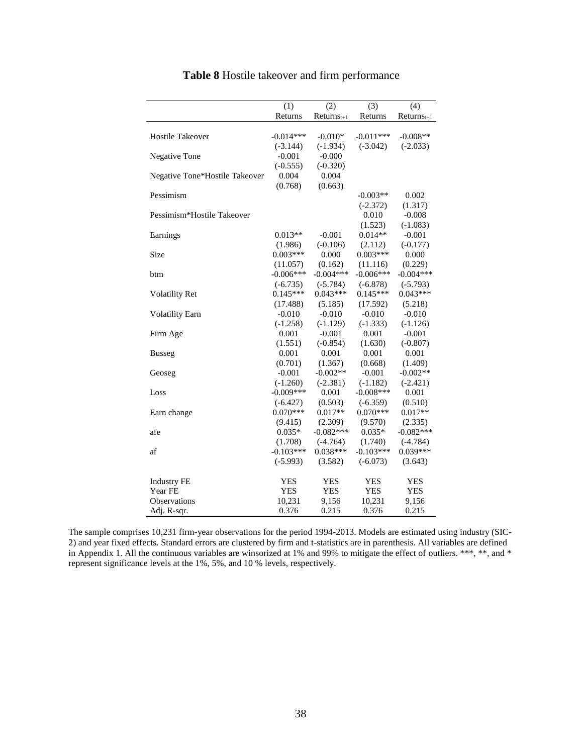**Table 8** Hostile takeover and firm performance

| | (1) | (2) | (3) | (4) |
|---|---|---|---|---|
| | Returns | $Returns_{t+1}$ | Returns | $Returns_{t+1}$ |
| Hostile Takeover | -0.014*** | -0.010* | -0.011*** | -0.008** |
| | (-3.144) | (-1.934) | (-3.042) | (-2.033) |
| Negative Tone | -0.001 | -0.000 | | |
| | (-0.555) | (-0.320) | | |
| Negative Tone*Hostile Takeover | 0.004 | 0.004 | | |
| | (0.768) | (0.663) | | |
| Pessimism | | | -0.003** | 0.002 |
| | | | (-2.372) | (1.317) |
| Pessimism*Hostile Takeover | | | 0.010 | -0.008 |
| | | | (1.523) | (-1.083) |
| Earnings | 0.013** | -0.001 | 0.014** | -0.001 |
| | (1.986) | (-0.106) | (2.112) | (-0.177) |
| Size | 0.003*** | 0.000 | 0.003*** | 0.000 |
| | (11.057) | (0.162) | (11.116) | (0.229) |
| btm | -0.006*** | -0.004*** | -0.006*** | -0.004*** |
| | (-6.735) | (-5.784) | (-6.878) | (-5.793) |
| Volatility Ret | 0.145*** | 0.043*** | 0.145*** | 0.043*** |
| | (17.488) | (5.185) | (17.592) | (5.218) |
| Volatility Earn | -0.010 | -0.010 | -0.010 | -0.010 |
| | (-1.258) | (-1.129) | (-1.333) | (-1.126) |
| Firm Age | 0.001 | -0.001 | 0.001 | -0.001 |
| | (1.551) | (-0.854) | (1.630) | (-0.807) |
| Busseg | 0.001 | 0.001 | 0.001 | 0.001 |
| | (0.701) | (1.367) | (0.668) | (1.409) |
| Geoseg | -0.001 | -0.002** | -0.001 | -0.002** |
| | (-1.260) | (-2.381) | (-1.182) | (-2.421) |
| Loss | -0.009*** | 0.001 | -0.008*** | 0.001 |
| | (-6.427) | (0.503) | (-6.359) | (0.510) |
| Earn change | 0.070*** | 0.017** | 0.070*** | 0.017** |
| | (9.415) | (2.309) | (9.570) | (2.335) |
| afe | 0.035* | -0.082*** | 0.035* | -0.082*** |
| | (1.708) | (-4.764) | (1.740) | (-4.784) |
| af | -0.103*** | 0.038*** | -0.103*** | 0.039*** |
| | (-5.993) | (3.582) | (-6.073) | (3.643) |
| Industry FE | YES | YES | YES | YES |
| Year FE | YES | YES | YES | YES |
| Observations | 10,231 | 9,156 | 10,231 | 9,156 |
| Adj. R-sqr. | 0.376 | 0.215 | 0.376 | 0.215 |

The sample comprises 10,231 firm-year observations for the period 1994-2013. Models are estimated using industry (SIC-2) and year fixed effects. Standard errors are clustered by firm and t-statistics are in parenthesis. All variables are defined in Appendix 1. All the continuous variables are winsorized at 1% and 99% to mitigate the effect of outliers. ***, **, and * represent significance levels at the 1%, 5%, and 10 % levels, respectively.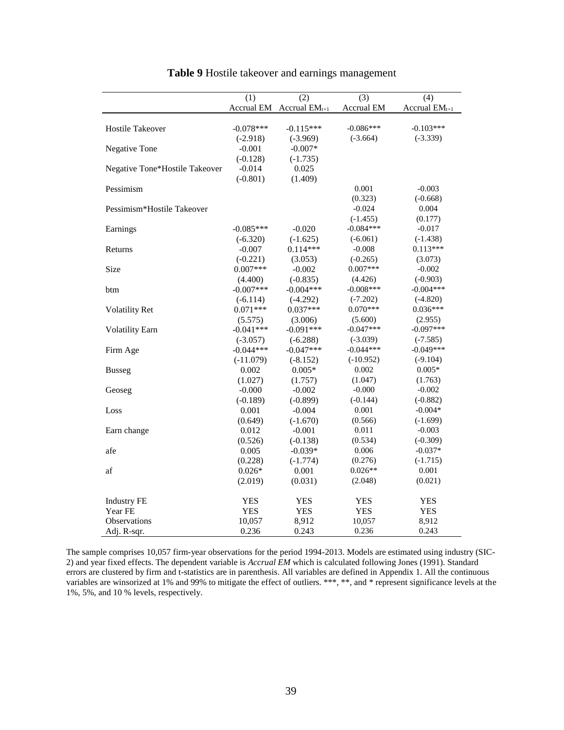**Table 9** Hostile takeover and earnings management

| | (1) | (2) | (3) | (4) |
|---|---|---|---|---|
| | Accrual EM | Accrual $EM_{t+1}$ | Accrual EM | Accrual $EM_{t+1}$ |
| Hostile Takeover | -0.078*** | -0.115*** | -0.086*** | -0.103*** |
| | (-2.918) | (-3.969) | (-3.664) | (-3.339) |
| Negative Tone | -0.001 | -0.007* | | |
| | (-0.128) | (-1.735) | | |
| Negative Tone*Hostile Takeover | -0.014 | 0.025 | | |
| | (-0.801) | (1.409) | | |
| Pessimism | | | 0.001 | -0.003 |
| | | | (0.323) | (-0.668) |
| Pessimism*Hostile Takeover | | | -0.024 | 0.004 |
| | | | (-1.455) | (0.177) |
| Earnings | -0.085*** | -0.020 | -0.084*** | -0.017 |
| | (-6.320) | (-1.625) | (-6.061) | (-1.438) |
| Returns | -0.007 | 0.114*** | -0.008 | 0.113*** |
| | (-0.221) | (3.053) | (-0.265) | (3.073) |
| Size | 0.007*** | -0.002 | 0.007*** | -0.002 |
| | (4.400) | (-0.835) | (4.426) | (-0.903) |
| btm | -0.007*** | -0.004*** | -0.008*** | -0.004*** |
| | (-6.114) | (-4.292) | (-7.202) | (-4.820) |
| Volatility Ret | 0.071*** | 0.037*** | 0.070*** | 0.036*** |
| | (5.575) | (3.006) | (5.600) | (2.955) |
| Volatility Earn | -0.041*** | -0.091*** | -0.047*** | -0.097*** |
| | (-3.057) | (-6.288) | (-3.039) | (-7.585) |
| Firm Age | -0.044*** | -0.047*** | -0.044*** | -0.049*** |
| | (-11.079) | (-8.152) | (-10.952) | (-9.104) |
| Busseg | 0.002 | 0.005* | 0.002 | 0.005* |
| | (1.027) | (1.757) | (1.047) | (1.763) |
| Geoseg | -0.000 | -0.002 | -0.000 | -0.002 |
| | (-0.189) | (-0.899) | (-0.144) | (-0.882) |
| Loss | 0.001 | -0.004 | 0.001 | -0.004* |
| | (0.649) | (-1.670) | (0.566) | (-1.699) |
| Earn change | 0.012 | -0.001 | 0.011 | -0.003 |
| | (0.526) | (-0.138) | (0.534) | (-0.309) |
| afe | 0.005 | -0.039* | 0.006 | -0.037* |
| | (0.228) | (-1.774) | (0.276) | (-1.715) |
| af | 0.026* | 0.001 | 0.026** | 0.001 |
| | (2.019) | (0.031) | (2.048) | (0.021) |
| Industry FE | YES | YES | YES | YES |
| Year FE | YES | YES | YES | YES |
| Observations | 10,057 | 8,912 | 10,057 | 8,912 |
| Adj. R-sqr. | 0.236 | 0.243 | 0.236 | 0.243 |

The sample comprises 10,057 firm-year observations for the period 1994-2013. Models are estimated using industry (SIC-2) and year fixed effects. The dependent variable is *Accrual EM* which is calculated following Jones (1991). Standard errors are clustered by firm and t-statistics are in parenthesis. All variables are defined in Appendix 1. All the continuous variables are winsorized at 1% and 99% to mitigate the effect of outliers. ***, **, and * represent significance levels at the 1%, 5%, and 10 % levels, respectively.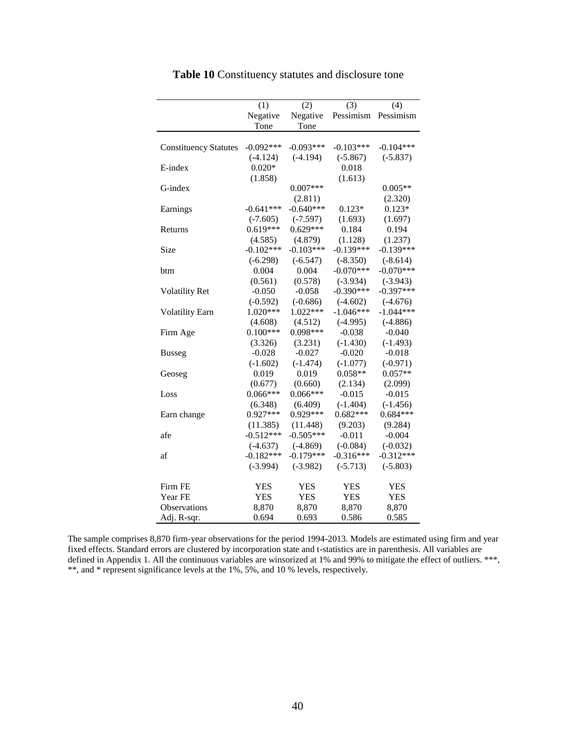**Table 10** Constituency statutes and disclosure tone

| | (1) Negative Tone | (2) Negative Tone | (3) Pessimism | (4) Pessimism |
|---|---|---|---|---|
| Constituency Statutes | -0.092*** | -0.093*** | -0.103*** | -0.104*** |
| | (-4.124) | (-4.194) | (-5.867) | (-5.837) |
| E-index | 0.020* | | 0.018 | |
| | (1.858) | | (1.613) | |
| G-index | | 0.007*** | | 0.005** |
| | | (2.811) | | (2.320) |
| Earnings | -0.641*** | -0.640*** | 0.123* | 0.123* |
| | (-7.605) | (-7.597) | (1.693) | (1.697) |
| Returns | 0.619*** | 0.629*** | 0.184 | 0.194 |
| | (4.585) | (4.879) | (1.128) | (1.237) |
| Size | -0.102*** | -0.103*** | -0.139*** | -0.139*** |
| | (-6.298) | (-6.547) | (-8.350) | (-8.614) |
| btm | 0.004 | 0.004 | -0.070*** | -0.070*** |
| | (0.561) | (0.578) | (-3.934) | (-3.943) |
| Volatility Ret | -0.050 | -0.058 | -0.390*** | -0.397*** |
| | (-0.592) | (-0.686) | (-4.602) | (-4.676) |
| Volatility Earn | 1.020*** | 1.022*** | -1.046*** | -1.044*** |
| | (4.608) | (4.512) | (-4.995) | (-4.886) |
| Firm Age | 0.100*** | 0.098*** | -0.038 | -0.040 |
| | (3.326) | (3.231) | (-1.430) | (-1.493) |
| Busseg | -0.028 | -0.027 | -0.020 | -0.018 |
| | (-1.602) | (-1.474) | (-1.077) | (-0.971) |
| Geoseg | 0.019 | 0.019 | 0.058** | 0.057** |
| | (0.677) | (0.660) | (2.134) | (2.099) |
| Loss | 0.066*** | 0.066*** | -0.015 | -0.015 |
| | (6.348) | (6.409) | (-1.404) | (-1.456) |
| Earn change | 0.927*** | 0.929*** | 0.682*** | 0.684*** |
| | (11.385) | (11.448) | (9.203) | (9.284) |
| afe | -0.512*** | -0.505*** | -0.011 | -0.004 |
| | (-4.637) | (-4.869) | (-0.084) | (-0.032) |
| af | -0.182*** | -0.179*** | -0.316*** | -0.312*** |
| | (-3.994) | (-3.982) | (-5.713) | (-5.803) |
| Firm FE | YES | YES | YES | YES |
| Year FE | YES | YES | YES | YES |
| Observations | 8,870 | 8,870 | 8,870 | 8,870 |
| Adj. R-sqr. | 0.694 | 0.693 | 0.586 | 0.585 |

The sample comprises 8,870 firm-year observations for the period 1994-2013. Models are estimated using firm and year fixed effects. Standard errors are clustered by incorporation state and t-statistics are in parenthesis. All variables are defined in Appendix 1. All the continuous variables are winsorized at 1% and 99% to mitigate the effect of outliers. ***, **, and * represent significance levels at the 1%, 5%, and 10 % levels, respectively.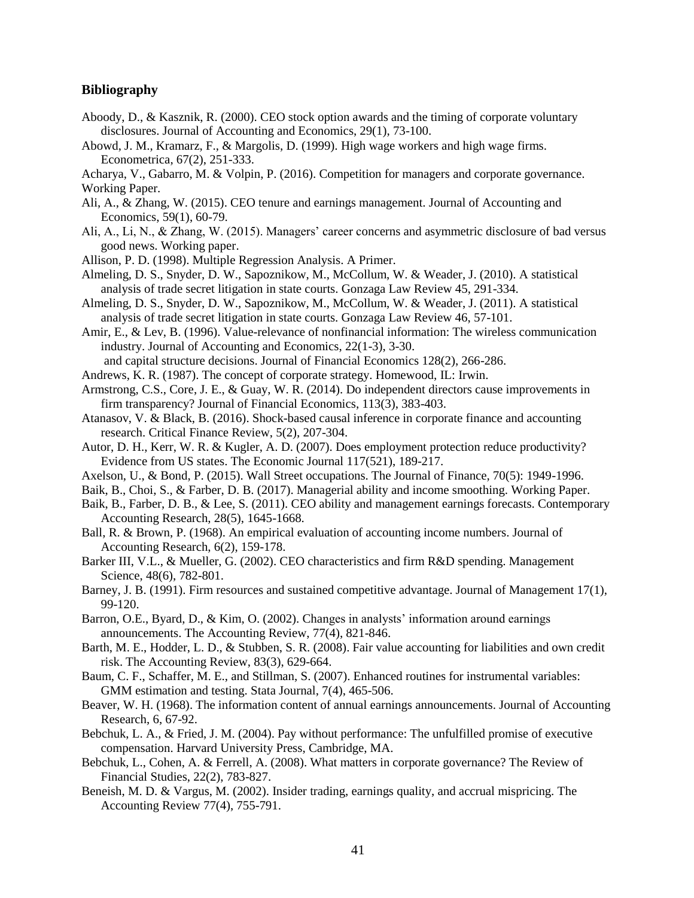## Bibliography

Aboody, D., & Kasznik, R. (2000). CEO stock option awards and the timing of corporate voluntary disclosures. Journal of Accounting and Economics, 29(1), 73-100.

Abowd, J. M., Kramarz, F., & Margolis, D. (1999). High wage workers and high wage firms. Econometrica, 67(2), 251-333.

Acharya, V., Gabarro, M. & Volpin, P. (2016). Competition for managers and corporate governance. Working Paper.

Ali, A., & Zhang, W. (2015). CEO tenure and earnings management. Journal of Accounting and Economics, 59(1), 60-79.

Ali, A., Li, N., & Zhang, W. (2015). Managers' career concerns and asymmetric disclosure of bad versus good news. Working paper.

Allison, P. D. (1998). Multiple Regression Analysis. A Primer.

Almeling, D. S., Snyder, D. W., Sapoznikow, M., McCollum, W. & Weader, J. (2010). A statistical analysis of trade secret litigation in state courts. Gonzaga Law Review 45, 291-334.

Almeling, D. S., Snyder, D. W., Sapoznikow, M., McCollum, W. & Weader, J. (2011). A statistical analysis of trade secret litigation in state courts. Gonzaga Law Review 46, 57-101.

Amir, E., & Lev, B. (1996). Value-relevance of nonfinancial information: The wireless communication industry. Journal of Accounting and Economics, 22(1-3), 3-30.
and capital structure decisions. Journal of Financial Economics 128(2), 266-286.

Andrews, K. R. (1987). The concept of corporate strategy. Homewood, IL: Irwin.

Armstrong, C.S., Core, J. E., & Guay, W. R. (2014). Do independent directors cause improvements in firm transparency? Journal of Financial Economics, 113(3), 383-403.

Atanasov, V. & Black, B. (2016). Shock-based causal inference in corporate finance and accounting research. Critical Finance Review, 5(2), 207-304.

Autor, D. H., Kerr, W. R. & Kugler, A. D. (2007). Does employment protection reduce productivity? Evidence from US states. The Economic Journal 117(521), 189-217.

Axelson, U., & Bond, P. (2015). Wall Street occupations. The Journal of Finance, 70(5): 1949-1996.

Baik, B., Choi, S., & Farber, D. B. (2017). Managerial ability and income smoothing. Working Paper.

Baik, B., Farber, D. B., & Lee, S. (2011). CEO ability and management earnings forecasts. Contemporary Accounting Research, 28(5), 1645-1668.

Ball, R. & Brown, P. (1968). An empirical evaluation of accounting income numbers. Journal of Accounting Research, 6(2), 159-178.

Barker III, V.L., & Mueller, G. (2002). CEO characteristics and firm R&D spending. Management Science, 48(6), 782-801.

Barney, J. B. (1991). Firm resources and sustained competitive advantage. Journal of Management 17(1), 99-120.

Barron, O.E., Byard, D., & Kim, O. (2002). Changes in analysts' information around earnings announcements. The Accounting Review, 77(4), 821-846.

Barth, M. E., Hodder, L. D., & Stubben, S. R. (2008). Fair value accounting for liabilities and own credit risk. The Accounting Review, 83(3), 629-664.

Baum, C. F., Schaffer, M. E., and Stillman, S. (2007). Enhanced routines for instrumental variables: GMM estimation and testing. Stata Journal, 7(4), 465-506.

Beaver, W. H. (1968). The information content of annual earnings announcements. Journal of Accounting Research, 6, 67-92.

Bebchuk, L. A., & Fried, J. M. (2004). Pay without performance: The unfulfilled promise of executive compensation. Harvard University Press, Cambridge, MA.

Bebchuk, L., Cohen, A. & Ferrell, A. (2008). What matters in corporate governance? The Review of Financial Studies, 22(2), 783-827.

Beneish, M. D. & Vargus, M. (2002). Insider trading, earnings quality, and accrual mispricing. The Accounting Review 77(4), 755-791.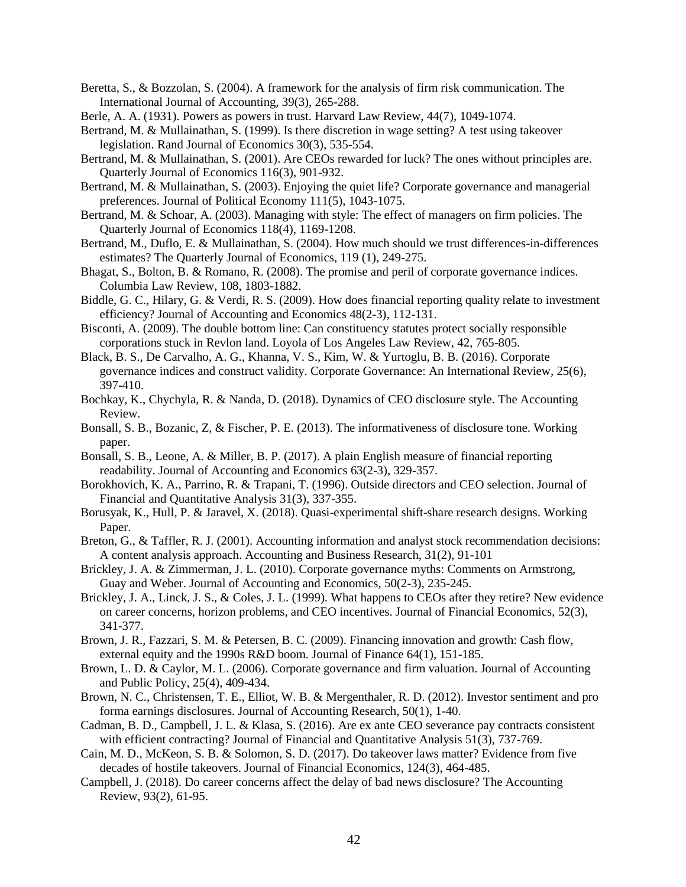Beretta, S., & Bozzolan, S. (2004). A framework for the analysis of firm risk communication. The International Journal of Accounting, 39(3), 265-288.

Berle, A. A. (1931). Powers as powers in trust. Harvard Law Review, 44(7), 1049-1074.

Bertrand, M. & Mullainathan, S. (1999). Is there discretion in wage setting? A test using takeover legislation. Rand Journal of Economics 30(3), 535-554.

Bertrand, M. & Mullainathan, S. (2001). Are CEOs rewarded for luck? The ones without principles are. Quarterly Journal of Economics 116(3), 901-932.

Bertrand, M. & Mullainathan, S. (2003). Enjoying the quiet life? Corporate governance and managerial preferences. Journal of Political Economy 111(5), 1043-1075.

Bertrand, M. & Schoar, A. (2003). Managing with style: The effect of managers on firm policies. The Quarterly Journal of Economics 118(4), 1169-1208.

Bertrand, M., Duflo, E. & Mullainathan, S. (2004). How much should we trust differences-in-differences estimates? The Quarterly Journal of Economics, 119 (1), 249-275.

Bhagat, S., Bolton, B. & Romano, R. (2008). The promise and peril of corporate governance indices. Columbia Law Review, 108, 1803-1882.

Biddle, G. C., Hilary, G. & Verdi, R. S. (2009). How does financial reporting quality relate to investment efficiency? Journal of Accounting and Economics 48(2-3), 112-131.

Bisconti, A. (2009). The double bottom line: Can constituency statutes protect socially responsible corporations stuck in Revlon land. Loyola of Los Angeles Law Review, 42, 765-805.

Black, B. S., De Carvalho, A. G., Khanna, V. S., Kim, W. & Yurtoglu, B. B. (2016). Corporate governance indices and construct validity. Corporate Governance: An International Review, 25(6), 397-410.

Bochkay, K., Chychyla, R. & Nanda, D. (2018). Dynamics of CEO disclosure style. The Accounting Review.

Bonsall, S. B., Bozanic, Z, & Fischer, P. E. (2013). The informativeness of disclosure tone. Working paper.

Bonsall, S. B., Leone, A. & Miller, B. P. (2017). A plain English measure of financial reporting readability. Journal of Accounting and Economics 63(2-3), 329-357.

Borokhovich, K. A., Parrino, R. & Trapani, T. (1996). Outside directors and CEO selection. Journal of Financial and Quantitative Analysis 31(3), 337-355.

Borusyak, K., Hull, P. & Jaravel, X. (2018). Quasi-experimental shift-share research designs. Working Paper.

Breton, G., & Taffler, R. J. (2001). Accounting information and analyst stock recommendation decisions: A content analysis approach. Accounting and Business Research, 31(2), 91-101

Brickley, J. A. & Zimmerman, J. L. (2010). Corporate governance myths: Comments on Armstrong, Guay and Weber. Journal of Accounting and Economics, 50(2-3), 235-245.

Brickley, J. A., Linck, J. S., & Coles, J. L. (1999). What happens to CEOs after they retire? New evidence on career concerns, horizon problems, and CEO incentives. Journal of Financial Economics, 52(3), 341-377.

Brown, J. R., Fazzari, S. M. & Petersen, B. C. (2009). Financing innovation and growth: Cash flow, external equity and the 1990s R&D boom. Journal of Finance 64(1), 151-185.

Brown, L. D. & Caylor, M. L. (2006). Corporate governance and firm valuation. Journal of Accounting and Public Policy, 25(4), 409-434.

Brown, N. C., Christensen, T. E., Elliot, W. B. & Mergenthaler, R. D. (2012). Investor sentiment and pro forma earnings disclosures. Journal of Accounting Research, 50(1), 1-40.

Cadman, B. D., Campbell, J. L. & Klasa, S. (2016). Are ex ante CEO severance pay contracts consistent with efficient contracting? Journal of Financial and Quantitative Analysis 51(3), 737-769.

Cain, M. D., McKeon, S. B. & Solomon, S. D. (2017). Do takeover laws matter? Evidence from five decades of hostile takeovers. Journal of Financial Economics, 124(3), 464-485.

Campbell, J. (2018). Do career concerns affect the delay of bad news disclosure? The Accounting Review, 93(2), 61-95.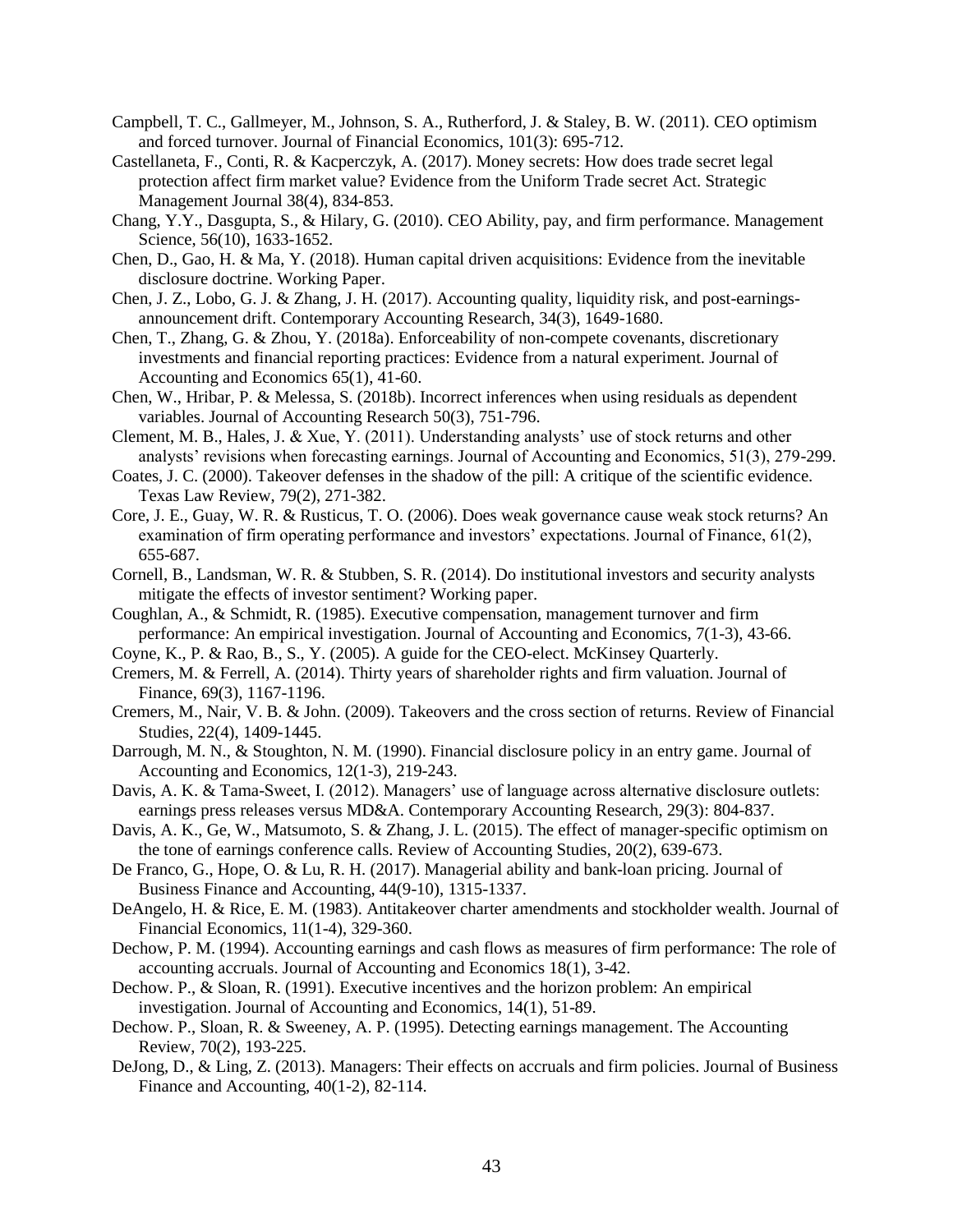Campbell, T. C., Gallmeyer, M., Johnson, S. A., Rutherford, J. & Staley, B. W. (2011). CEO optimism and forced turnover. Journal of Financial Economics, 101(3): 695-712.

Castellaneta, F., Conti, R. & Kacperczyk, A. (2017). Money secrets: How does trade secret legal protection affect firm market value? Evidence from the Uniform Trade secret Act. Strategic Management Journal 38(4), 834-853.

Chang, Y.Y., Dasgupta, S., & Hilary, G. (2010). CEO Ability, pay, and firm performance. Management Science, 56(10), 1633-1652.

Chen, D., Gao, H. & Ma, Y. (2018). Human capital driven acquisitions: Evidence from the inevitable disclosure doctrine. Working Paper.

Chen, J. Z., Lobo, G. J. & Zhang, J. H. (2017). Accounting quality, liquidity risk, and post-earnings-announcement drift. Contemporary Accounting Research, 34(3), 1649-1680.

Chen, T., Zhang, G. & Zhou, Y. (2018a). Enforceability of non-compete covenants, discretionary investments and financial reporting practices: Evidence from a natural experiment. Journal of Accounting and Economics 65(1), 41-60.

Chen, W., Hribar, P. & Melessa, S. (2018b). Incorrect inferences when using residuals as dependent variables. Journal of Accounting Research 50(3), 751-796.

Clement, M. B., Hales, J. & Xue, Y. (2011). Understanding analysts' use of stock returns and other analysts' revisions when forecasting earnings. Journal of Accounting and Economics, 51(3), 279-299.

Coates, J. C. (2000). Takeover defenses in the shadow of the pill: A critique of the scientific evidence. Texas Law Review, 79(2), 271-382.

Core, J. E., Guay, W. R. & Rusticus, T. O. (2006). Does weak governance cause weak stock returns? An examination of firm operating performance and investors' expectations. Journal of Finance, 61(2), 655-687.

Cornell, B., Landsman, W. R. & Stubben, S. R. (2014). Do institutional investors and security analysts mitigate the effects of investor sentiment? Working paper.

Coughlan, A., & Schmidt, R. (1985). Executive compensation, management turnover and firm performance: An empirical investigation. Journal of Accounting and Economics, 7(1-3), 43-66.

Coyne, K., P. & Rao, B., S., Y. (2005). A guide for the CEO-elect. McKinsey Quarterly.

Cremers, M. & Ferrell, A. (2014). Thirty years of shareholder rights and firm valuation. Journal of Finance, 69(3), 1167-1196.

Cremers, M., Nair, V. B. & John. (2009). Takeovers and the cross section of returns. Review of Financial Studies, 22(4), 1409-1445.

Darrough, M. N., & Stoughton, N. M. (1990). Financial disclosure policy in an entry game. Journal of Accounting and Economics, 12(1-3), 219-243.

Davis, A. K. & Tama-Sweet, I. (2012). Managers' use of language across alternative disclosure outlets: earnings press releases versus MD&A. Contemporary Accounting Research, 29(3): 804-837.

Davis, A. K., Ge, W., Matsumoto, S. & Zhang, J. L. (2015). The effect of manager-specific optimism on the tone of earnings conference calls. Review of Accounting Studies, 20(2), 639-673.

De Franco, G., Hope, O. & Lu, R. H. (2017). Managerial ability and bank-loan pricing. Journal of Business Finance and Accounting, 44(9-10), 1315-1337.

DeAngelo, H. & Rice, E. M. (1983). Antitakeover charter amendments and stockholder wealth. Journal of Financial Economics, 11(1-4), 329-360.

Dechow, P. M. (1994). Accounting earnings and cash flows as measures of firm performance: The role of accounting accruals. Journal of Accounting and Economics 18(1), 3-42.

Dechow. P., & Sloan, R. (1991). Executive incentives and the horizon problem: An empirical investigation. Journal of Accounting and Economics, 14(1), 51-89.

Dechow. P., Sloan, R. & Sweeney, A. P. (1995). Detecting earnings management. The Accounting Review, 70(2), 193-225.

DeJong, D., & Ling, Z. (2013). Managers: Their effects on accruals and firm policies. Journal of Business Finance and Accounting, 40(1-2), 82-114.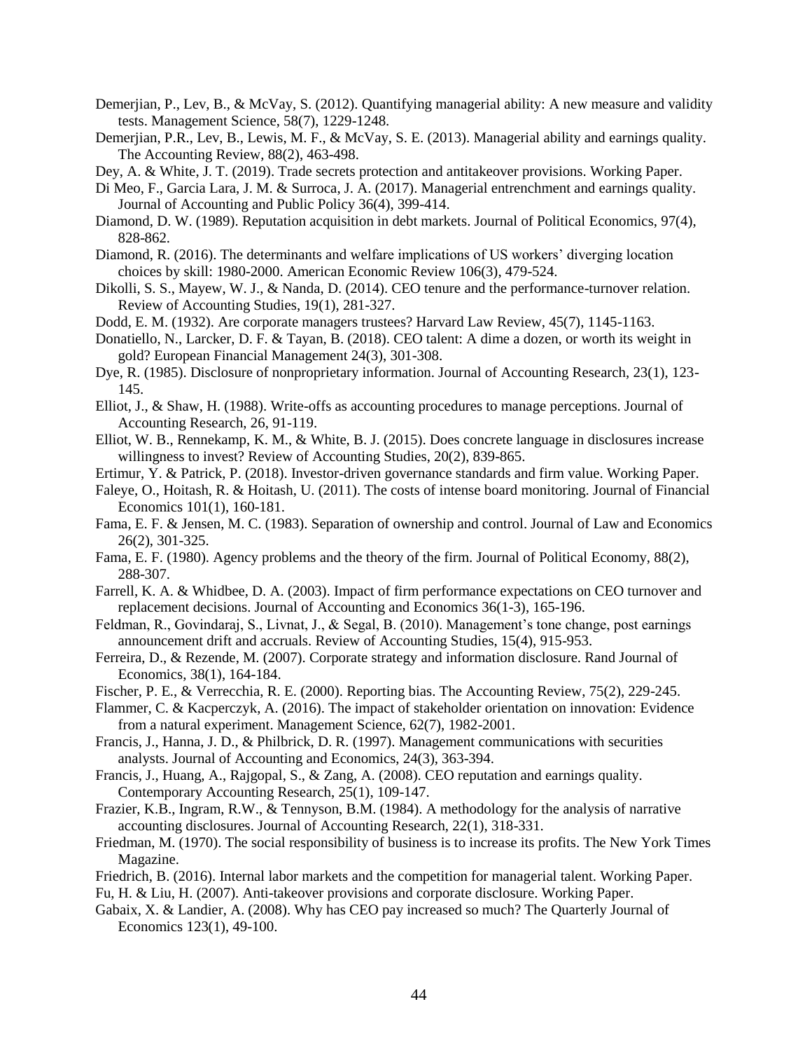Demerjian, P., Lev, B., & McVay, S. (2012). Quantifying managerial ability: A new measure and validity tests. Management Science, 58(7), 1229-1248.

Demerjian, P.R., Lev, B., Lewis, M. F., & McVay, S. E. (2013). Managerial ability and earnings quality. The Accounting Review, 88(2), 463-498.

Dey, A. & White, J. T. (2019). Trade secrets protection and antitakeover provisions. Working Paper.

Di Meo, F., Garcia Lara, J. M. & Surroca, J. A. (2017). Managerial entrenchment and earnings quality. Journal of Accounting and Public Policy 36(4), 399-414.

Diamond, D. W. (1989). Reputation acquisition in debt markets. Journal of Political Economics, 97(4), 828-862.

Diamond, R. (2016). The determinants and welfare implications of US workers' diverging location choices by skill: 1980-2000. American Economic Review 106(3), 479-524.

Dikolli, S. S., Mayew, W. J., & Nanda, D. (2014). CEO tenure and the performance-turnover relation. Review of Accounting Studies, 19(1), 281-327.

Dodd, E. M. (1932). Are corporate managers trustees? Harvard Law Review, 45(7), 1145-1163.

Donatiello, N., Larcker, D. F. & Tayan, B. (2018). CEO talent: A dime a dozen, or worth its weight in gold? European Financial Management 24(3), 301-308.

Dye, R. (1985). Disclosure of nonproprietary information. Journal of Accounting Research, 23(1), 123-145.

Elliot, J., & Shaw, H. (1988). Write-offs as accounting procedures to manage perceptions. Journal of Accounting Research, 26, 91-119.

Elliot, W. B., Rennekamp, K. M., & White, B. J. (2015). Does concrete language in disclosures increase willingness to invest? Review of Accounting Studies, 20(2), 839-865.

Ertimur, Y. & Patrick, P. (2018). Investor-driven governance standards and firm value. Working Paper.

Faleye, O., Hoitash, R. & Hoitash, U. (2011). The costs of intense board monitoring. Journal of Financial Economics 101(1), 160-181.

Fama, E. F. & Jensen, M. C. (1983). Separation of ownership and control. Journal of Law and Economics 26(2), 301-325.

Fama, E. F. (1980). Agency problems and the theory of the firm. Journal of Political Economy, 88(2), 288-307.

Farrell, K. A. & Whidbee, D. A. (2003). Impact of firm performance expectations on CEO turnover and replacement decisions. Journal of Accounting and Economics 36(1-3), 165-196.

Feldman, R., Govindaraj, S., Livnat, J., & Segal, B. (2010). Management's tone change, post earnings announcement drift and accruals. Review of Accounting Studies, 15(4), 915-953.

Ferreira, D., & Rezende, M. (2007). Corporate strategy and information disclosure. Rand Journal of Economics, 38(1), 164-184.

Fischer, P. E., & Verrecchia, R. E. (2000). Reporting bias. The Accounting Review, 75(2), 229-245.

Flammer, C. & Kacperczyk, A. (2016). The impact of stakeholder orientation on innovation: Evidence from a natural experiment. Management Science, 62(7), 1982-2001.

Francis, J., Hanna, J. D., & Philbrick, D. R. (1997). Management communications with securities analysts. Journal of Accounting and Economics, 24(3), 363-394.

Francis, J., Huang, A., Rajgopal, S., & Zang, A. (2008). CEO reputation and earnings quality. Contemporary Accounting Research, 25(1), 109-147.

Frazier, K.B., Ingram, R.W., & Tennyson, B.M. (1984). A methodology for the analysis of narrative accounting disclosures. Journal of Accounting Research, 22(1), 318-331.

Friedman, M. (1970). The social responsibility of business is to increase its profits. The New York Times Magazine.

Friedrich, B. (2016). Internal labor markets and the competition for managerial talent. Working Paper.

Fu, H. & Liu, H. (2007). Anti-takeover provisions and corporate disclosure. Working Paper.

Gabaix, X. & Landier, A. (2008). Why has CEO pay increased so much? The Quarterly Journal of Economics 123(1), 49-100.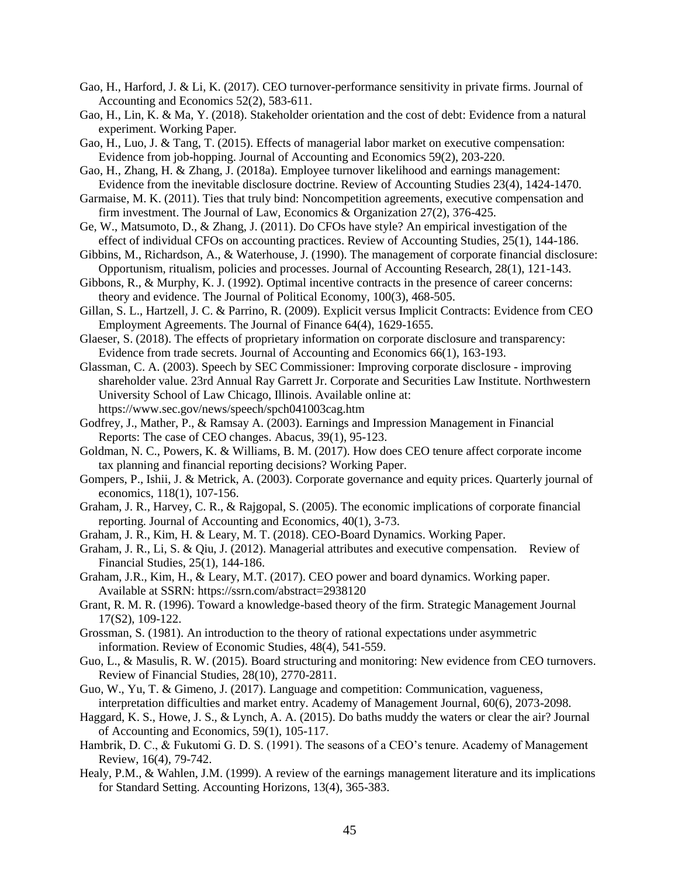Gao, H., Harford, J. & Li, K. (2017). CEO turnover-performance sensitivity in private firms. Journal of Accounting and Economics 52(2), 583-611.

Gao, H., Lin, K. & Ma, Y. (2018). Stakeholder orientation and the cost of debt: Evidence from a natural experiment. Working Paper.

Gao, H., Luo, J. & Tang, T. (2015). Effects of managerial labor market on executive compensation: Evidence from job-hopping. Journal of Accounting and Economics 59(2), 203-220.

Gao, H., Zhang, H. & Zhang, J. (2018a). Employee turnover likelihood and earnings management: Evidence from the inevitable disclosure doctrine. Review of Accounting Studies 23(4), 1424-1470.

Garmaise, M. K. (2011). Ties that truly bind: Noncompetition agreements, executive compensation and firm investment. The Journal of Law, Economics & Organization 27(2), 376-425.

Ge, W., Matsumoto, D., & Zhang, J. (2011). Do CFOs have style? An empirical investigation of the effect of individual CFOs on accounting practices. Review of Accounting Studies, 25(1), 144-186.

Gibbins, M., Richardson, A., & Waterhouse, J. (1990). The management of corporate financial disclosure: Opportunism, ritualism, policies and processes. Journal of Accounting Research, 28(1), 121-143.

Gibbons, R., & Murphy, K. J. (1992). Optimal incentive contracts in the presence of career concerns: theory and evidence. The Journal of Political Economy, 100(3), 468-505.

Gillan, S. L., Hartzell, J. C. & Parrino, R. (2009). Explicit versus Implicit Contracts: Evidence from CEO Employment Agreements. The Journal of Finance 64(4), 1629-1655.

Glaeser, S. (2018). The effects of proprietary information on corporate disclosure and transparency: Evidence from trade secrets. Journal of Accounting and Economics 66(1), 163-193.

Glassman, C. A. (2003). Speech by SEC Commissioner: Improving corporate disclosure - improving shareholder value. 23rd Annual Ray Garrett Jr. Corporate and Securities Law Institute. Northwestern University School of Law Chicago, Illinois. Available online at: https://www.sec.gov/news/speech/spch041003cag.htm

Godfrey, J., Mather, P., & Ramsay A. (2003). Earnings and Impression Management in Financial Reports: The case of CEO changes. Abacus, 39(1), 95-123.

Goldman, N. C., Powers, K. & Williams, B. M. (2017). How does CEO tenure affect corporate income tax planning and financial reporting decisions? Working Paper.

Gompers, P., Ishii, J. & Metrick, A. (2003). Corporate governance and equity prices. Quarterly journal of economics, 118(1), 107-156.

Graham, J. R., Harvey, C. R., & Rajgopal, S. (2005). The economic implications of corporate financial reporting. Journal of Accounting and Economics, 40(1), 3-73.

Graham, J. R., Kim, H. & Leary, M. T. (2018). CEO-Board Dynamics. Working Paper.

Graham, J. R., Li, S. & Qiu, J. (2012). Managerial attributes and executive compensation. Review of Financial Studies, 25(1), 144-186.

Graham, J.R., Kim, H., & Leary, M.T. (2017). CEO power and board dynamics. Working paper. Available at SSRN: https://ssrn.com/abstract=2938120

Grant, R. M. R. (1996). Toward a knowledge-based theory of the firm. Strategic Management Journal 17(S2), 109-122.

Grossman, S. (1981). An introduction to the theory of rational expectations under asymmetric information. Review of Economic Studies, 48(4), 541-559.

Guo, L., & Masulis, R. W. (2015). Board structuring and monitoring: New evidence from CEO turnovers. Review of Financial Studies, 28(10), 2770-2811.

Guo, W., Yu, T. & Gimeno, J. (2017). Language and competition: Communication, vagueness, interpretation difficulties and market entry. Academy of Management Journal, 60(6), 2073-2098.

Haggard, K. S., Howe, J. S., & Lynch, A. A. (2015). Do baths muddy the waters or clear the air? Journal of Accounting and Economics, 59(1), 105-117.

Hambrik, D. C., & Fukutomi G. D. S. (1991). The seasons of a CEO's tenure. Academy of Management Review, 16(4), 79-742.

Healy, P.M., & Wahlen, J.M. (1999). A review of the earnings management literature and its implications for Standard Setting. Accounting Horizons, 13(4), 365-383.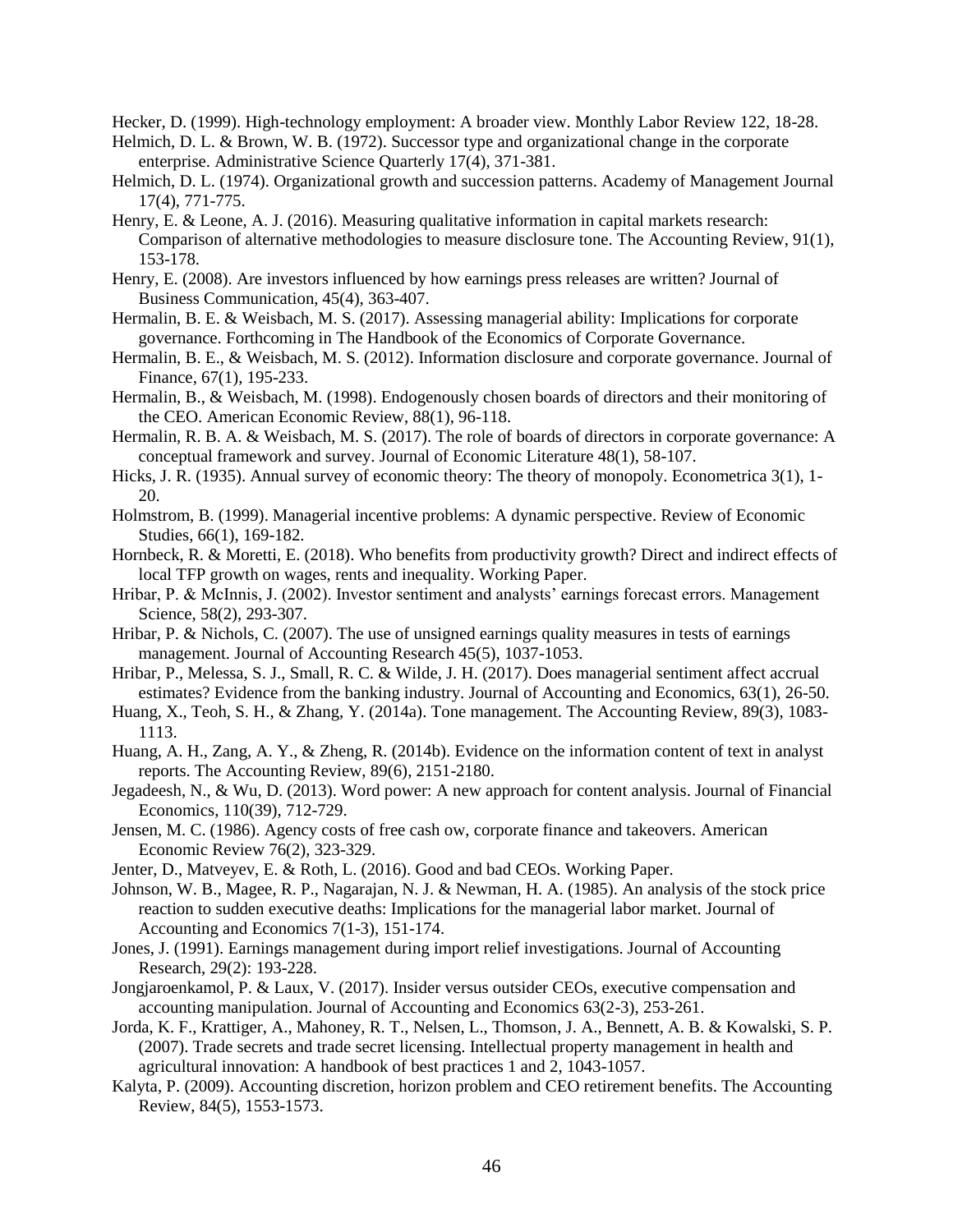Hecker, D. (1999). High-technology employment: A broader view. Monthly Labor Review 122, 18-28.

Helmich, D. L. & Brown, W. B. (1972). Successor type and organizational change in the corporate enterprise. Administrative Science Quarterly 17(4), 371-381.

Helmich, D. L. (1974). Organizational growth and succession patterns. Academy of Management Journal 17(4), 771-775.

Henry, E. & Leone, A. J. (2016). Measuring qualitative information in capital markets research: Comparison of alternative methodologies to measure disclosure tone. The Accounting Review, 91(1), 153-178.

Henry, E. (2008). Are investors influenced by how earnings press releases are written? Journal of Business Communication, 45(4), 363-407.

Hermalin, B. E. & Weisbach, M. S. (2017). Assessing managerial ability: Implications for corporate governance. Forthcoming in The Handbook of the Economics of Corporate Governance.

Hermalin, B. E., & Weisbach, M. S. (2012). Information disclosure and corporate governance. Journal of Finance, 67(1), 195-233.

Hermalin, B., & Weisbach, M. (1998). Endogenously chosen boards of directors and their monitoring of the CEO. American Economic Review, 88(1), 96-118.

Hermalin, R. B. A. & Weisbach, M. S. (2017). The role of boards of directors in corporate governance: A conceptual framework and survey. Journal of Economic Literature 48(1), 58-107.

Hicks, J. R. (1935). Annual survey of economic theory: The theory of monopoly. Econometrica 3(1), 1-20.

Holmstrom, B. (1999). Managerial incentive problems: A dynamic perspective. Review of Economic Studies, 66(1), 169-182.

Hornbeck, R. & Moretti, E. (2018). Who benefits from productivity growth? Direct and indirect effects of local TFP growth on wages, rents and inequality. Working Paper.

Hribar, P. & McInnis, J. (2002). Investor sentiment and analysts' earnings forecast errors. Management Science, 58(2), 293-307.

Hribar, P. & Nichols, C. (2007). The use of unsigned earnings quality measures in tests of earnings management. Journal of Accounting Research 45(5), 1037-1053.

Hribar, P., Melessa, S. J., Small, R. C. & Wilde, J. H. (2017). Does managerial sentiment affect accrual estimates? Evidence from the banking industry. Journal of Accounting and Economics, 63(1), 26-50.

Huang, X., Teoh, S. H., & Zhang, Y. (2014a). Tone management. The Accounting Review, 89(3), 1083-1113.

Huang, A. H., Zang, A. Y., & Zheng, R. (2014b). Evidence on the information content of text in analyst reports. The Accounting Review, 89(6), 2151-2180.

Jegadeesh, N., & Wu, D. (2013). Word power: A new approach for content analysis. Journal of Financial Economics, 110(39), 712-729.

Jensen, M. C. (1986). Agency costs of free cash ow, corporate finance and takeovers. American Economic Review 76(2), 323-329.

Jenter, D., Matveyev, E. & Roth, L. (2016). Good and bad CEOs. Working Paper.

Johnson, W. B., Magee, R. P., Nagarajan, N. J. & Newman, H. A. (1985). An analysis of the stock price reaction to sudden executive deaths: Implications for the managerial labor market. Journal of Accounting and Economics 7(1-3), 151-174.

Jones, J. (1991). Earnings management during import relief investigations. Journal of Accounting Research, 29(2): 193-228.

Jongjaroenkamol, P. & Laux, V. (2017). Insider versus outsider CEOs, executive compensation and accounting manipulation. Journal of Accounting and Economics 63(2-3), 253-261.

Jorda, K. F., Krattiger, A., Mahoney, R. T., Nelsen, L., Thomson, J. A., Bennett, A. B. & Kowalski, S. P. (2007). Trade secrets and trade secret licensing. Intellectual property management in health and agricultural innovation: A handbook of best practices 1 and 2, 1043-1057.

Kalyta, P. (2009). Accounting discretion, horizon problem and CEO retirement benefits. The Accounting Review, 84(5), 1553-1573.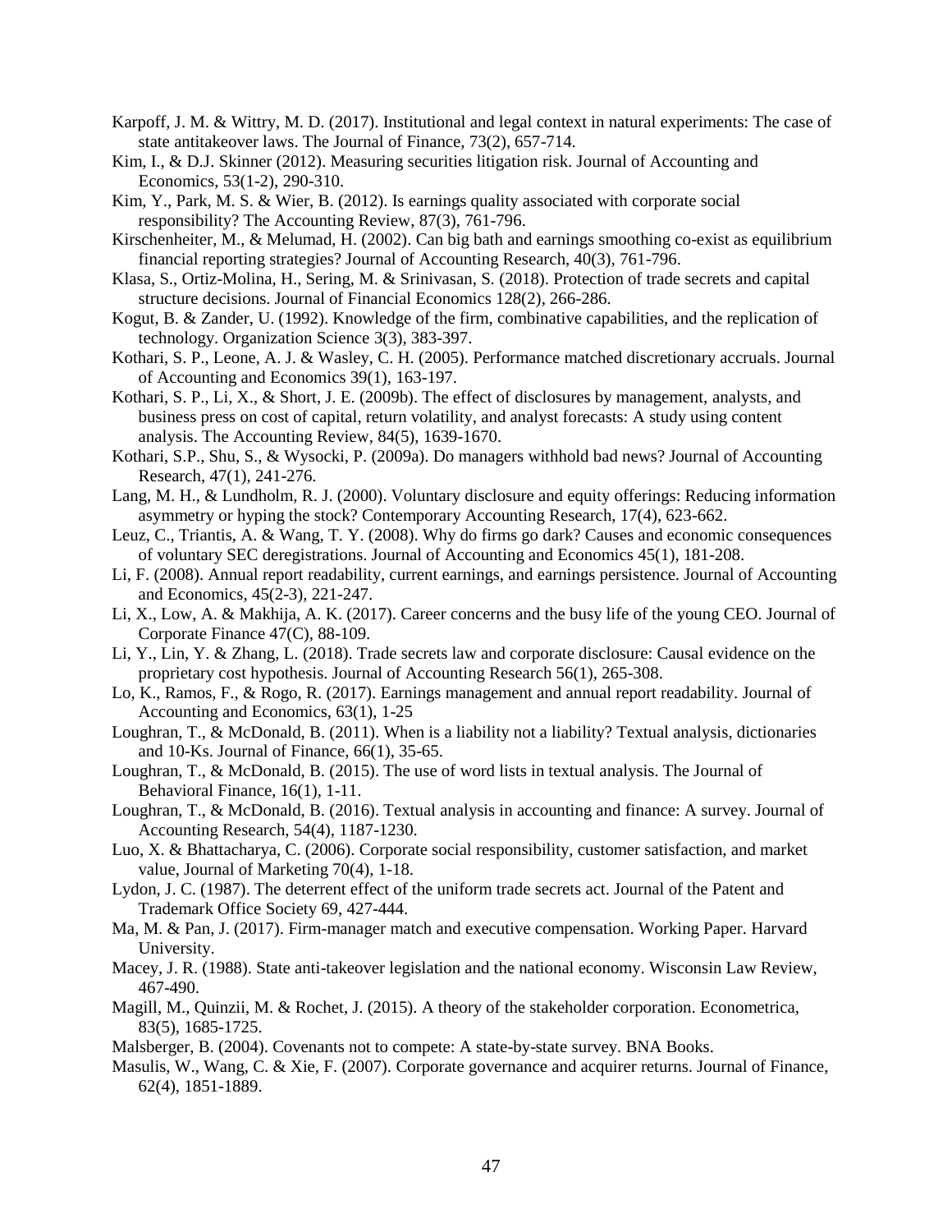Karpoff, J. M. & Wittry, M. D. (2017). Institutional and legal context in natural experiments: The case of state antitakeover laws. The Journal of Finance, 73(2), 657-714.

Kim, I., & D.J. Skinner (2012). Measuring securities litigation risk. Journal of Accounting and Economics, 53(1-2), 290-310.

Kim, Y., Park, M. S. & Wier, B. (2012). Is earnings quality associated with corporate social responsibility? The Accounting Review, 87(3), 761-796.

Kirschenheiter, M., & Melumad, H. (2002). Can big bath and earnings smoothing co-exist as equilibrium financial reporting strategies? Journal of Accounting Research, 40(3), 761-796.

Klasa, S., Ortiz-Molina, H., Sering, M. & Srinivasan, S. (2018). Protection of trade secrets and capital structure decisions. Journal of Financial Economics 128(2), 266-286.

Kogut, B. & Zander, U. (1992). Knowledge of the firm, combinative capabilities, and the replication of technology. Organization Science 3(3), 383-397.

Kothari, S. P., Leone, A. J. & Wasley, C. H. (2005). Performance matched discretionary accruals. Journal of Accounting and Economics 39(1), 163-197.

Kothari, S. P., Li, X., & Short, J. E. (2009b). The effect of disclosures by management, analysts, and business press on cost of capital, return volatility, and analyst forecasts: A study using content analysis. The Accounting Review, 84(5), 1639-1670.

Kothari, S.P., Shu, S., & Wysocki, P. (2009a). Do managers withhold bad news? Journal of Accounting Research, 47(1), 241-276.

Lang, M. H., & Lundholm, R. J. (2000). Voluntary disclosure and equity offerings: Reducing information asymmetry or hyping the stock? Contemporary Accounting Research, 17(4), 623-662.

Leuz, C., Triantis, A. & Wang, T. Y. (2008). Why do firms go dark? Causes and economic consequences of voluntary SEC deregistrations. Journal of Accounting and Economics 45(1), 181-208.

Li, F. (2008). Annual report readability, current earnings, and earnings persistence. Journal of Accounting and Economics, 45(2-3), 221-247.

Li, X., Low, A. & Makhija, A. K. (2017). Career concerns and the busy life of the young CEO. Journal of Corporate Finance 47(C), 88-109.

Li, Y., Lin, Y. & Zhang, L. (2018). Trade secrets law and corporate disclosure: Causal evidence on the proprietary cost hypothesis. Journal of Accounting Research 56(1), 265-308.

Lo, K., Ramos, F., & Rogo, R. (2017). Earnings management and annual report readability. Journal of Accounting and Economics, 63(1), 1-25

Loughran, T., & McDonald, B. (2011). When is a liability not a liability? Textual analysis, dictionaries and 10-Ks. Journal of Finance, 66(1), 35-65.

Loughran, T., & McDonald, B. (2015). The use of word lists in textual analysis. The Journal of Behavioral Finance, 16(1), 1-11.

Loughran, T., & McDonald, B. (2016). Textual analysis in accounting and finance: A survey. Journal of Accounting Research, 54(4), 1187-1230.

Luo, X. & Bhattacharya, C. (2006). Corporate social responsibility, customer satisfaction, and market value, Journal of Marketing 70(4), 1-18.

Lydon, J. C. (1987). The deterrent effect of the uniform trade secrets act. Journal of the Patent and Trademark Office Society 69, 427-444.

Ma, M. & Pan, J. (2017). Firm-manager match and executive compensation. Working Paper. Harvard University.

Macey, J. R. (1988). State anti-takeover legislation and the national economy. Wisconsin Law Review, 467-490.

Magill, M., Quinzii, M. & Rochet, J. (2015). A theory of the stakeholder corporation. Econometrica, 83(5), 1685-1725.

Malsberger, B. (2004). Covenants not to compete: A state-by-state survey. BNA Books.

Masulis, W., Wang, C. & Xie, F. (2007). Corporate governance and acquirer returns. Journal of Finance, 62(4), 1851-1889.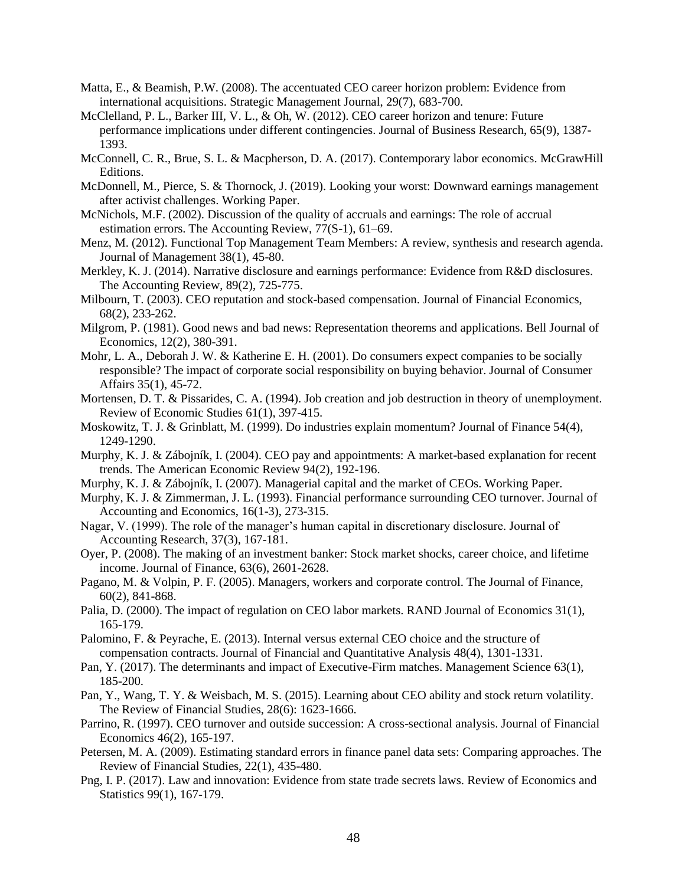Matta, E., & Beamish, P.W. (2008). The accentuated CEO career horizon problem: Evidence from international acquisitions. Strategic Management Journal, 29(7), 683-700.

McClelland, P. L., Barker III, V. L., & Oh, W. (2012). CEO career horizon and tenure: Future performance implications under different contingencies. Journal of Business Research, 65(9), 1387-1393.

McConnell, C. R., Brue, S. L. & Macpherson, D. A. (2017). Contemporary labor economics. McGrawHill Editions.

McDonnell, M., Pierce, S. & Thornock, J. (2019). Looking your worst: Downward earnings management after activist challenges. Working Paper.

McNichols, M.F. (2002). Discussion of the quality of accruals and earnings: The role of accrual estimation errors. The Accounting Review, 77(S-1), 61–69.

Menz, M. (2012). Functional Top Management Team Members: A review, synthesis and research agenda. Journal of Management 38(1), 45-80.

Merkley, K. J. (2014). Narrative disclosure and earnings performance: Evidence from R&D disclosures. The Accounting Review, 89(2), 725-775.

Milbourn, T. (2003). CEO reputation and stock-based compensation. Journal of Financial Economics, 68(2), 233-262.

Milgrom, P. (1981). Good news and bad news: Representation theorems and applications. Bell Journal of Economics, 12(2), 380-391.

Mohr, L. A., Deborah J. W. & Katherine E. H. (2001). Do consumers expect companies to be socially responsible? The impact of corporate social responsibility on buying behavior. Journal of Consumer Affairs 35(1), 45-72.

Mortensen, D. T. & Pissarides, C. A. (1994). Job creation and job destruction in theory of unemployment. Review of Economic Studies 61(1), 397-415.

Moskowitz, T. J. & Grinblatt, M. (1999). Do industries explain momentum? Journal of Finance 54(4), 1249-1290.

Murphy, K. J. & Zábojník, I. (2004). CEO pay and appointments: A market-based explanation for recent trends. The American Economic Review 94(2), 192-196.

Murphy, K. J. & Zábojník, I. (2007). Managerial capital and the market of CEOs. Working Paper.

Murphy, K. J. & Zimmerman, J. L. (1993). Financial performance surrounding CEO turnover. Journal of Accounting and Economics, 16(1-3), 273-315.

Nagar, V. (1999). The role of the manager's human capital in discretionary disclosure. Journal of Accounting Research, 37(3), 167-181.

Oyer, P. (2008). The making of an investment banker: Stock market shocks, career choice, and lifetime income. Journal of Finance, 63(6), 2601-2628.

Pagano, M. & Volpin, P. F. (2005). Managers, workers and corporate control. The Journal of Finance, 60(2), 841-868.

Palia, D. (2000). The impact of regulation on CEO labor markets. RAND Journal of Economics 31(1), 165-179.

Palomino, F. & Peyrache, E. (2013). Internal versus external CEO choice and the structure of compensation contracts. Journal of Financial and Quantitative Analysis 48(4), 1301-1331.

Pan, Y. (2017). The determinants and impact of Executive-Firm matches. Management Science 63(1), 185-200.

Pan, Y., Wang, T. Y. & Weisbach, M. S. (2015). Learning about CEO ability and stock return volatility. The Review of Financial Studies, 28(6): 1623-1666.

Parrino, R. (1997). CEO turnover and outside succession: A cross-sectional analysis. Journal of Financial Economics 46(2), 165-197.

Petersen, M. A. (2009). Estimating standard errors in finance panel data sets: Comparing approaches. The Review of Financial Studies, 22(1), 435-480.

Png, I. P. (2017). Law and innovation: Evidence from state trade secrets laws. Review of Economics and Statistics 99(1), 167-179.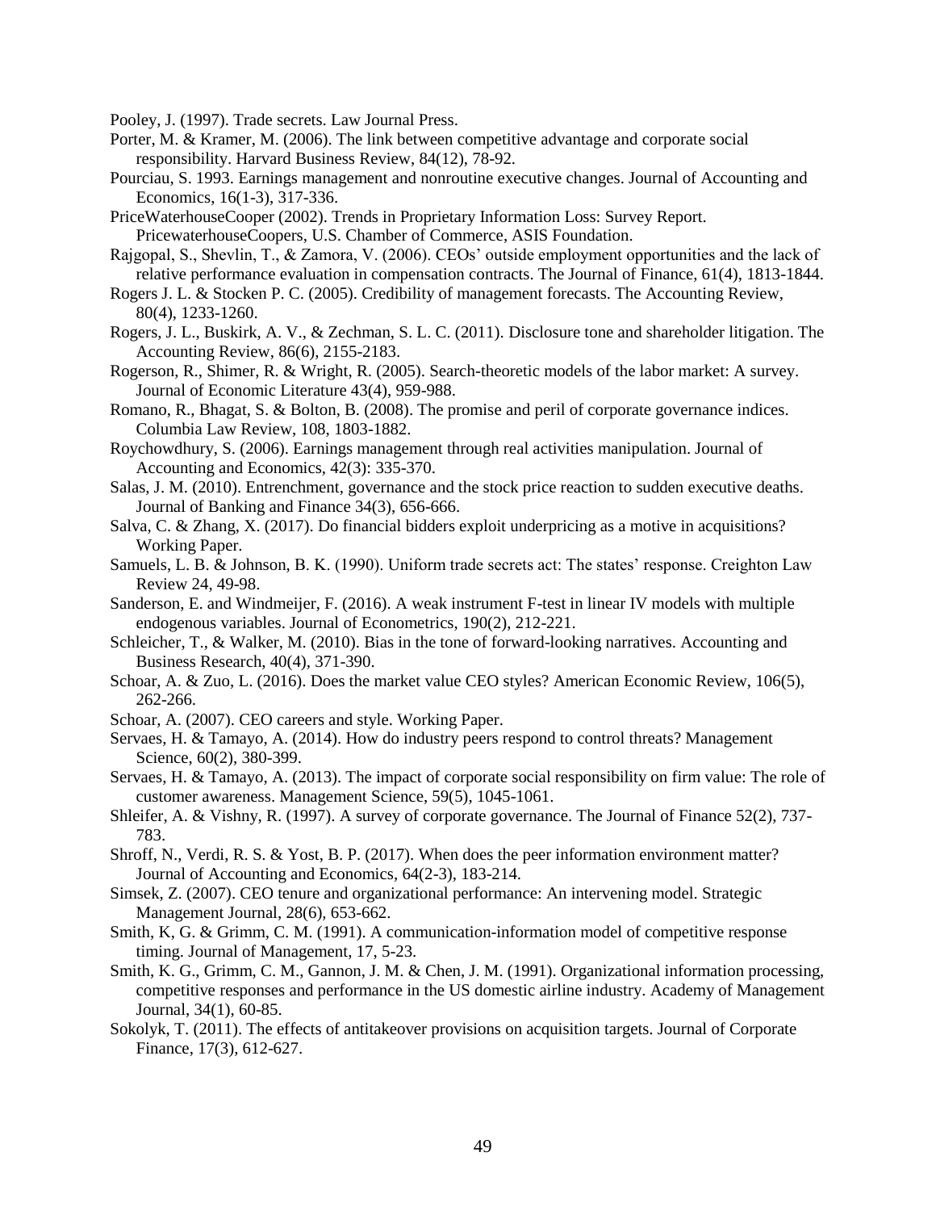Pooley, J. (1997). Trade secrets. Law Journal Press.

Porter, M. & Kramer, M. (2006). The link between competitive advantage and corporate social responsibility. Harvard Business Review, 84(12), 78-92.

Pourciau, S. 1993. Earnings management and nonroutine executive changes. Journal of Accounting and Economics, 16(1-3), 317-336.

PriceWaterhouseCooper (2002). Trends in Proprietary Information Loss: Survey Report. PricewaterhouseCoopers, U.S. Chamber of Commerce, ASIS Foundation.

Rajgopal, S., Shevlin, T., & Zamora, V. (2006). CEOs' outside employment opportunities and the lack of relative performance evaluation in compensation contracts. The Journal of Finance, 61(4), 1813-1844.

Rogers J. L. & Stocken P. C. (2005). Credibility of management forecasts. The Accounting Review, 80(4), 1233-1260.

Rogers, J. L., Buskirk, A. V., & Zechman, S. L. C. (2011). Disclosure tone and shareholder litigation. The Accounting Review, 86(6), 2155-2183.

Rogerson, R., Shimer, R. & Wright, R. (2005). Search-theoretic models of the labor market: A survey. Journal of Economic Literature 43(4), 959-988.

Romano, R., Bhagat, S. & Bolton, B. (2008). The promise and peril of corporate governance indices. Columbia Law Review, 108, 1803-1882.

Roychowdhury, S. (2006). Earnings management through real activities manipulation. Journal of Accounting and Economics, 42(3): 335-370.

Salas, J. M. (2010). Entrenchment, governance and the stock price reaction to sudden executive deaths. Journal of Banking and Finance 34(3), 656-666.

Salva, C. & Zhang, X. (2017). Do financial bidders exploit underpricing as a motive in acquisitions? Working Paper.

Samuels, L. B. & Johnson, B. K. (1990). Uniform trade secrets act: The states' response. Creighton Law Review 24, 49-98.

Sanderson, E. and Windmeijer, F. (2016). A weak instrument F-test in linear IV models with multiple endogenous variables. Journal of Econometrics, 190(2), 212-221.

Schleicher, T., & Walker, M. (2010). Bias in the tone of forward-looking narratives. Accounting and Business Research, 40(4), 371-390.

Schoar, A. & Zuo, L. (2016). Does the market value CEO styles? American Economic Review, 106(5), 262-266.

Schoar, A. (2007). CEO careers and style. Working Paper.

Servaes, H. & Tamayo, A. (2014). How do industry peers respond to control threats? Management Science, 60(2), 380-399.

Servaes, H. & Tamayo, A. (2013). The impact of corporate social responsibility on firm value: The role of customer awareness. Management Science, 59(5), 1045-1061.

Shleifer, A. & Vishny, R. (1997). A survey of corporate governance. The Journal of Finance 52(2), 737-783.

Shroff, N., Verdi, R. S. & Yost, B. P. (2017). When does the peer information environment matter? Journal of Accounting and Economics, 64(2-3), 183-214.

Simsek, Z. (2007). CEO tenure and organizational performance: An intervening model. Strategic Management Journal, 28(6), 653-662.

Smith, K, G. & Grimm, C. M. (1991). A communication-information model of competitive response timing. Journal of Management, 17, 5-23.

Smith, K. G., Grimm, C. M., Gannon, J. M. & Chen, J. M. (1991). Organizational information processing, competitive responses and performance in the US domestic airline industry. Academy of Management Journal, 34(1), 60-85.

Sokolyk, T. (2011). The effects of antitakeover provisions on acquisition targets. Journal of Corporate Finance, 17(3), 612-627.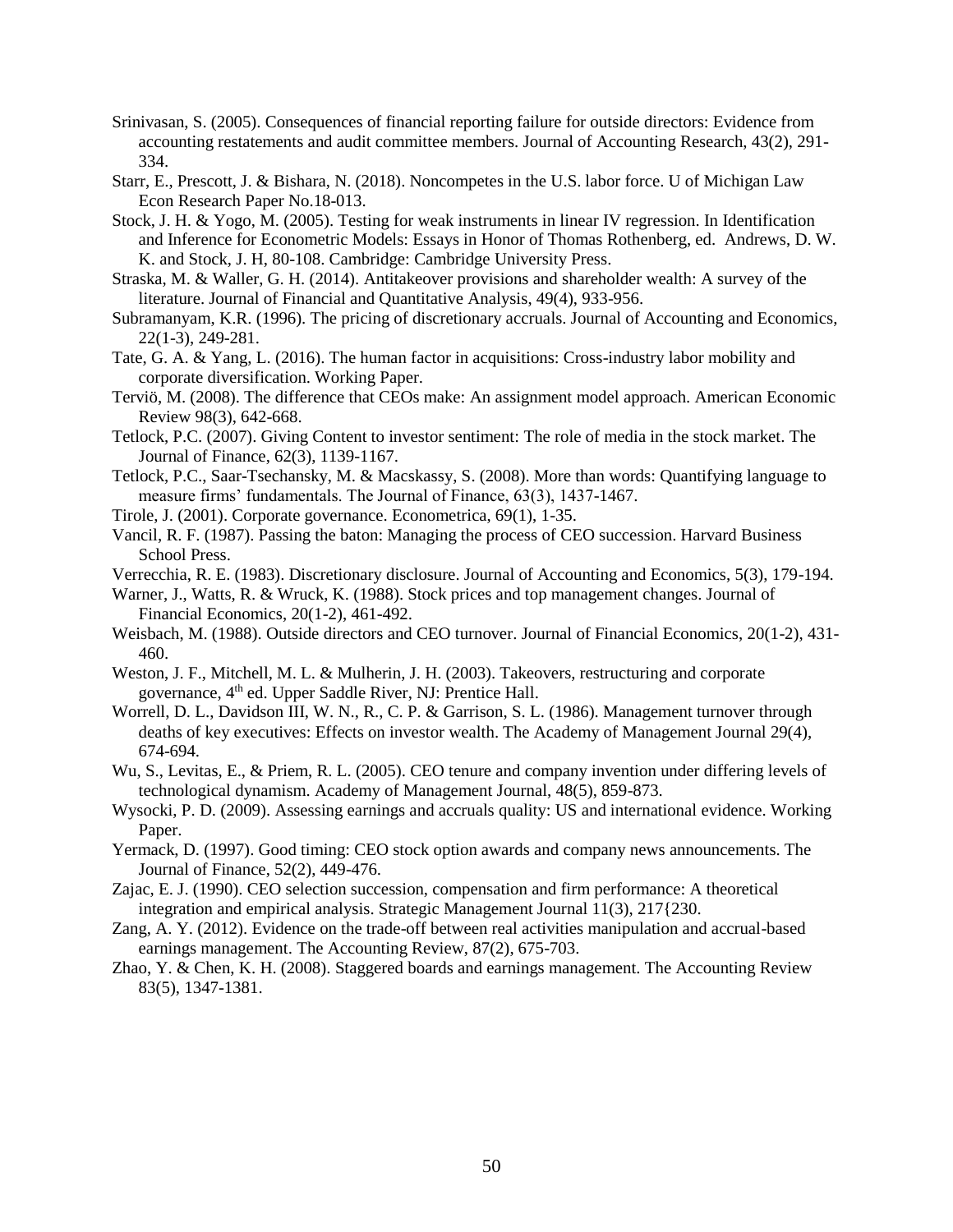Srinivasan, S. (2005). Consequences of financial reporting failure for outside directors: Evidence from accounting restatements and audit committee members. Journal of Accounting Research, 43(2), 291-334.

Starr, E., Prescott, J. & Bishara, N. (2018). Noncompetes in the U.S. labor force. U of Michigan Law Econ Research Paper No.18-013.

Stock, J. H. & Yogo, M. (2005). Testing for weak instruments in linear IV regression. In Identification and Inference for Econometric Models: Essays in Honor of Thomas Rothenberg, ed. Andrews, D. W. K. and Stock, J. H, 80-108. Cambridge: Cambridge University Press.

Straska, M. & Waller, G. H. (2014). Antitakeover provisions and shareholder wealth: A survey of the literature. Journal of Financial and Quantitative Analysis, 49(4), 933-956.

Subramanyam, K.R. (1996). The pricing of discretionary accruals. Journal of Accounting and Economics, 22(1-3), 249-281.

Tate, G. A. & Yang, L. (2016). The human factor in acquisitions: Cross-industry labor mobility and corporate diversification. Working Paper.

Terviö, M. (2008). The difference that CEOs make: An assignment model approach. American Economic Review 98(3), 642-668.

Tetlock, P.C. (2007). Giving Content to investor sentiment: The role of media in the stock market. The Journal of Finance, 62(3), 1139-1167.

Tetlock, P.C., Saar-Tsechansky, M. & Macskassy, S. (2008). More than words: Quantifying language to measure firms' fundamentals. The Journal of Finance, 63(3), 1437-1467.

Tirole, J. (2001). Corporate governance. Econometrica, 69(1), 1-35.

Vancil, R. F. (1987). Passing the baton: Managing the process of CEO succession. Harvard Business School Press.

Verrecchia, R. E. (1983). Discretionary disclosure. Journal of Accounting and Economics, 5(3), 179-194.

Warner, J., Watts, R. & Wruck, K. (1988). Stock prices and top management changes. Journal of Financial Economics, 20(1-2), 461-492.

Weisbach, M. (1988). Outside directors and CEO turnover. Journal of Financial Economics, 20(1-2), 431-460.

Weston, J. F., Mitchell, M. L. & Mulherin, J. H. (2003). Takeovers, restructuring and corporate governance, 4th ed. Upper Saddle River, NJ: Prentice Hall.

Worrell, D. L., Davidson III, W. N., R., C. P. & Garrison, S. L. (1986). Management turnover through deaths of key executives: Effects on investor wealth. The Academy of Management Journal 29(4), 674-694.

Wu, S., Levitas, E., & Priem, R. L. (2005). CEO tenure and company invention under differing levels of technological dynamism. Academy of Management Journal, 48(5), 859-873.

Wysocki, P. D. (2009). Assessing earnings and accruals quality: US and international evidence. Working Paper.

Yermack, D. (1997). Good timing: CEO stock option awards and company news announcements. The Journal of Finance, 52(2), 449-476.

Zajac, E. J. (1990). CEO selection succession, compensation and firm performance: A theoretical integration and empirical analysis. Strategic Management Journal 11(3), 217{230.

Zang, A. Y. (2012). Evidence on the trade-off between real activities manipulation and accrual-based earnings management. The Accounting Review, 87(2), 675-703.

Zhao, Y. & Chen, K. H. (2008). Staggered boards and earnings management. The Accounting Review 83(5), 1347-1381.